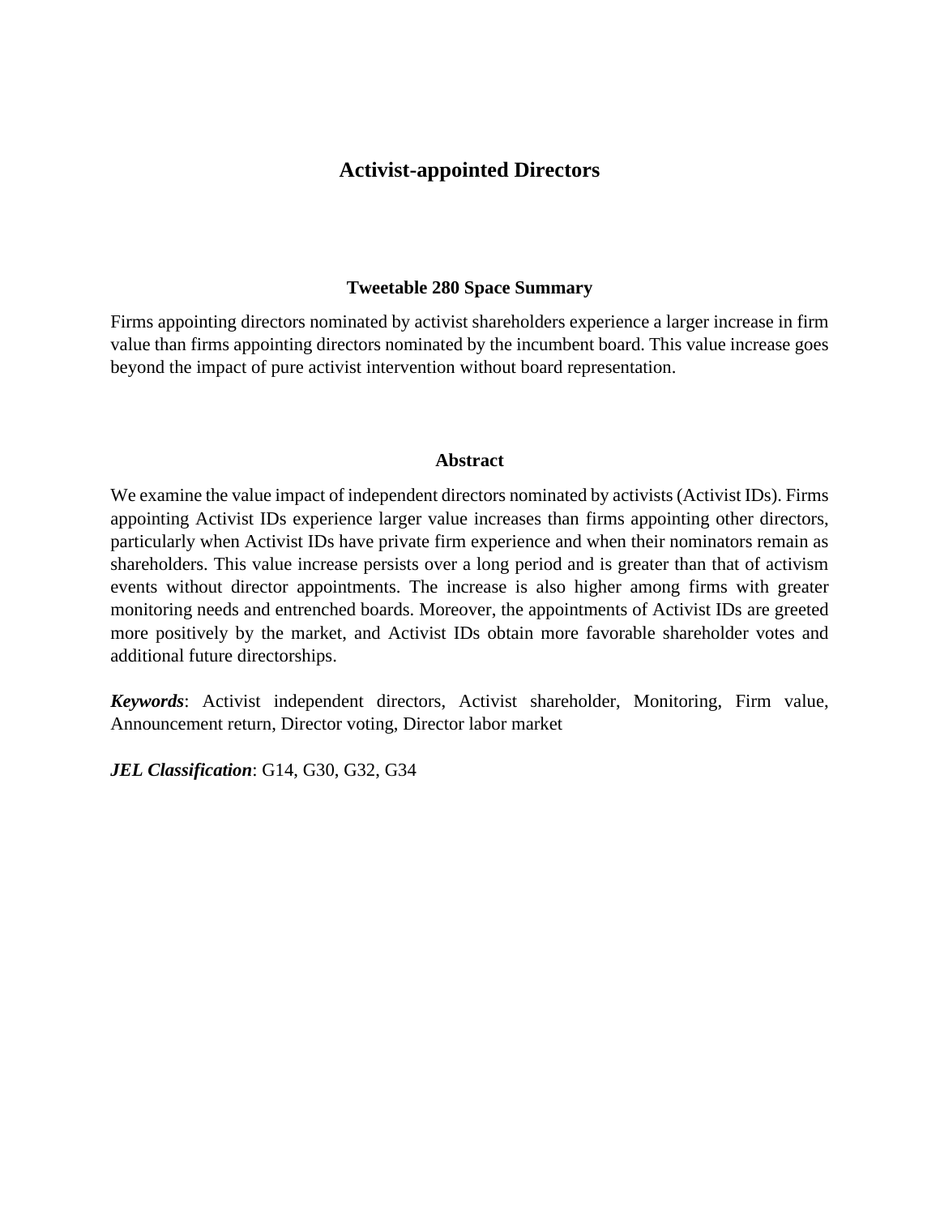# Activist-appointed Directors

## Tweetable 280 Space Summary

Firms appointing directors nominated by activist shareholders experience a larger increase in firm value than firms appointing directors nominated by the incumbent board. This value increase goes beyond the impact of pure activist intervention without board representation.

## Abstract

We examine the value impact of independent directors nominated by activists (Activist IDs). Firms appointing Activist IDs experience larger value increases than firms appointing other directors, particularly when Activist IDs have private firm experience and when their nominators remain as shareholders. This value increase persists over a long period and is greater than that of activism events without director appointments. The increase is also higher among firms with greater monitoring needs and entrenched boards. Moreover, the appointments of Activist IDs are greeted more positively by the market, and Activist IDs obtain more favorable shareholder votes and additional future directorships.

***Keywords***: Activist independent directors, Activist shareholder, Monitoring, Firm value, Announcement return, Director voting, Director labor market

***JEL Classification***: G14, G30, G32, G34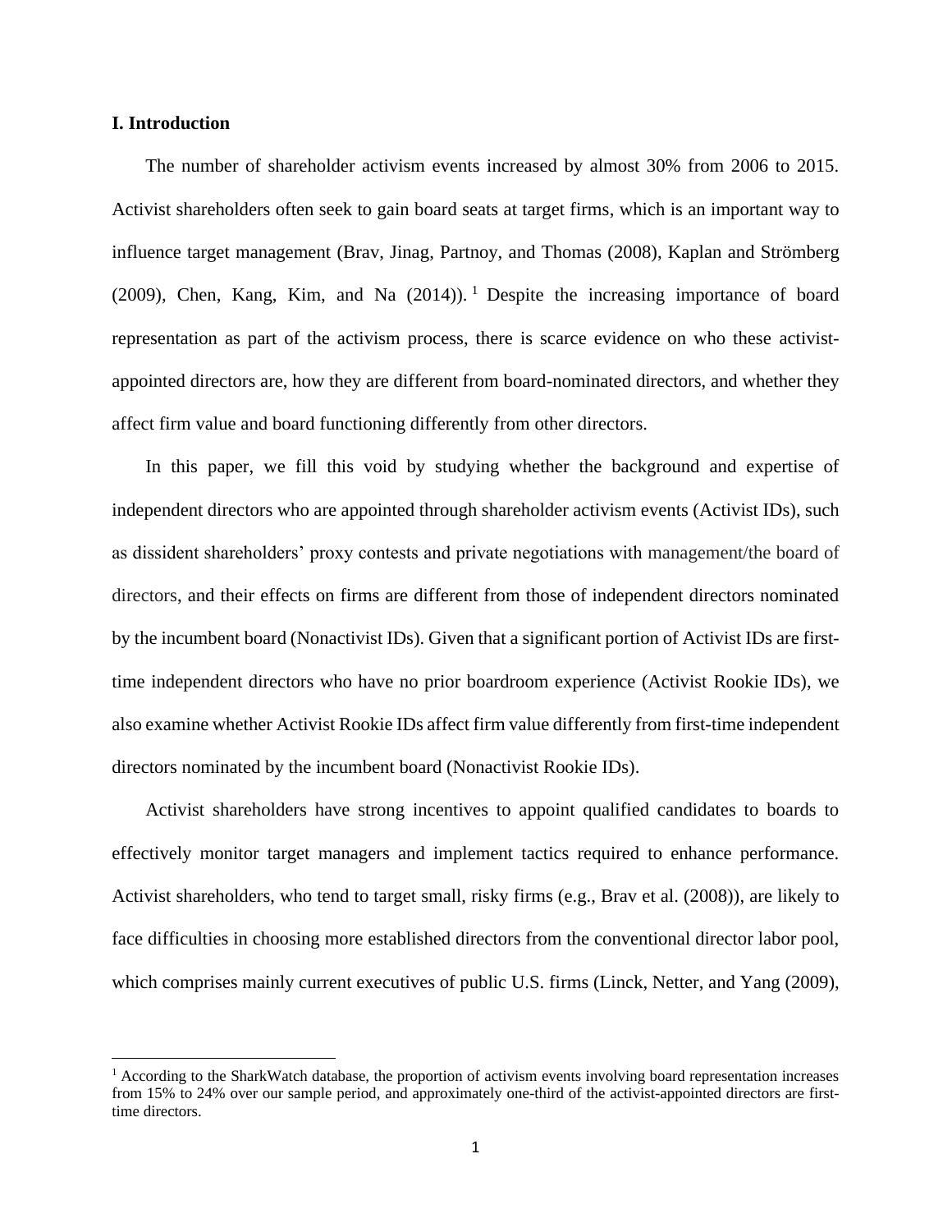## I. Introduction

The number of shareholder activism events increased by almost 30% from 2006 to 2015. Activist shareholders often seek to gain board seats at target firms, which is an important way to influence target management (Brav, Jinag, Partnoy, and Thomas (2008), Kaplan and Strömberg (2009), Chen, Kang, Kim, and Na (2014)).[1] Despite the increasing importance of board representation as part of the activism process, there is scarce evidence on who these activist-appointed directors are, how they are different from board-nominated directors, and whether they affect firm value and board functioning differently from other directors.

In this paper, we fill this void by studying whether the background and expertise of independent directors who are appointed through shareholder activism events (Activist IDs), such as dissident shareholders' proxy contests and private negotiations with management/the board of directors, and their effects on firms are different from those of independent directors nominated by the incumbent board (Nonactivist IDs). Given that a significant portion of Activist IDs are first-time independent directors who have no prior boardroom experience (Activist Rookie IDs), we also examine whether Activist Rookie IDs affect firm value differently from first-time independent directors nominated by the incumbent board (Nonactivist Rookie IDs).

Activist shareholders have strong incentives to appoint qualified candidates to boards to effectively monitor target managers and implement tactics required to enhance performance. Activist shareholders, who tend to target small, risky firms (e.g., Brav et al. (2008)), are likely to face difficulties in choosing more established directors from the conventional director labor pool, which comprises mainly current executives of public U.S. firms (Linck, Netter, and Yang (2009),

[1] According to the SharkWatch database, the proportion of activism events involving board representation increases from 15% to 24% over our sample period, and approximately one-third of the activist-appointed directors are first-time directors.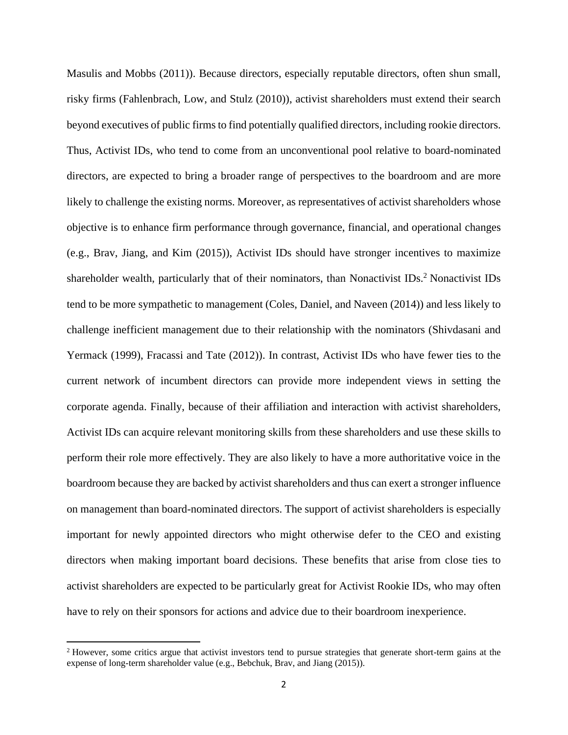Masulis and Mobbs (2011)). Because directors, especially reputable directors, often shun small, risky firms (Fahlenbrach, Low, and Stulz (2010)), activist shareholders must extend their search beyond executives of public firms to find potentially qualified directors, including rookie directors. Thus, Activist IDs, who tend to come from an unconventional pool relative to board-nominated directors, are expected to bring a broader range of perspectives to the boardroom and are more likely to challenge the existing norms. Moreover, as representatives of activist shareholders whose objective is to enhance firm performance through governance, financial, and operational changes (e.g., Brav, Jiang, and Kim (2015)), Activist IDs should have stronger incentives to maximize shareholder wealth, particularly that of their nominators, than Nonactivist IDs.[2] Nonactivist IDs tend to be more sympathetic to management (Coles, Daniel, and Naveen (2014)) and less likely to challenge inefficient management due to their relationship with the nominators (Shivdasani and Yermack (1999), Fracassi and Tate (2012)). In contrast, Activist IDs who have fewer ties to the current network of incumbent directors can provide more independent views in setting the corporate agenda. Finally, because of their affiliation and interaction with activist shareholders, Activist IDs can acquire relevant monitoring skills from these shareholders and use these skills to perform their role more effectively. They are also likely to have a more authoritative voice in the boardroom because they are backed by activist shareholders and thus can exert a stronger influence on management than board-nominated directors. The support of activist shareholders is especially important for newly appointed directors who might otherwise defer to the CEO and existing directors when making important board decisions. These benefits that arise from close ties to activist shareholders are expected to be particularly great for Activist Rookie IDs, who may often have to rely on their sponsors for actions and advice due to their boardroom inexperience.

[2] However, some critics argue that activist investors tend to pursue strategies that generate short-term gains at the expense of long-term shareholder value (e.g., Bebchuk, Brav, and Jiang (2015)).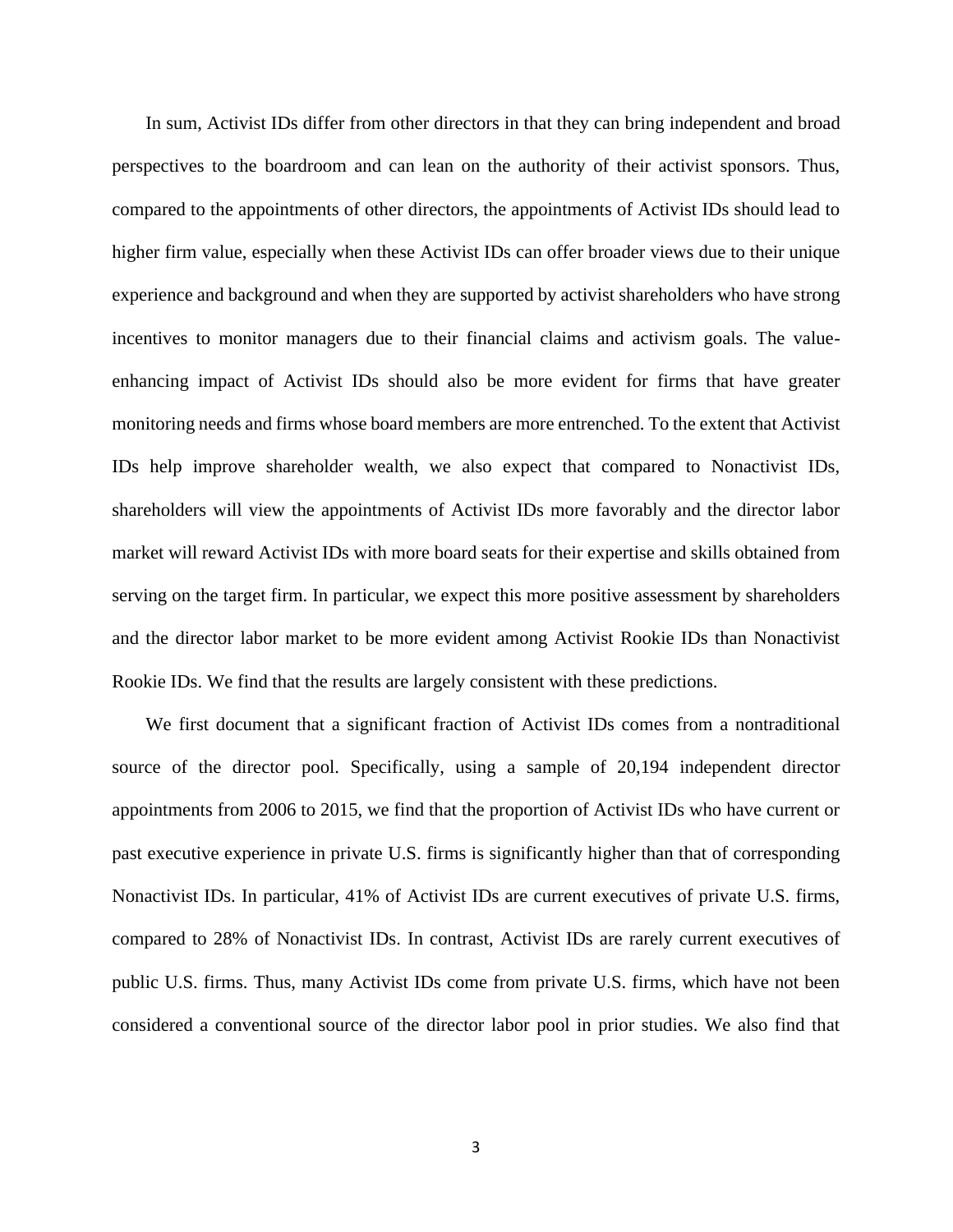In sum, Activist IDs differ from other directors in that they can bring independent and broad perspectives to the boardroom and can lean on the authority of their activist sponsors. Thus, compared to the appointments of other directors, the appointments of Activist IDs should lead to higher firm value, especially when these Activist IDs can offer broader views due to their unique experience and background and when they are supported by activist shareholders who have strong incentives to monitor managers due to their financial claims and activism goals. The value-enhancing impact of Activist IDs should also be more evident for firms that have greater monitoring needs and firms whose board members are more entrenched. To the extent that Activist IDs help improve shareholder wealth, we also expect that compared to Nonactivist IDs, shareholders will view the appointments of Activist IDs more favorably and the director labor market will reward Activist IDs with more board seats for their expertise and skills obtained from serving on the target firm. In particular, we expect this more positive assessment by shareholders and the director labor market to be more evident among Activist Rookie IDs than Nonactivist Rookie IDs. We find that the results are largely consistent with these predictions.

We first document that a significant fraction of Activist IDs comes from a nontraditional source of the director pool. Specifically, using a sample of 20,194 independent director appointments from 2006 to 2015, we find that the proportion of Activist IDs who have current or past executive experience in private U.S. firms is significantly higher than that of corresponding Nonactivist IDs. In particular, 41% of Activist IDs are current executives of private U.S. firms, compared to 28% of Nonactivist IDs. In contrast, Activist IDs are rarely current executives of public U.S. firms. Thus, many Activist IDs come from private U.S. firms, which have not been considered a conventional source of the director labor pool in prior studies. We also find that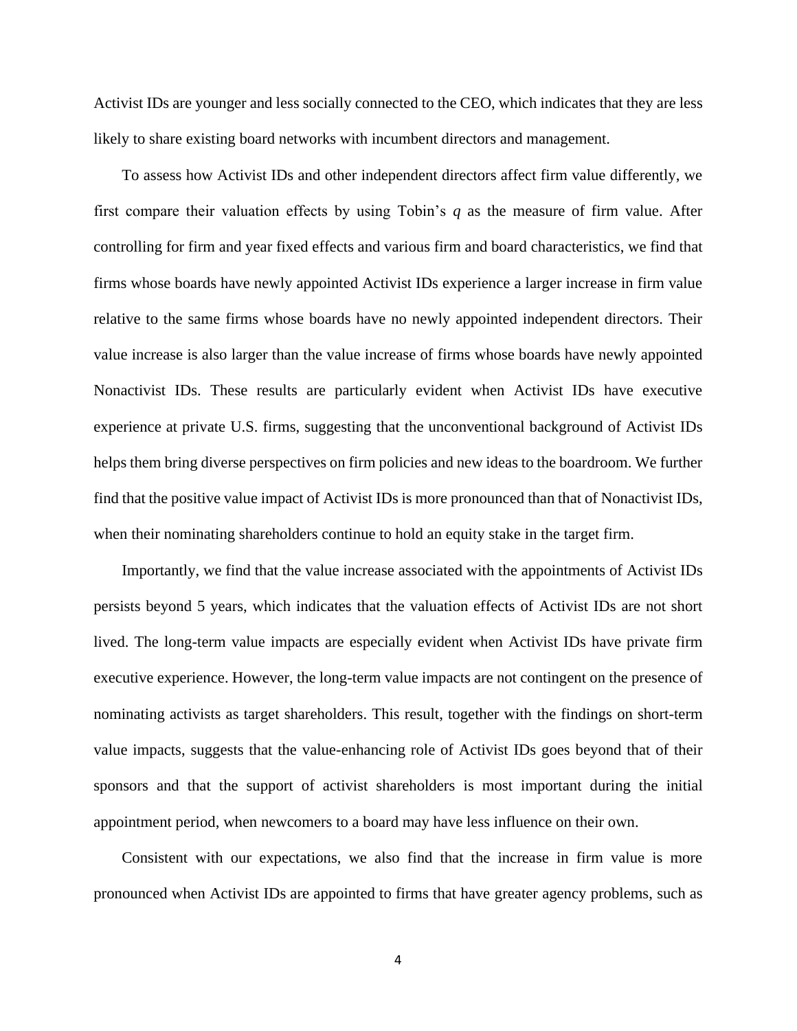Activist IDs are younger and less socially connected to the CEO, which indicates that they are less likely to share existing board networks with incumbent directors and management.

To assess how Activist IDs and other independent directors affect firm value differently, we first compare their valuation effects by using Tobin's $q$ as the measure of firm value. After controlling for firm and year fixed effects and various firm and board characteristics, we find that firms whose boards have newly appointed Activist IDs experience a larger increase in firm value relative to the same firms whose boards have no newly appointed independent directors. Their value increase is also larger than the value increase of firms whose boards have newly appointed Nonactivist IDs. These results are particularly evident when Activist IDs have executive experience at private U.S. firms, suggesting that the unconventional background of Activist IDs helps them bring diverse perspectives on firm policies and new ideas to the boardroom. We further find that the positive value impact of Activist IDs is more pronounced than that of Nonactivist IDs, when their nominating shareholders continue to hold an equity stake in the target firm.

Importantly, we find that the value increase associated with the appointments of Activist IDs persists beyond 5 years, which indicates that the valuation effects of Activist IDs are not short lived. The long-term value impacts are especially evident when Activist IDs have private firm executive experience. However, the long-term value impacts are not contingent on the presence of nominating activists as target shareholders. This result, together with the findings on short-term value impacts, suggests that the value-enhancing role of Activist IDs goes beyond that of their sponsors and that the support of activist shareholders is most important during the initial appointment period, when newcomers to a board may have less influence on their own.

Consistent with our expectations, we also find that the increase in firm value is more pronounced when Activist IDs are appointed to firms that have greater agency problems, such as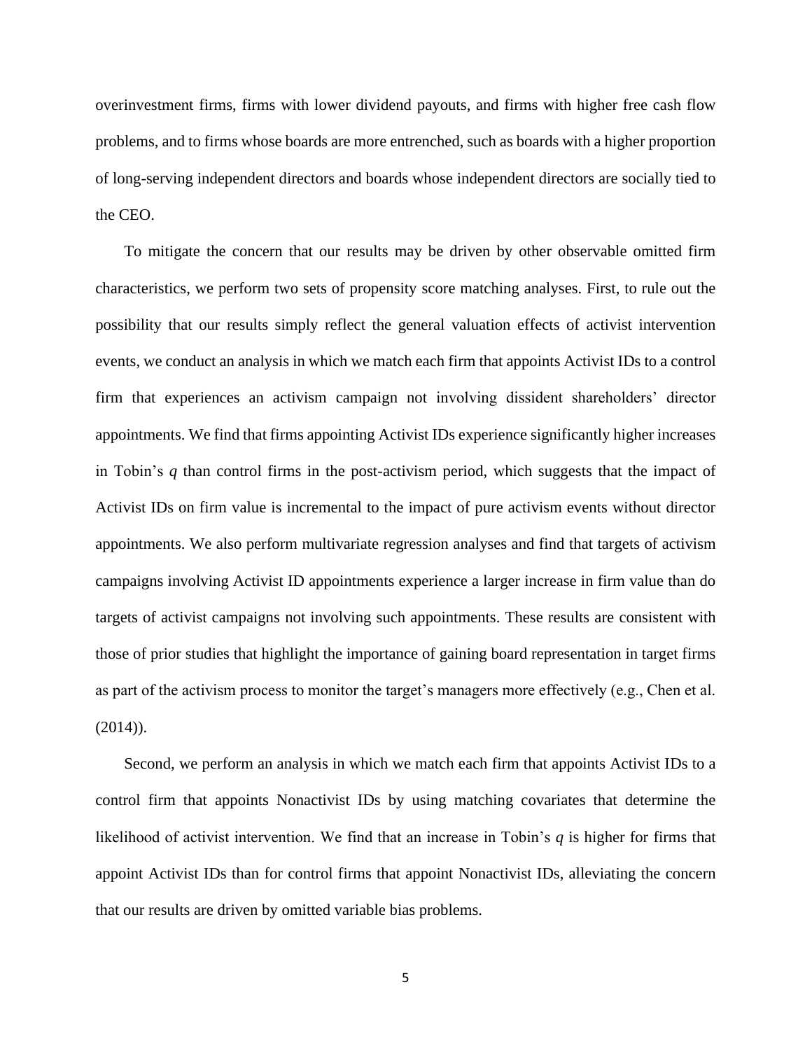overinvestment firms, firms with lower dividend payouts, and firms with higher free cash flow problems, and to firms whose boards are more entrenched, such as boards with a higher proportion of long-serving independent directors and boards whose independent directors are socially tied to the CEO.

To mitigate the concern that our results may be driven by other observable omitted firm characteristics, we perform two sets of propensity score matching analyses. First, to rule out the possibility that our results simply reflect the general valuation effects of activist intervention events, we conduct an analysis in which we match each firm that appoints Activist IDs to a control firm that experiences an activism campaign not involving dissident shareholders' director appointments. We find that firms appointing Activist IDs experience significantly higher increases in Tobin's *q* than control firms in the post-activism period, which suggests that the impact of Activist IDs on firm value is incremental to the impact of pure activism events without director appointments. We also perform multivariate regression analyses and find that targets of activism campaigns involving Activist ID appointments experience a larger increase in firm value than do targets of activist campaigns not involving such appointments. These results are consistent with those of prior studies that highlight the importance of gaining board representation in target firms as part of the activism process to monitor the target's managers more effectively (e.g., Chen et al. (2014)).

Second, we perform an analysis in which we match each firm that appoints Activist IDs to a control firm that appoints Nonactivist IDs by using matching covariates that determine the likelihood of activist intervention. We find that an increase in Tobin's *q* is higher for firms that appoint Activist IDs than for control firms that appoint Nonactivist IDs, alleviating the concern that our results are driven by omitted variable bias problems.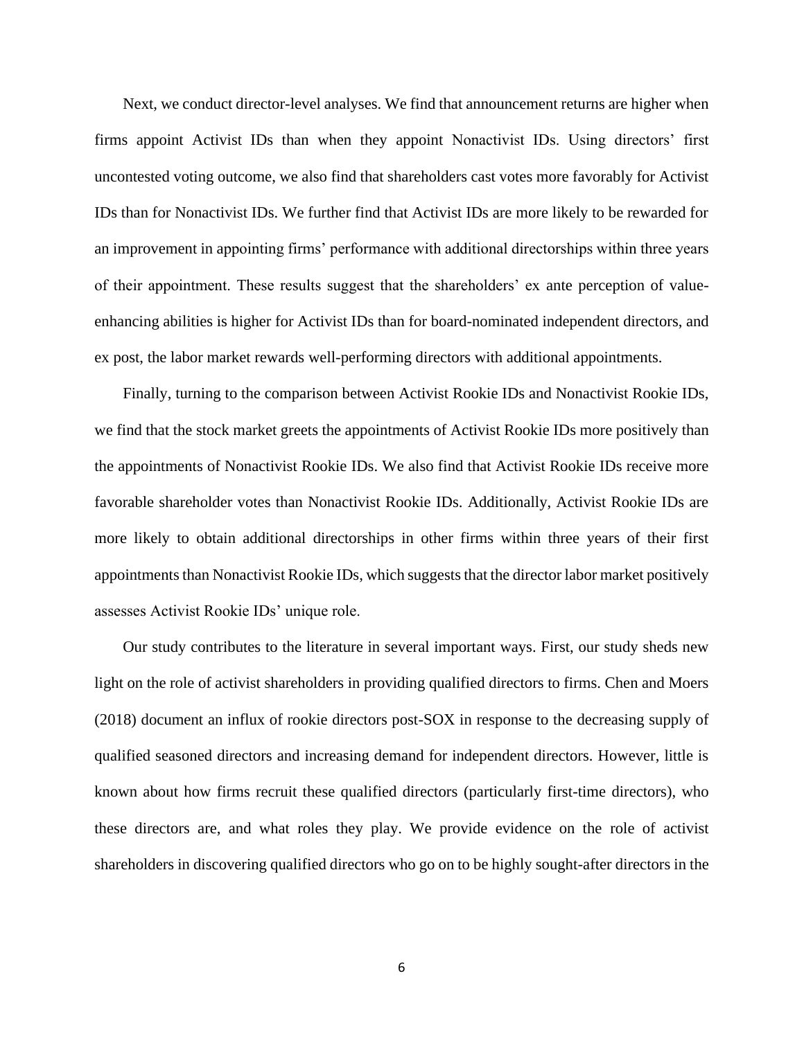Next, we conduct director-level analyses. We find that announcement returns are higher when firms appoint Activist IDs than when they appoint Nonactivist IDs. Using directors' first uncontested voting outcome, we also find that shareholders cast votes more favorably for Activist IDs than for Nonactivist IDs. We further find that Activist IDs are more likely to be rewarded for an improvement in appointing firms' performance with additional directorships within three years of their appointment. These results suggest that the shareholders' ex ante perception of value-enhancing abilities is higher for Activist IDs than for board-nominated independent directors, and ex post, the labor market rewards well-performing directors with additional appointments.

Finally, turning to the comparison between Activist Rookie IDs and Nonactivist Rookie IDs, we find that the stock market greets the appointments of Activist Rookie IDs more positively than the appointments of Nonactivist Rookie IDs. We also find that Activist Rookie IDs receive more favorable shareholder votes than Nonactivist Rookie IDs. Additionally, Activist Rookie IDs are more likely to obtain additional directorships in other firms within three years of their first appointments than Nonactivist Rookie IDs, which suggests that the director labor market positively assesses Activist Rookie IDs' unique role.

Our study contributes to the literature in several important ways. First, our study sheds new light on the role of activist shareholders in providing qualified directors to firms. Chen and Moers (2018) document an influx of rookie directors post-SOX in response to the decreasing supply of qualified seasoned directors and increasing demand for independent directors. However, little is known about how firms recruit these qualified directors (particularly first-time directors), who these directors are, and what roles they play. We provide evidence on the role of activist shareholders in discovering qualified directors who go on to be highly sought-after directors in the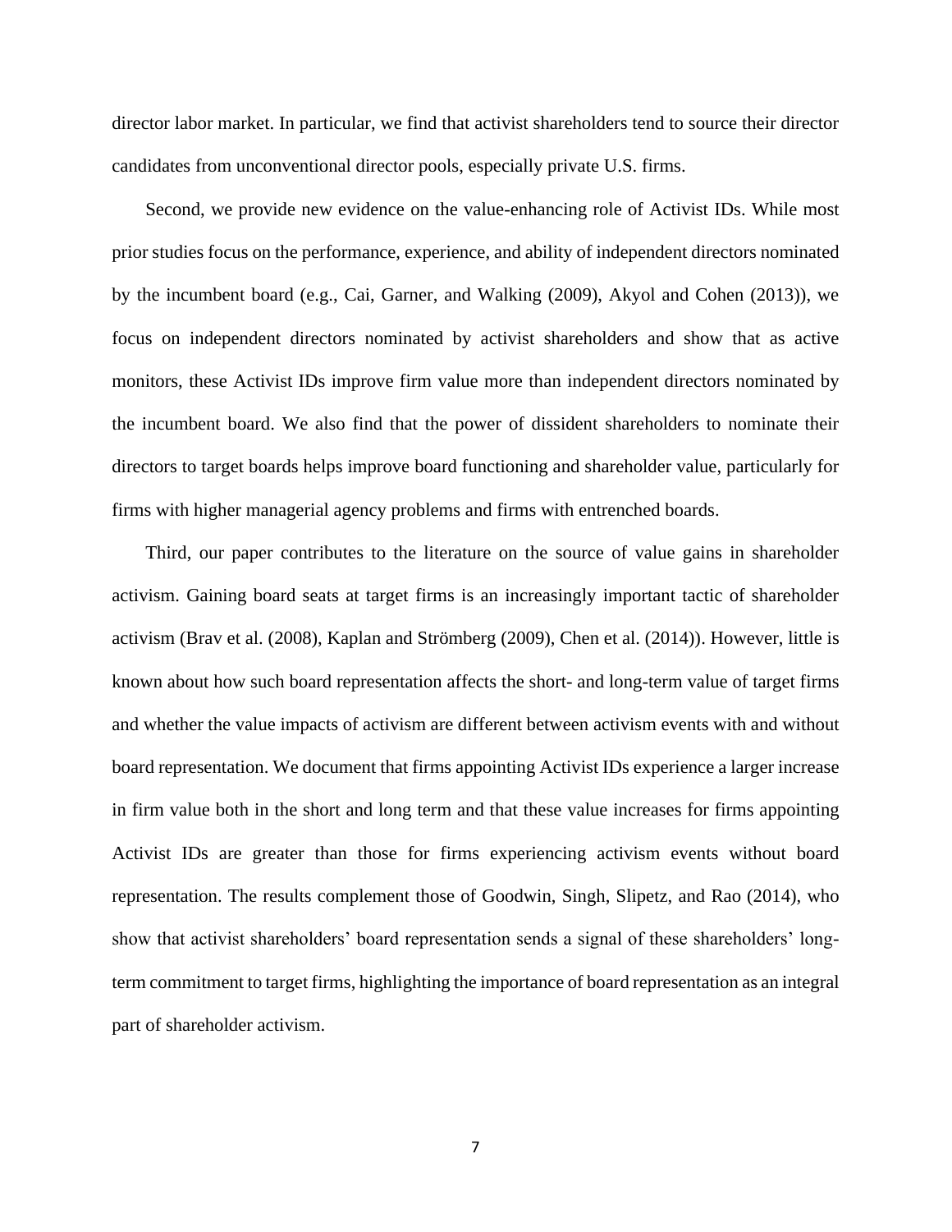director labor market. In particular, we find that activist shareholders tend to source their director candidates from unconventional director pools, especially private U.S. firms.

Second, we provide new evidence on the value-enhancing role of Activist IDs. While most prior studies focus on the performance, experience, and ability of independent directors nominated by the incumbent board (e.g., Cai, Garner, and Walking (2009), Akyol and Cohen (2013)), we focus on independent directors nominated by activist shareholders and show that as active monitors, these Activist IDs improve firm value more than independent directors nominated by the incumbent board. We also find that the power of dissident shareholders to nominate their directors to target boards helps improve board functioning and shareholder value, particularly for firms with higher managerial agency problems and firms with entrenched boards.

Third, our paper contributes to the literature on the source of value gains in shareholder activism. Gaining board seats at target firms is an increasingly important tactic of shareholder activism (Brav et al. (2008), Kaplan and Strömberg (2009), Chen et al. (2014)). However, little is known about how such board representation affects the short- and long-term value of target firms and whether the value impacts of activism are different between activism events with and without board representation. We document that firms appointing Activist IDs experience a larger increase in firm value both in the short and long term and that these value increases for firms appointing Activist IDs are greater than those for firms experiencing activism events without board representation. The results complement those of Goodwin, Singh, Slipetz, and Rao (2014), who show that activist shareholders' board representation sends a signal of these shareholders' long-term commitment to target firms, highlighting the importance of board representation as an integral part of shareholder activism.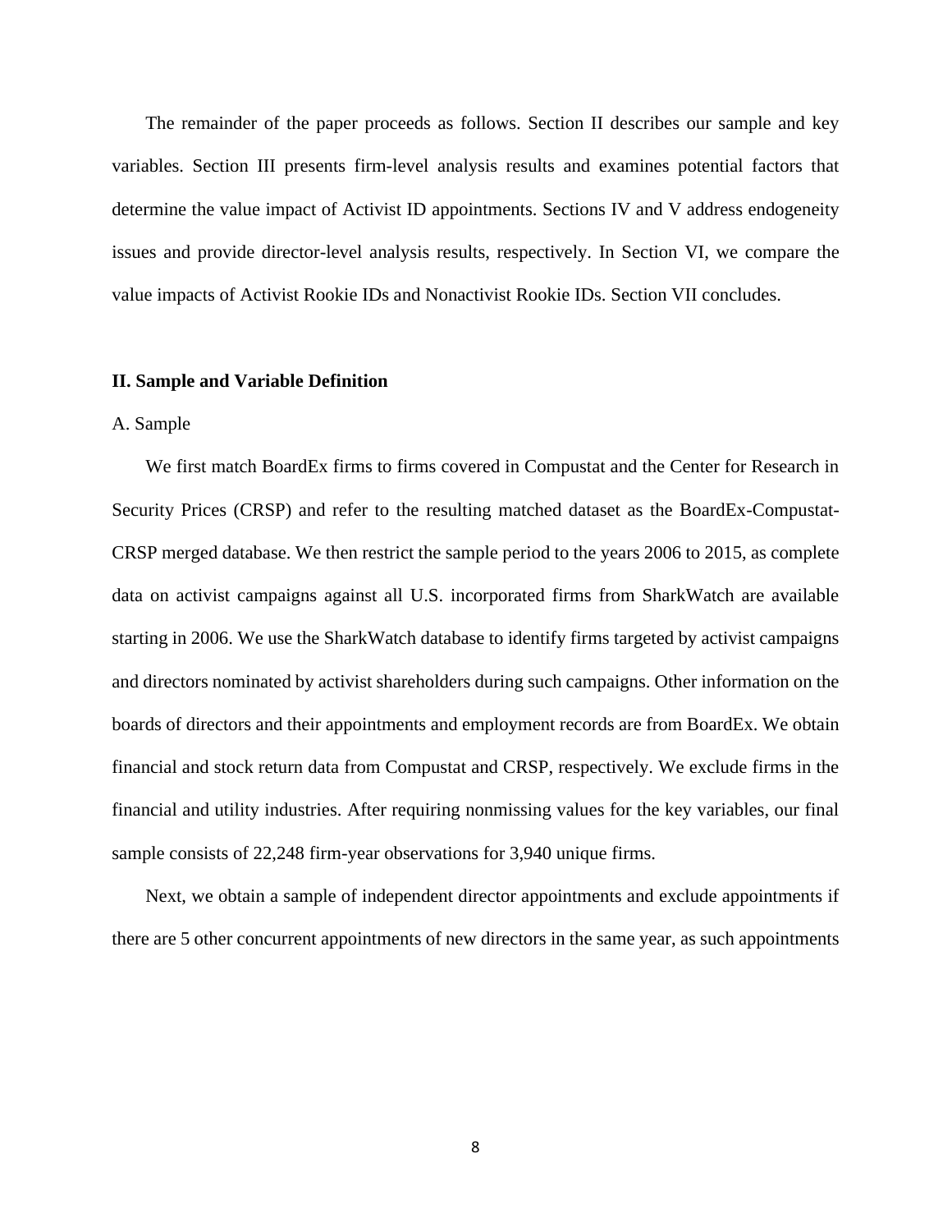The remainder of the paper proceeds as follows. Section II describes our sample and key variables. Section III presents firm-level analysis results and examines potential factors that determine the value impact of Activist ID appointments. Sections IV and V address endogeneity issues and provide director-level analysis results, respectively. In Section VI, we compare the value impacts of Activist Rookie IDs and Nonactivist Rookie IDs. Section VII concludes.

## II. Sample and Variable Definition

### A. Sample

We first match BoardEx firms to firms covered in Compustat and the Center for Research in Security Prices (CRSP) and refer to the resulting matched dataset as the BoardEx-Compustat-CRSP merged database. We then restrict the sample period to the years 2006 to 2015, as complete data on activist campaigns against all U.S. incorporated firms from SharkWatch are available starting in 2006. We use the SharkWatch database to identify firms targeted by activist campaigns and directors nominated by activist shareholders during such campaigns. Other information on the boards of directors and their appointments and employment records are from BoardEx. We obtain financial and stock return data from Compustat and CRSP, respectively. We exclude firms in the financial and utility industries. After requiring nonmissing values for the key variables, our final sample consists of 22,248 firm-year observations for 3,940 unique firms.

Next, we obtain a sample of independent director appointments and exclude appointments if there are 5 other concurrent appointments of new directors in the same year, as such appointments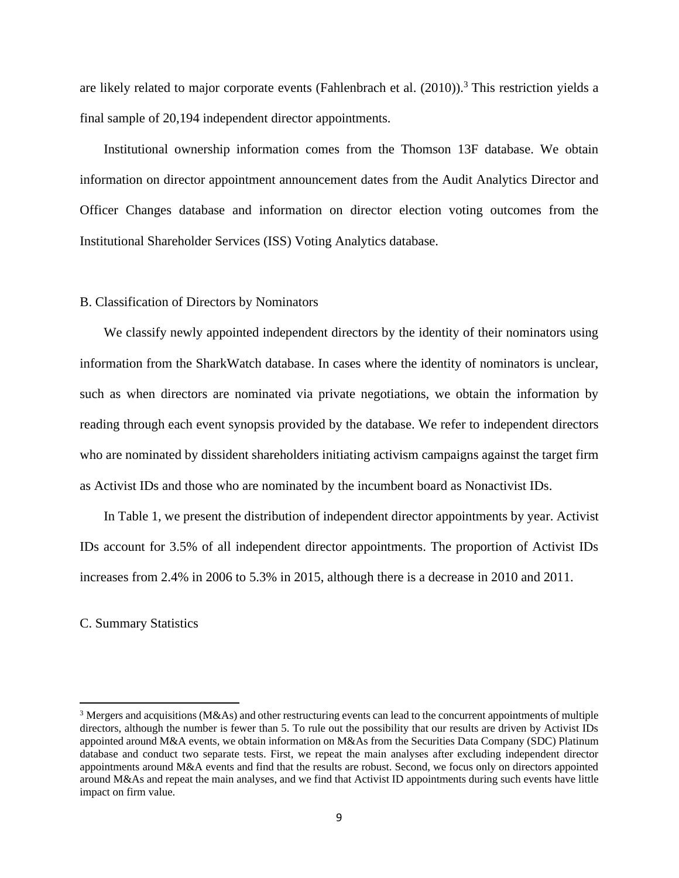are likely related to major corporate events (Fahlenbrach et al. (2010)).[3] This restriction yields a final sample of 20,194 independent director appointments.

Institutional ownership information comes from the Thomson 13F database. We obtain information on director appointment announcement dates from the Audit Analytics Director and Officer Changes database and information on director election voting outcomes from the Institutional Shareholder Services (ISS) Voting Analytics database.

### B. Classification of Directors by Nominators

We classify newly appointed independent directors by the identity of their nominators using information from the SharkWatch database. In cases where the identity of nominators is unclear, such as when directors are nominated via private negotiations, we obtain the information by reading through each event synopsis provided by the database. We refer to independent directors who are nominated by dissident shareholders initiating activism campaigns against the target firm as Activist IDs and those who are nominated by the incumbent board as Nonactivist IDs.

In Table 1, we present the distribution of independent director appointments by year. Activist IDs account for 3.5% of all independent director appointments. The proportion of Activist IDs increases from 2.4% in 2006 to 5.3% in 2015, although there is a decrease in 2010 and 2011.

### C. Summary Statistics

---

[3] Mergers and acquisitions (M&As) and other restructuring events can lead to the concurrent appointments of multiple directors, although the number is fewer than 5. To rule out the possibility that our results are driven by Activist IDs appointed around M&A events, we obtain information on M&As from the Securities Data Company (SDC) Platinum database and conduct two separate tests. First, we repeat the main analyses after excluding independent director appointments around M&A events and find that the results are robust. Second, we focus only on directors appointed around M&As and repeat the main analyses, and we find that Activist ID appointments during such events have little impact on firm value.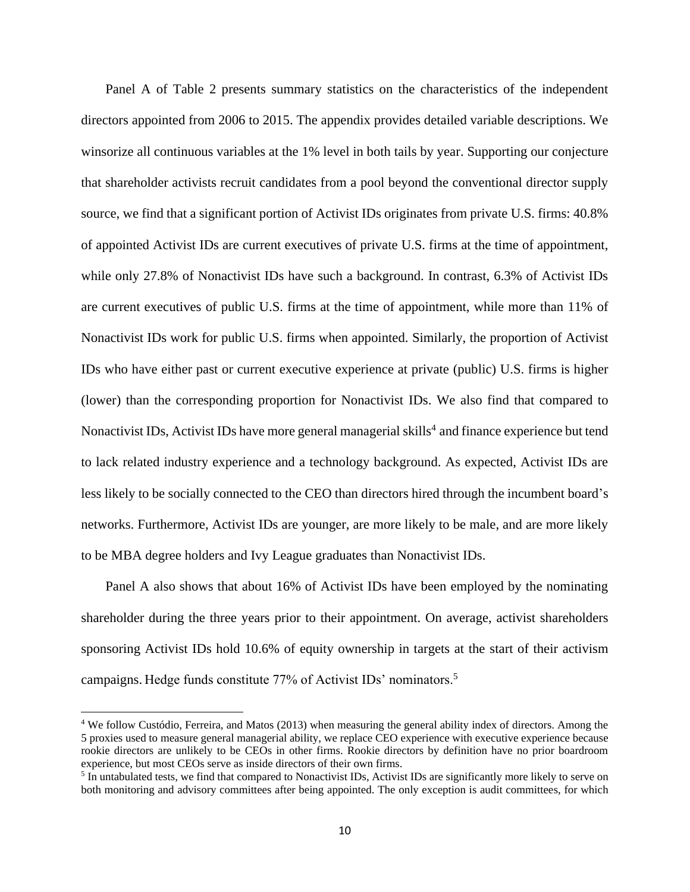Panel A of Table 2 presents summary statistics on the characteristics of the independent directors appointed from 2006 to 2015. The appendix provides detailed variable descriptions. We winsorize all continuous variables at the 1% level in both tails by year. Supporting our conjecture that shareholder activists recruit candidates from a pool beyond the conventional director supply source, we find that a significant portion of Activist IDs originates from private U.S. firms: 40.8% of appointed Activist IDs are current executives of private U.S. firms at the time of appointment, while only 27.8% of Nonactivist IDs have such a background. In contrast, 6.3% of Activist IDs are current executives of public U.S. firms at the time of appointment, while more than 11% of Nonactivist IDs work for public U.S. firms when appointed. Similarly, the proportion of Activist IDs who have either past or current executive experience at private (public) U.S. firms is higher (lower) than the corresponding proportion for Nonactivist IDs. We also find that compared to Nonactivist IDs, Activist IDs have more general managerial skills[4] and finance experience but tend to lack related industry experience and a technology background. As expected, Activist IDs are less likely to be socially connected to the CEO than directors hired through the incumbent board's networks. Furthermore, Activist IDs are younger, are more likely to be male, and are more likely to be MBA degree holders and Ivy League graduates than Nonactivist IDs.

Panel A also shows that about 16% of Activist IDs have been employed by the nominating shareholder during the three years prior to their appointment. On average, activist shareholders sponsoring Activist IDs hold 10.6% of equity ownership in targets at the start of their activism campaigns. Hedge funds constitute 77% of Activist IDs' nominators.[5]

---

[4] We follow Custódio, Ferreira, and Matos (2013) when measuring the general ability index of directors. Among the 5 proxies used to measure general managerial ability, we replace CEO experience with executive experience because rookie directors are unlikely to be CEOs in other firms. Rookie directors by definition have no prior boardroom experience, but most CEOs serve as inside directors of their own firms.

[5] In untabulated tests, we find that compared to Nonactivist IDs, Activist IDs are significantly more likely to serve on both monitoring and advisory committees after being appointed. The only exception is audit committees, for which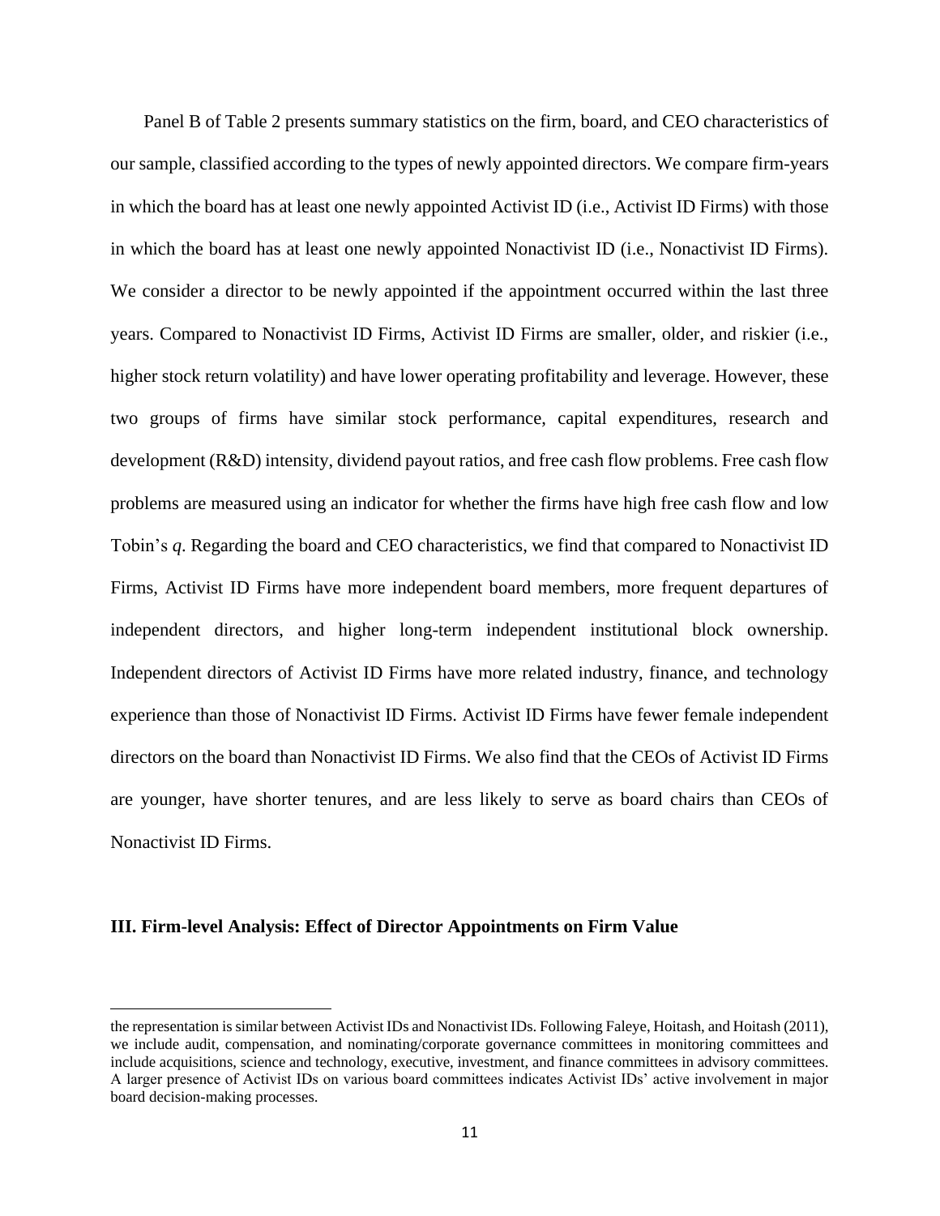Panel B of Table 2 presents summary statistics on the firm, board, and CEO characteristics of our sample, classified according to the types of newly appointed directors. We compare firm-years in which the board has at least one newly appointed Activist ID (i.e., Activist ID Firms) with those in which the board has at least one newly appointed Nonactivist ID (i.e., Nonactivist ID Firms). We consider a director to be newly appointed if the appointment occurred within the last three years. Compared to Nonactivist ID Firms, Activist ID Firms are smaller, older, and riskier (i.e., higher stock return volatility) and have lower operating profitability and leverage. However, these two groups of firms have similar stock performance, capital expenditures, research and development (R&D) intensity, dividend payout ratios, and free cash flow problems. Free cash flow problems are measured using an indicator for whether the firms have high free cash flow and low Tobin's *q*. Regarding the board and CEO characteristics, we find that compared to Nonactivist ID Firms, Activist ID Firms have more independent board members, more frequent departures of independent directors, and higher long-term independent institutional block ownership. Independent directors of Activist ID Firms have more related industry, finance, and technology experience than those of Nonactivist ID Firms. Activist ID Firms have fewer female independent directors on the board than Nonactivist ID Firms. We also find that the CEOs of Activist ID Firms are younger, have shorter tenures, and are less likely to serve as board chairs than CEOs of Nonactivist ID Firms.

## III. Firm-level Analysis: Effect of Director Appointments on Firm Value

---

the representation is similar between Activist IDs and Nonactivist IDs. Following Faleye, Hoitash, and Hoitash (2011), we include audit, compensation, and nominating/corporate governance committees in monitoring committees and include acquisitions, science and technology, executive, investment, and finance committees in advisory committees. A larger presence of Activist IDs on various board committees indicates Activist IDs' active involvement in major board decision-making processes.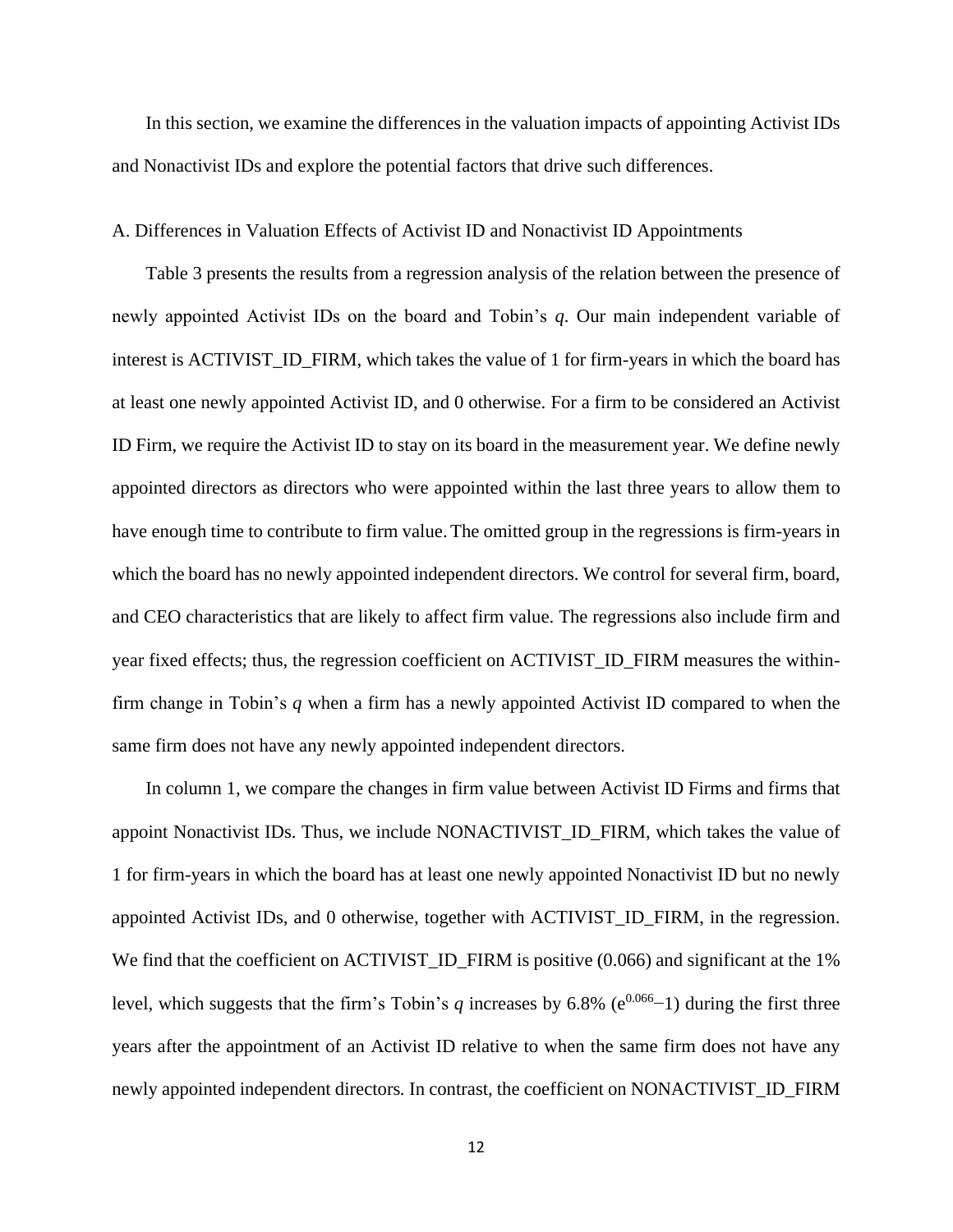In this section, we examine the differences in the valuation impacts of appointing Activist IDs and Nonactivist IDs and explore the potential factors that drive such differences.

### A. Differences in Valuation Effects of Activist ID and Nonactivist ID Appointments

Table 3 presents the results from a regression analysis of the relation between the presence of newly appointed Activist IDs on the board and Tobin's *q*. Our main independent variable of interest is ACTIVIST_ID_FIRM, which takes the value of 1 for firm-years in which the board has at least one newly appointed Activist ID, and 0 otherwise. For a firm to be considered an Activist ID Firm, we require the Activist ID to stay on its board in the measurement year. We define newly appointed directors as directors who were appointed within the last three years to allow them to have enough time to contribute to firm value. The omitted group in the regressions is firm-years in which the board has no newly appointed independent directors. We control for several firm, board, and CEO characteristics that are likely to affect firm value. The regressions also include firm and year fixed effects; thus, the regression coefficient on ACTIVIST_ID_FIRM measures the within-firm change in Tobin's *q* when a firm has a newly appointed Activist ID compared to when the same firm does not have any newly appointed independent directors.

In column 1, we compare the changes in firm value between Activist ID Firms and firms that appoint Nonactivist IDs. Thus, we include NONACTIVIST_ID_FIRM, which takes the value of 1 for firm-years in which the board has at least one newly appointed Nonactivist ID but no newly appointed Activist IDs, and 0 otherwise, together with ACTIVIST_ID_FIRM, in the regression. We find that the coefficient on ACTIVIST_ID_FIRM is positive (0.066) and significant at the 1% level, which suggests that the firm's Tobin's *q* increases by 6.8% ($e^{0.066}-1$) during the first three years after the appointment of an Activist ID relative to when the same firm does not have any newly appointed independent directors. In contrast, the coefficient on NONACTIVIST_ID_FIRM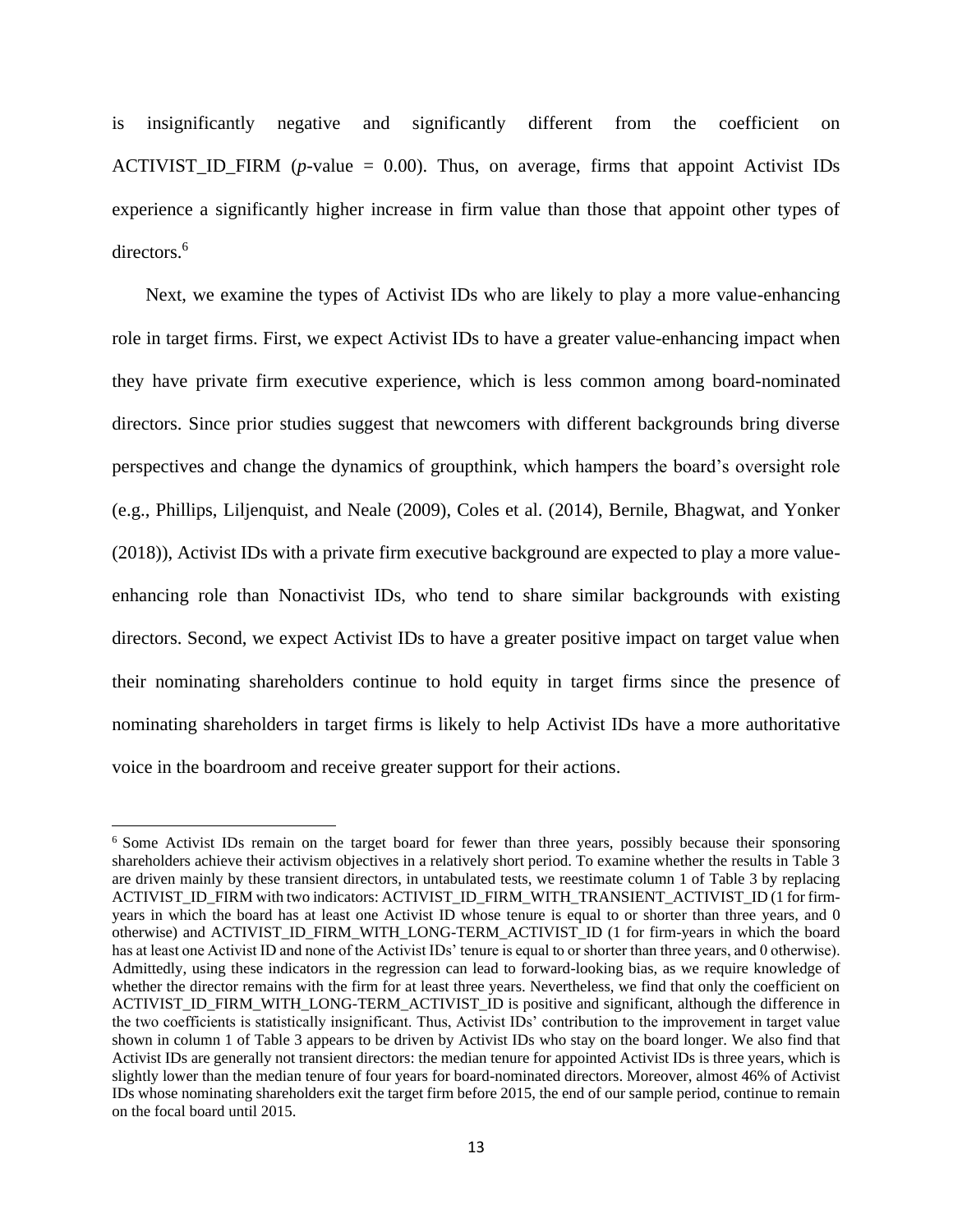is insignificantly negative and significantly different from the coefficient on ACTIVIST_ID_FIRM (*p*-value = 0.00). Thus, on average, firms that appoint Activist IDs experience a significantly higher increase in firm value than those that appoint other types of directors.[6]

Next, we examine the types of Activist IDs who are likely to play a more value-enhancing role in target firms. First, we expect Activist IDs to have a greater value-enhancing impact when they have private firm executive experience, which is less common among board-nominated directors. Since prior studies suggest that newcomers with different backgrounds bring diverse perspectives and change the dynamics of groupthink, which hampers the board's oversight role (e.g., Phillips, Liljenquist, and Neale (2009), Coles et al. (2014), Bernile, Bhagwat, and Yonker (2018)), Activist IDs with a private firm executive background are expected to play a more value-enhancing role than Nonactivist IDs, who tend to share similar backgrounds with existing directors. Second, we expect Activist IDs to have a greater positive impact on target value when their nominating shareholders continue to hold equity in target firms since the presence of nominating shareholders in target firms is likely to help Activist IDs have a more authoritative voice in the boardroom and receive greater support for their actions.

[6] Some Activist IDs remain on the target board for fewer than three years, possibly because their sponsoring shareholders achieve their activism objectives in a relatively short period. To examine whether the results in Table 3 are driven mainly by these transient directors, in untabulated tests, we reestimate column 1 of Table 3 by replacing ACTIVIST_ID_FIRM with two indicators: ACTIVIST_ID_FIRM_WITH_TRANSIENT_ACTIVIST_ID (1 for firm-years in which the board has at least one Activist ID whose tenure is equal to or shorter than three years, and 0 otherwise) and ACTIVIST_ID_FIRM_WITH_LONG-TERM_ACTIVIST_ID (1 for firm-years in which the board has at least one Activist ID and none of the Activist IDs' tenure is equal to or shorter than three years, and 0 otherwise). Admittedly, using these indicators in the regression can lead to forward-looking bias, as we require knowledge of whether the director remains with the firm for at least three years. Nevertheless, we find that only the coefficient on ACTIVIST_ID_FIRM_WITH_LONG-TERM_ACTIVIST_ID is positive and significant, although the difference in the two coefficients is statistically insignificant. Thus, Activist IDs' contribution to the improvement in target value shown in column 1 of Table 3 appears to be driven by Activist IDs who stay on the board longer. We also find that Activist IDs are generally not transient directors: the median tenure for appointed Activist IDs is three years, which is slightly lower than the median tenure of four years for board-nominated directors. Moreover, almost 46% of Activist IDs whose nominating shareholders exit the target firm before 2015, the end of our sample period, continue to remain on the focal board until 2015.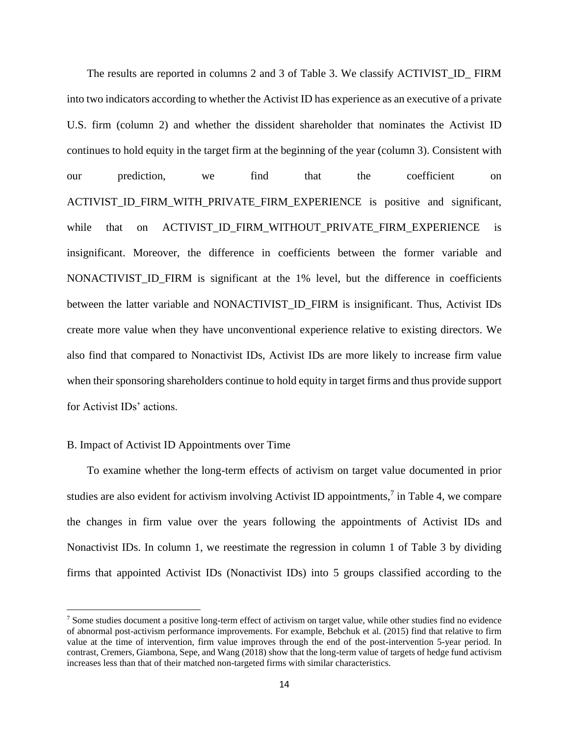The results are reported in columns 2 and 3 of Table 3. We classify ACTIVIST_ID_ FIRM into two indicators according to whether the Activist ID has experience as an executive of a private U.S. firm (column 2) and whether the dissident shareholder that nominates the Activist ID continues to hold equity in the target firm at the beginning of the year (column 3). Consistent with our prediction, we find that the coefficient on ACTIVIST_ID_FIRM_WITH_PRIVATE_FIRM_EXPERIENCE is positive and significant, while that on ACTIVIST_ID_FIRM_WITHOUT_PRIVATE_FIRM_EXPERIENCE is insignificant. Moreover, the difference in coefficients between the former variable and NONACTIVIST_ID_FIRM is significant at the 1% level, but the difference in coefficients between the latter variable and NONACTIVIST_ID_FIRM is insignificant. Thus, Activist IDs create more value when they have unconventional experience relative to existing directors. We also find that compared to Nonactivist IDs, Activist IDs are more likely to increase firm value when their sponsoring shareholders continue to hold equity in target firms and thus provide support for Activist IDs' actions.

## B. Impact of Activist ID Appointments over Time

To examine whether the long-term effects of activism on target value documented in prior studies are also evident for activism involving Activist ID appointments,[7] in Table 4, we compare the changes in firm value over the years following the appointments of Activist IDs and Nonactivist IDs. In column 1, we reestimate the regression in column 1 of Table 3 by dividing firms that appointed Activist IDs (Nonactivist IDs) into 5 groups classified according to the

[7] Some studies document a positive long-term effect of activism on target value, while other studies find no evidence of abnormal post-activism performance improvements. For example, Bebchuk et al. (2015) find that relative to firm value at the time of intervention, firm value improves through the end of the post-intervention 5-year period. In contrast, Cremers, Giambona, Sepe, and Wang (2018) show that the long-term value of targets of hedge fund activism increases less than that of their matched non-targeted firms with similar characteristics.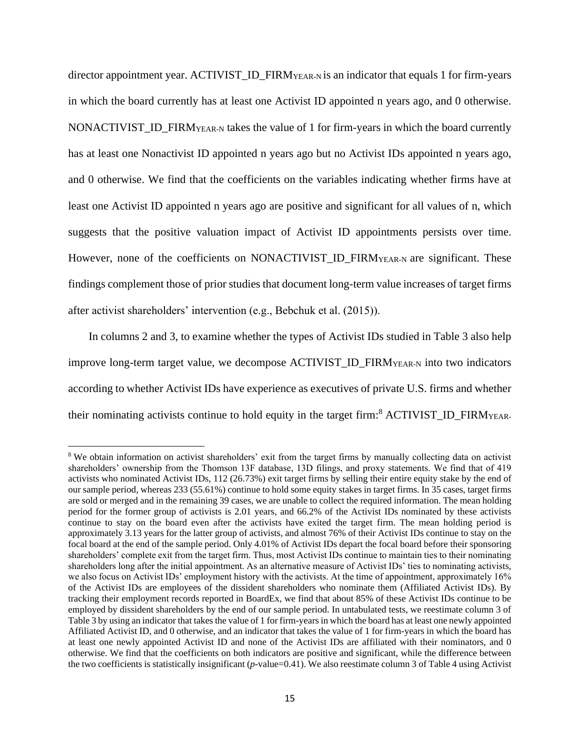director appointment year. ACTIVIST_ID_FIRM$_{YEAR\text{-}N}$ is an indicator that equals 1 for firm-years in which the board currently has at least one Activist ID appointed n years ago, and 0 otherwise. NONACTIVIST_ID_FIRM$_{YEAR\text{-}N}$ takes the value of 1 for firm-years in which the board currently has at least one Nonactivist ID appointed n years ago but no Activist IDs appointed n years ago, and 0 otherwise. We find that the coefficients on the variables indicating whether firms have at least one Activist ID appointed n years ago are positive and significant for all values of n, which suggests that the positive valuation impact of Activist ID appointments persists over time. However, none of the coefficients on NONACTIVIST_ID_FIRM$_{YEAR\text{-}N}$ are significant. These findings complement those of prior studies that document long-term value increases of target firms after activist shareholders' intervention (e.g., Bebchuk et al. (2015)).

In columns 2 and 3, to examine whether the types of Activist IDs studied in Table 3 also help improve long-term target value, we decompose ACTIVIST_ID_FIRM$_{YEAR\text{-}N}$ into two indicators according to whether Activist IDs have experience as executives of private U.S. firms and whether their nominating activists continue to hold equity in the target firm:[8] ACTIVIST_ID_FIRM$_{YEAR\text{-}}$

---

[8] We obtain information on activist shareholders' exit from the target firms by manually collecting data on activist shareholders' ownership from the Thomson 13F database, 13D filings, and proxy statements. We find that of 419 activists who nominated Activist IDs, 112 (26.73%) exit target firms by selling their entire equity stake by the end of our sample period, whereas 233 (55.61%) continue to hold some equity stakes in target firms. In 35 cases, target firms are sold or merged and in the remaining 39 cases, we are unable to collect the required information. The mean holding period for the former group of activists is 2.01 years, and 66.2% of the Activist IDs nominated by these activists continue to stay on the board even after the activists have exited the target firm. The mean holding period is approximately 3.13 years for the latter group of activists, and almost 76% of their Activist IDs continue to stay on the focal board at the end of the sample period. Only 4.01% of Activist IDs depart the focal board before their sponsoring shareholders' complete exit from the target firm. Thus, most Activist IDs continue to maintain ties to their nominating shareholders long after the initial appointment. As an alternative measure of Activist IDs' ties to nominating activists, we also focus on Activist IDs' employment history with the activists. At the time of appointment, approximately 16% of the Activist IDs are employees of the dissident shareholders who nominate them (Affiliated Activist IDs). By tracking their employment records reported in BoardEx, we find that about 85% of these Activist IDs continue to be employed by dissident shareholders by the end of our sample period. In untabulated tests, we reestimate column 3 of Table 3 by using an indicator that takes the value of 1 for firm-years in which the board has at least one newly appointed Affiliated Activist ID, and 0 otherwise, and an indicator that takes the value of 1 for firm-years in which the board has at least one newly appointed Activist ID and none of the Activist IDs are affiliated with their nominators, and 0 otherwise. We find that the coefficients on both indicators are positive and significant, while the difference between the two coefficients is statistically insignificant ($p$-value=0.41). We also reestimate column 3 of Table 4 using Activist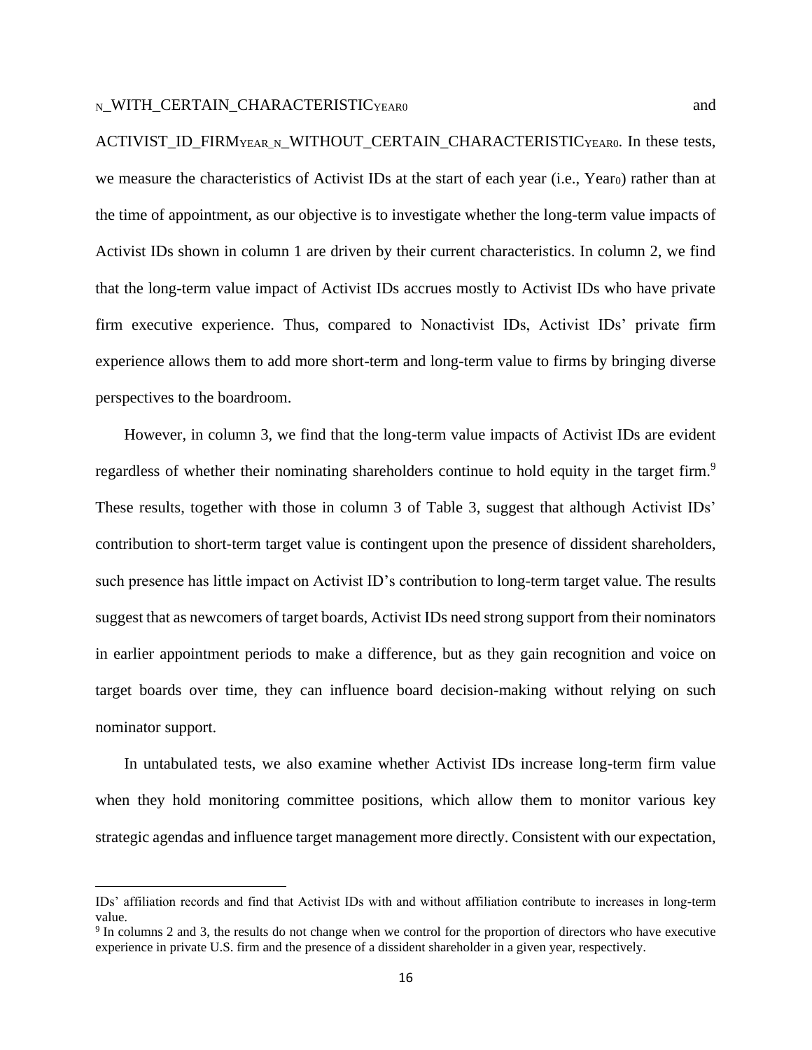$_{N}$_WITH_CERTAIN_CHARACTERISTIC$_{YEAR0}$ and ACTIVIST_ID_FIRM$_{YEAR\_N}$_WITHOUT_CERTAIN_CHARACTERISTIC$_{YEAR0}$. In these tests, we measure the characteristics of Activist IDs at the start of each year (i.e., Year$_0$) rather than at the time of appointment, as our objective is to investigate whether the long-term value impacts of Activist IDs shown in column 1 are driven by their current characteristics. In column 2, we find that the long-term value impact of Activist IDs accrues mostly to Activist IDs who have private firm executive experience. Thus, compared to Nonactivist IDs, Activist IDs' private firm experience allows them to add more short-term and long-term value to firms by bringing diverse perspectives to the boardroom.

However, in column 3, we find that the long-term value impacts of Activist IDs are evident regardless of whether their nominating shareholders continue to hold equity in the target firm.[9] These results, together with those in column 3 of Table 3, suggest that although Activist IDs' contribution to short-term target value is contingent upon the presence of dissident shareholders, such presence has little impact on Activist ID's contribution to long-term target value. The results suggest that as newcomers of target boards, Activist IDs need strong support from their nominators in earlier appointment periods to make a difference, but as they gain recognition and voice on target boards over time, they can influence board decision-making without relying on such nominator support.

In untabulated tests, we also examine whether Activist IDs increase long-term firm value when they hold monitoring committee positions, which allow them to monitor various key strategic agendas and influence target management more directly. Consistent with our expectation,

---

IDs' affiliation records and find that Activist IDs with and without affiliation contribute to increases in long-term value.

[9] In columns 2 and 3, the results do not change when we control for the proportion of directors who have executive experience in private U.S. firm and the presence of a dissident shareholder in a given year, respectively.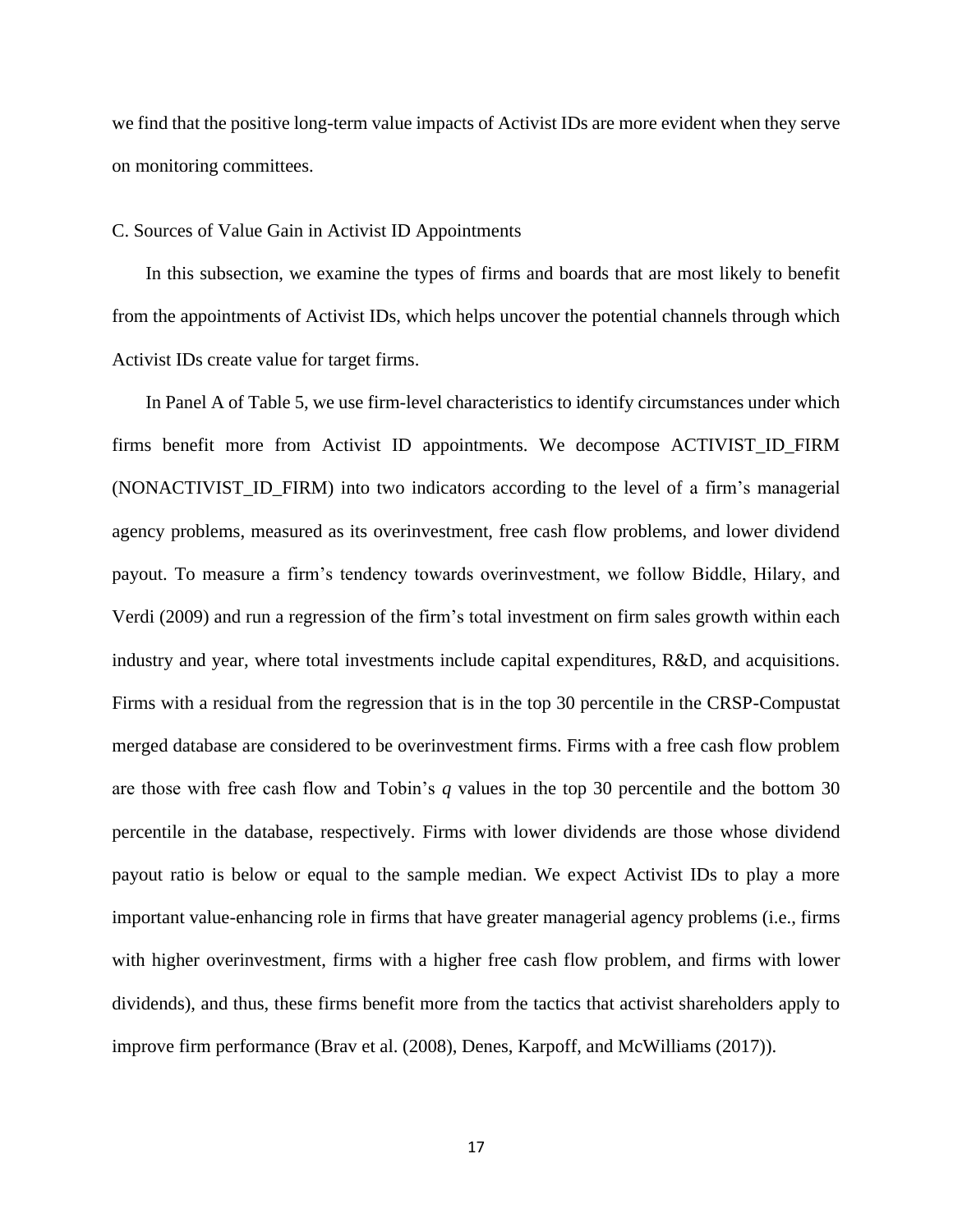we find that the positive long-term value impacts of Activist IDs are more evident when they serve on monitoring committees.

### C. Sources of Value Gain in Activist ID Appointments

In this subsection, we examine the types of firms and boards that are most likely to benefit from the appointments of Activist IDs, which helps uncover the potential channels through which Activist IDs create value for target firms.

In Panel A of Table 5, we use firm-level characteristics to identify circumstances under which firms benefit more from Activist ID appointments. We decompose ACTIVIST_ID_FIRM (NONACTIVIST_ID_FIRM) into two indicators according to the level of a firm's managerial agency problems, measured as its overinvestment, free cash flow problems, and lower dividend payout. To measure a firm's tendency towards overinvestment, we follow Biddle, Hilary, and Verdi (2009) and run a regression of the firm's total investment on firm sales growth within each industry and year, where total investments include capital expenditures, R&D, and acquisitions. Firms with a residual from the regression that is in the top 30 percentile in the CRSP-Compustat merged database are considered to be overinvestment firms. Firms with a free cash flow problem are those with free cash flow and Tobin's *q* values in the top 30 percentile and the bottom 30 percentile in the database, respectively. Firms with lower dividends are those whose dividend payout ratio is below or equal to the sample median. We expect Activist IDs to play a more important value-enhancing role in firms that have greater managerial agency problems (i.e., firms with higher overinvestment, firms with a higher free cash flow problem, and firms with lower dividends), and thus, these firms benefit more from the tactics that activist shareholders apply to improve firm performance (Brav et al. (2008), Denes, Karpoff, and McWilliams (2017)).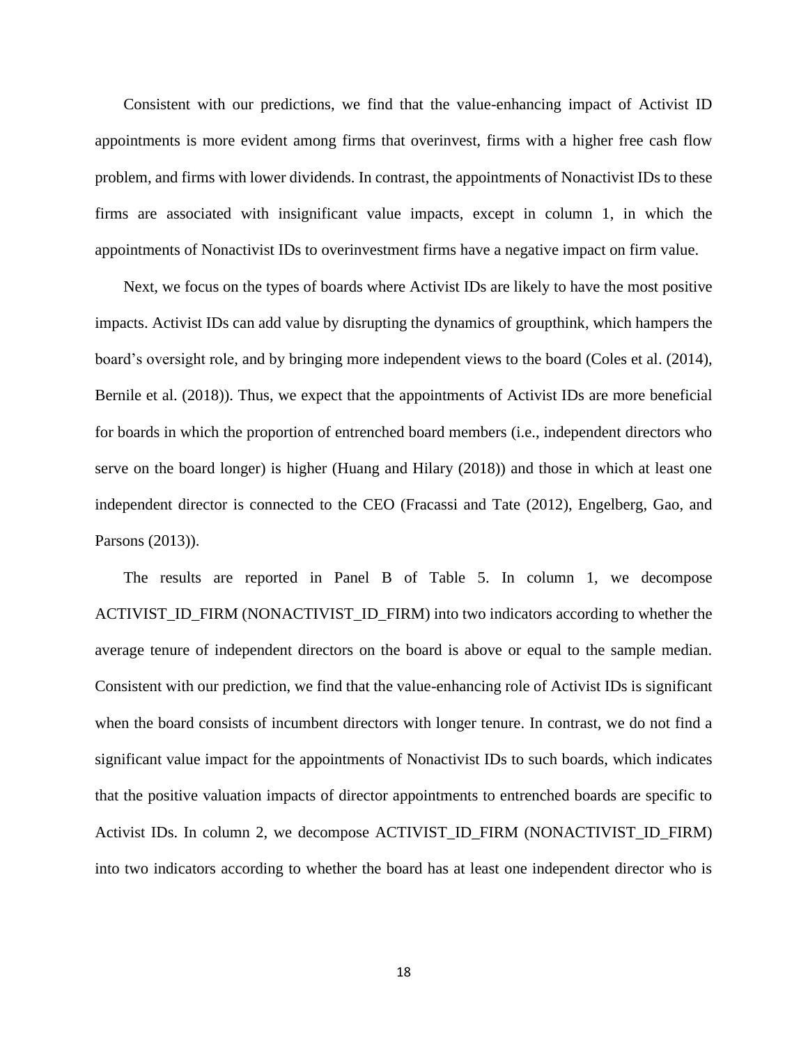Consistent with our predictions, we find that the value-enhancing impact of Activist ID appointments is more evident among firms that overinvest, firms with a higher free cash flow problem, and firms with lower dividends. In contrast, the appointments of Nonactivist IDs to these firms are associated with insignificant value impacts, except in column 1, in which the appointments of Nonactivist IDs to overinvestment firms have a negative impact on firm value.

Next, we focus on the types of boards where Activist IDs are likely to have the most positive impacts. Activist IDs can add value by disrupting the dynamics of groupthink, which hampers the board's oversight role, and by bringing more independent views to the board (Coles et al. (2014), Bernile et al. (2018)). Thus, we expect that the appointments of Activist IDs are more beneficial for boards in which the proportion of entrenched board members (i.e., independent directors who serve on the board longer) is higher (Huang and Hilary (2018)) and those in which at least one independent director is connected to the CEO (Fracassi and Tate (2012), Engelberg, Gao, and Parsons (2013)).

The results are reported in Panel B of Table 5. In column 1, we decompose ACTIVIST_ID_FIRM (NONACTIVIST_ID_FIRM) into two indicators according to whether the average tenure of independent directors on the board is above or equal to the sample median. Consistent with our prediction, we find that the value-enhancing role of Activist IDs is significant when the board consists of incumbent directors with longer tenure. In contrast, we do not find a significant value impact for the appointments of Nonactivist IDs to such boards, which indicates that the positive valuation impacts of director appointments to entrenched boards are specific to Activist IDs. In column 2, we decompose ACTIVIST_ID_FIRM (NONACTIVIST_ID_FIRM) into two indicators according to whether the board has at least one independent director who is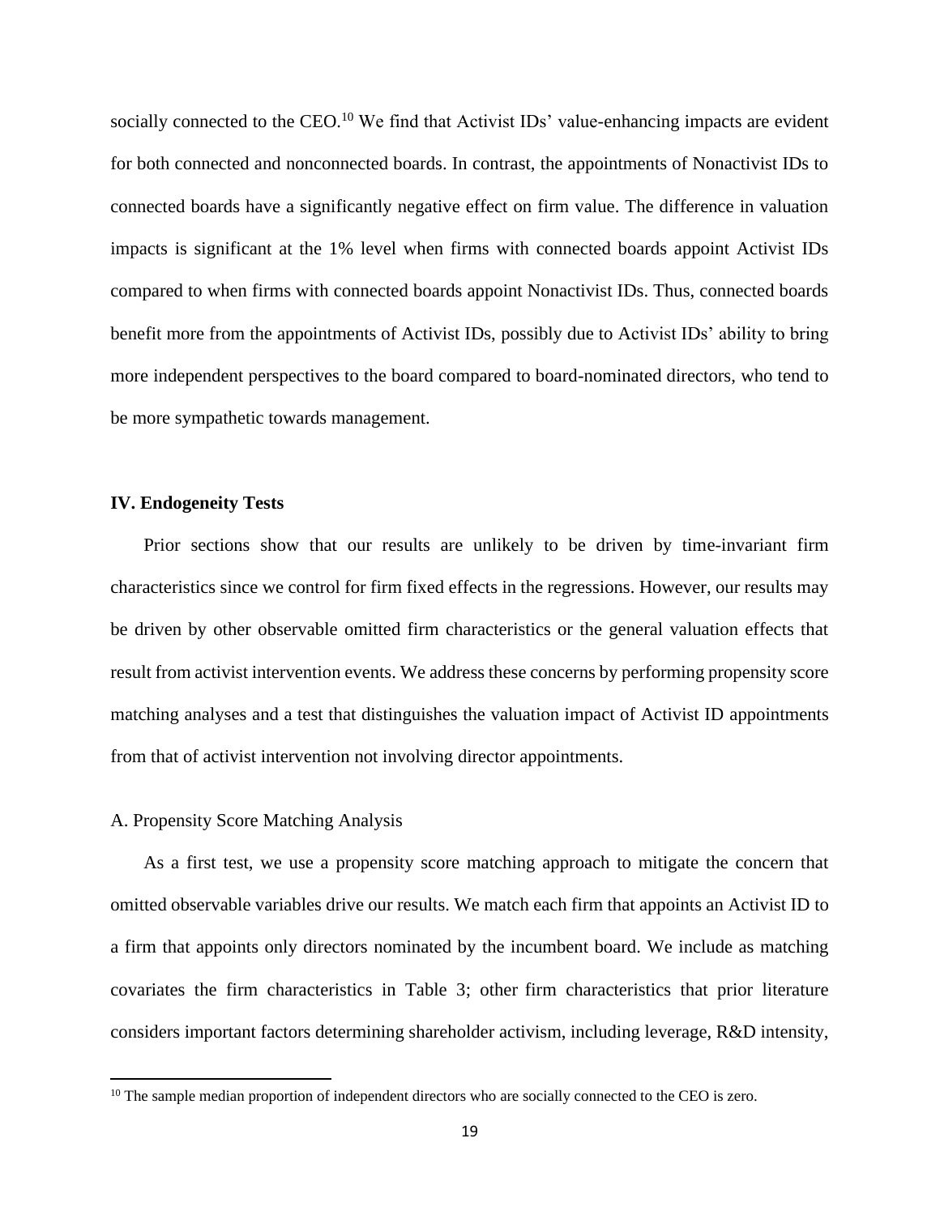socially connected to the CEO.[10] We find that Activist IDs' value-enhancing impacts are evident for both connected and nonconnected boards. In contrast, the appointments of Nonactivist IDs to connected boards have a significantly negative effect on firm value. The difference in valuation impacts is significant at the 1% level when firms with connected boards appoint Activist IDs compared to when firms with connected boards appoint Nonactivist IDs. Thus, connected boards benefit more from the appointments of Activist IDs, possibly due to Activist IDs' ability to bring more independent perspectives to the board compared to board-nominated directors, who tend to be more sympathetic towards management.

## IV. Endogeneity Tests

Prior sections show that our results are unlikely to be driven by time-invariant firm characteristics since we control for firm fixed effects in the regressions. However, our results may be driven by other observable omitted firm characteristics or the general valuation effects that result from activist intervention events. We address these concerns by performing propensity score matching analyses and a test that distinguishes the valuation impact of Activist ID appointments from that of activist intervention not involving director appointments.

### A. Propensity Score Matching Analysis

As a first test, we use a propensity score matching approach to mitigate the concern that omitted observable variables drive our results. We match each firm that appoints an Activist ID to a firm that appoints only directors nominated by the incumbent board. We include as matching covariates the firm characteristics in Table 3; other firm characteristics that prior literature considers important factors determining shareholder activism, including leverage, R&D intensity,

[10] The sample median proportion of independent directors who are socially connected to the CEO is zero.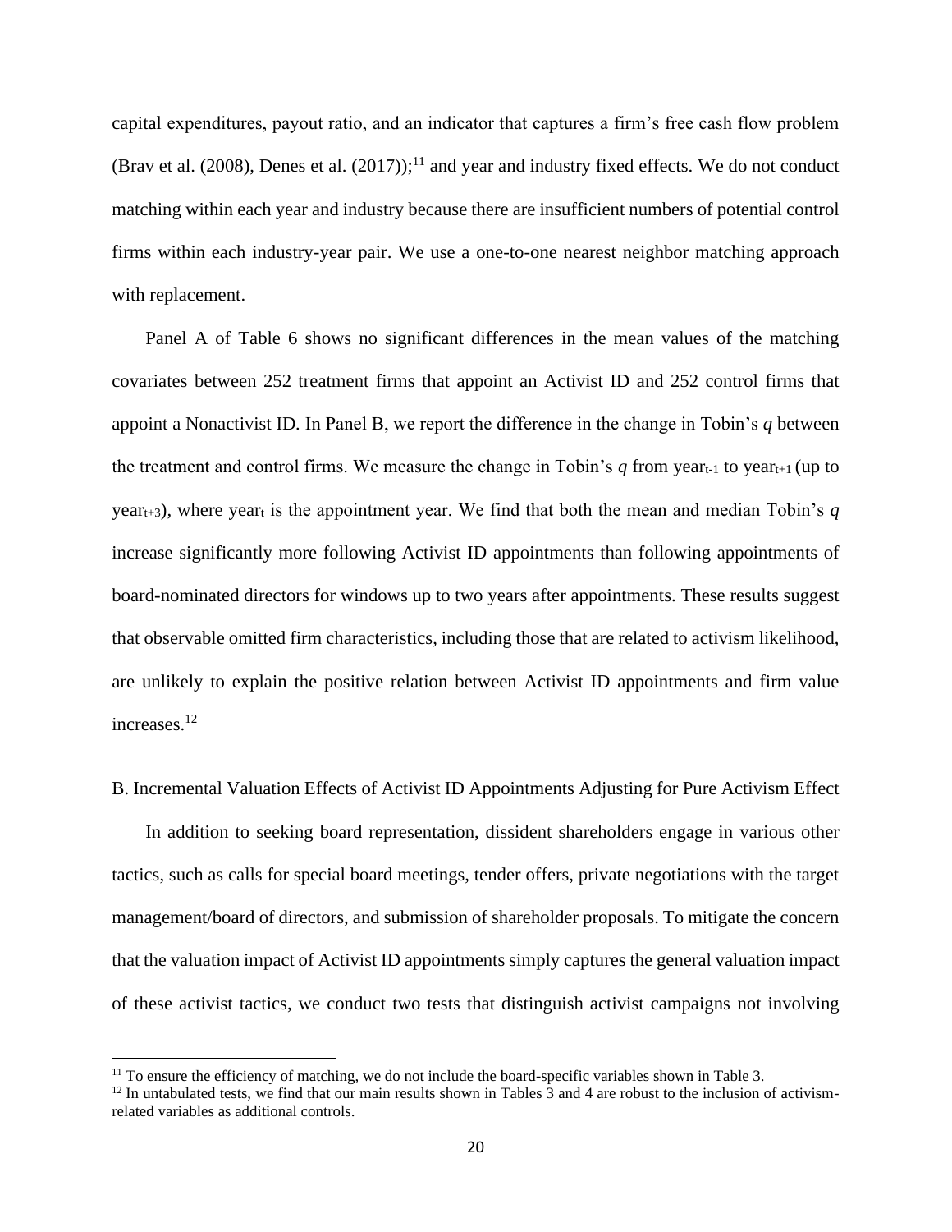capital expenditures, payout ratio, and an indicator that captures a firm's free cash flow problem (Brav et al. (2008), Denes et al. (2017));[11] and year and industry fixed effects. We do not conduct matching within each year and industry because there are insufficient numbers of potential control firms within each industry-year pair. We use a one-to-one nearest neighbor matching approach with replacement.

Panel A of Table 6 shows no significant differences in the mean values of the matching covariates between 252 treatment firms that appoint an Activist ID and 252 control firms that appoint a Nonactivist ID. In Panel B, we report the difference in the change in Tobin's *q* between the treatment and control firms. We measure the change in Tobin's *q* from $year_{t-1}$ to $year_{t+1}$ (up to $year_{t+3}$), where $year_t$ is the appointment year. We find that both the mean and median Tobin's *q* increase significantly more following Activist ID appointments than following appointments of board-nominated directors for windows up to two years after appointments. These results suggest that observable omitted firm characteristics, including those that are related to activism likelihood, are unlikely to explain the positive relation between Activist ID appointments and firm value increases.[12]

B. Incremental Valuation Effects of Activist ID Appointments Adjusting for Pure Activism Effect

In addition to seeking board representation, dissident shareholders engage in various other tactics, such as calls for special board meetings, tender offers, private negotiations with the target management/board of directors, and submission of shareholder proposals. To mitigate the concern that the valuation impact of Activist ID appointments simply captures the general valuation impact of these activist tactics, we conduct two tests that distinguish activist campaigns not involving

[11] To ensure the efficiency of matching, we do not include the board-specific variables shown in Table 3.

[12] In untabulated tests, we find that our main results shown in Tables 3 and 4 are robust to the inclusion of activism-related variables as additional controls.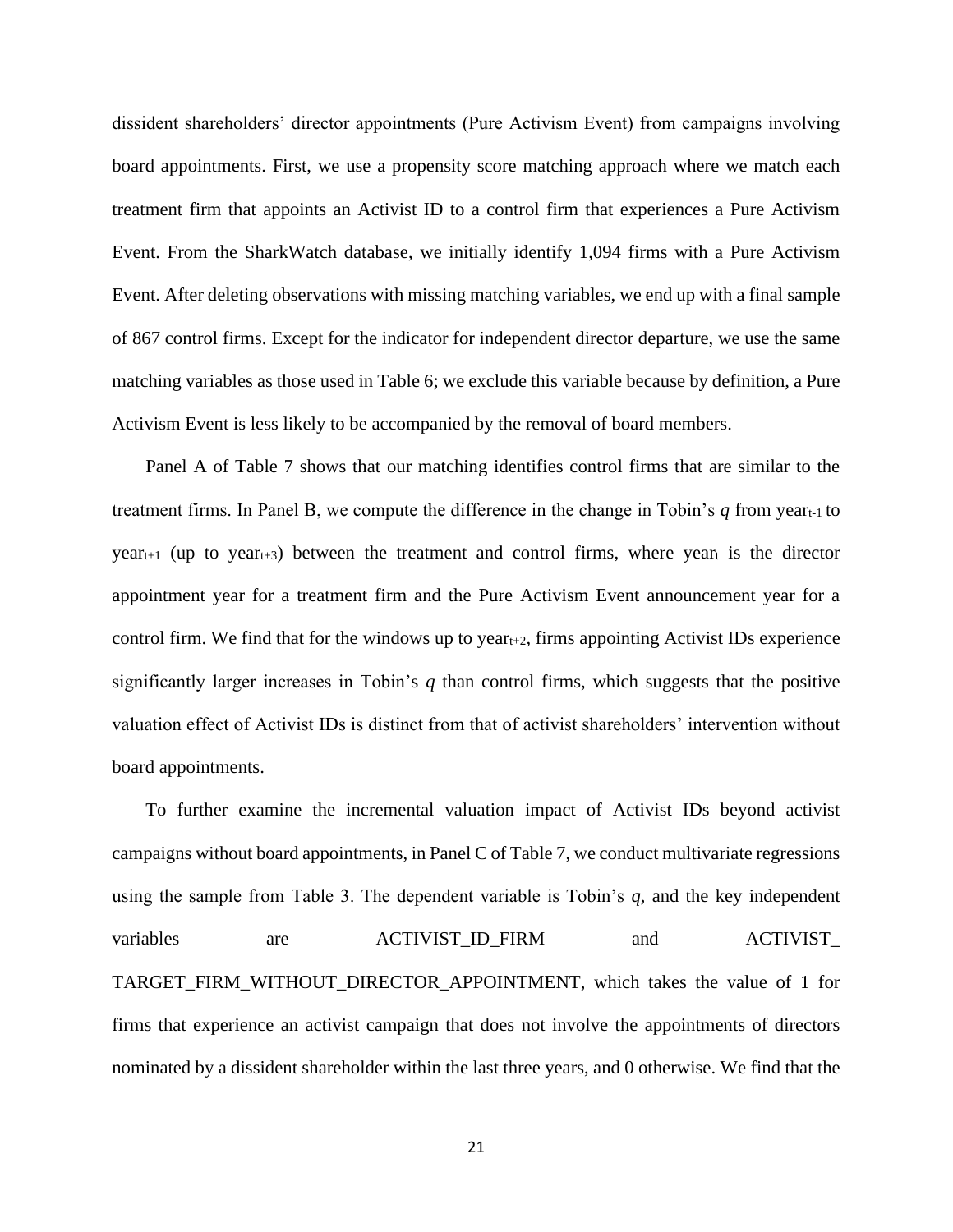dissident shareholders' director appointments (Pure Activism Event) from campaigns involving board appointments. First, we use a propensity score matching approach where we match each treatment firm that appoints an Activist ID to a control firm that experiences a Pure Activism Event. From the SharkWatch database, we initially identify 1,094 firms with a Pure Activism Event. After deleting observations with missing matching variables, we end up with a final sample of 867 control firms. Except for the indicator for independent director departure, we use the same matching variables as those used in Table 6; we exclude this variable because by definition, a Pure Activism Event is less likely to be accompanied by the removal of board members.

Panel A of Table 7 shows that our matching identifies control firms that are similar to the treatment firms. In Panel B, we compute the difference in the change in Tobin's *q* from $\text{year}_{t-1}$ to $\text{year}_{t+1}$ (up to $\text{year}_{t+3}$) between the treatment and control firms, where $\text{year}_{t}$ is the director appointment year for a treatment firm and the Pure Activism Event announcement year for a control firm. We find that for the windows up to $\text{year}_{t+2}$, firms appointing Activist IDs experience significantly larger increases in Tobin's *q* than control firms, which suggests that the positive valuation effect of Activist IDs is distinct from that of activist shareholders' intervention without board appointments.

To further examine the incremental valuation impact of Activist IDs beyond activist campaigns without board appointments, in Panel C of Table 7, we conduct multivariate regressions using the sample from Table 3. The dependent variable is Tobin's *q*, and the key independent variables are ACTIVIST_ID_FIRM and ACTIVIST_ TARGET_FIRM_WITHOUT_DIRECTOR_APPOINTMENT, which takes the value of 1 for firms that experience an activist campaign that does not involve the appointments of directors nominated by a dissident shareholder within the last three years, and 0 otherwise. We find that the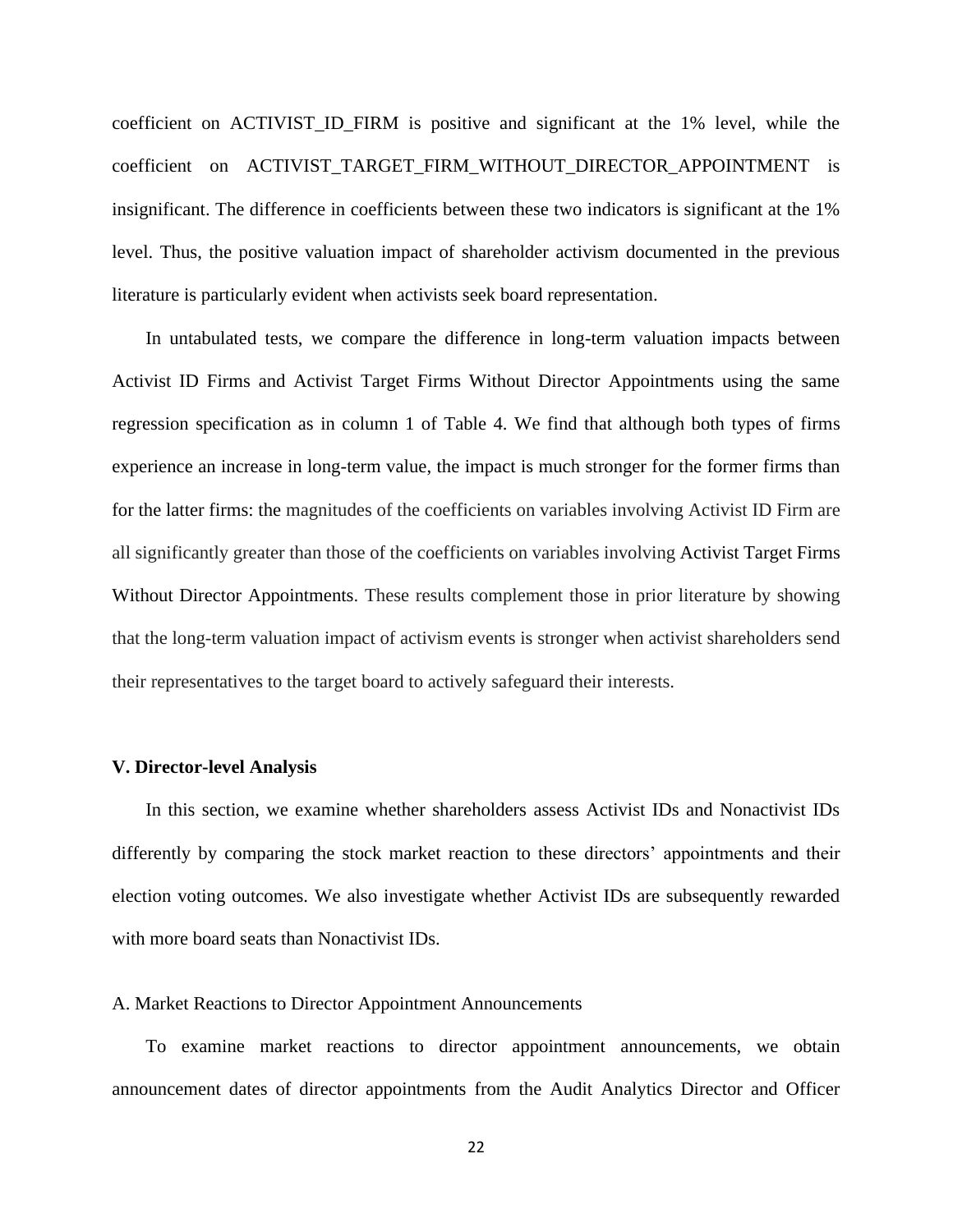coefficient on ACTIVIST_ID_FIRM is positive and significant at the 1% level, while the coefficient on ACTIVIST_TARGET_FIRM_WITHOUT_DIRECTOR_APPOINTMENT is insignificant. The difference in coefficients between these two indicators is significant at the 1% level. Thus, the positive valuation impact of shareholder activism documented in the previous literature is particularly evident when activists seek board representation.

In untabulated tests, we compare the difference in long-term valuation impacts between Activist ID Firms and Activist Target Firms Without Director Appointments using the same regression specification as in column 1 of Table 4. We find that although both types of firms experience an increase in long-term value, the impact is much stronger for the former firms than for the latter firms: the magnitudes of the coefficients on variables involving Activist ID Firm are all significantly greater than those of the coefficients on variables involving Activist Target Firms Without Director Appointments. These results complement those in prior literature by showing that the long-term valuation impact of activism events is stronger when activist shareholders send their representatives to the target board to actively safeguard their interests.

## V. Director-level Analysis

In this section, we examine whether shareholders assess Activist IDs and Nonactivist IDs differently by comparing the stock market reaction to these directors' appointments and their election voting outcomes. We also investigate whether Activist IDs are subsequently rewarded with more board seats than Nonactivist IDs.

### A. Market Reactions to Director Appointment Announcements

To examine market reactions to director appointment announcements, we obtain announcement dates of director appointments from the Audit Analytics Director and Officer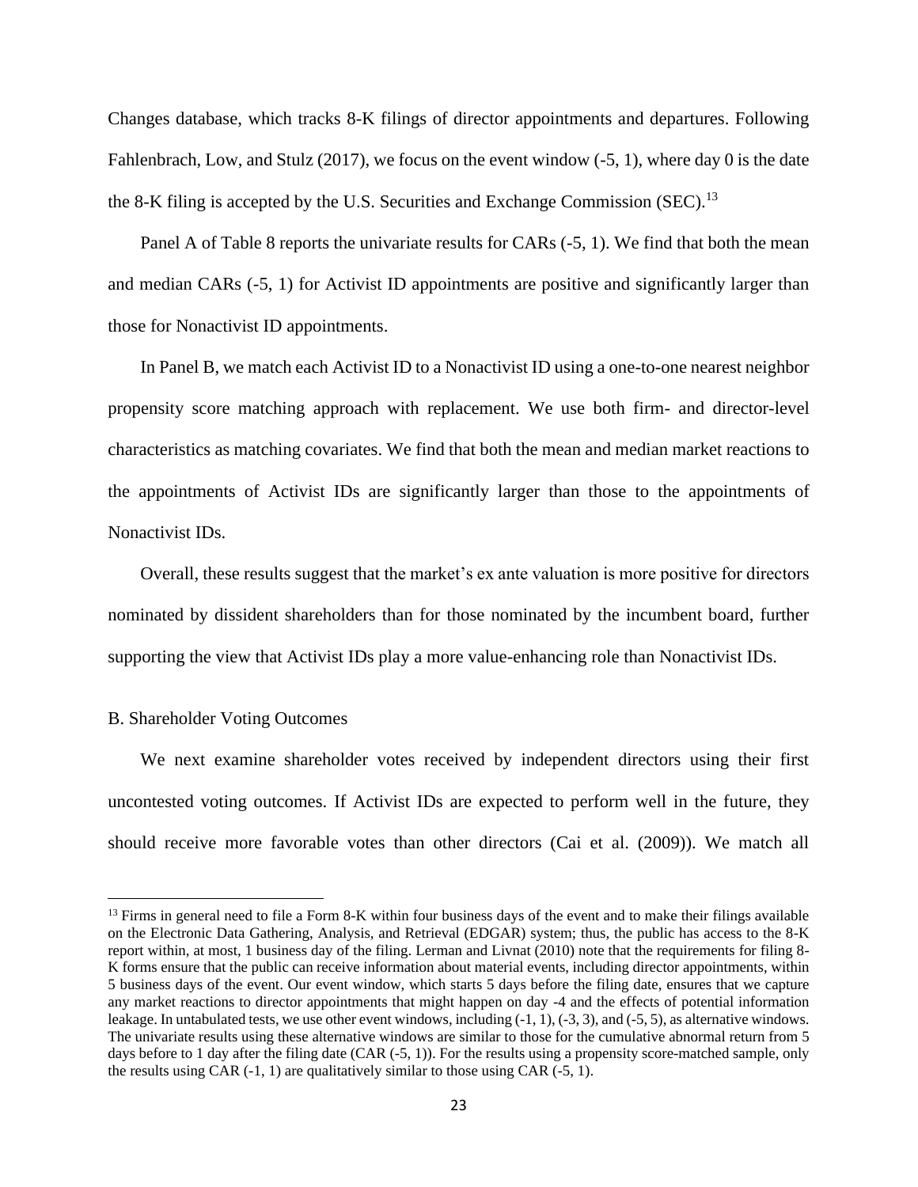Changes database, which tracks 8-K filings of director appointments and departures. Following Fahlenbrach, Low, and Stulz (2017), we focus on the event window (-5, 1), where day 0 is the date the 8-K filing is accepted by the U.S. Securities and Exchange Commission (SEC).[13]

Panel A of Table 8 reports the univariate results for CARs (-5, 1). We find that both the mean and median CARs (-5, 1) for Activist ID appointments are positive and significantly larger than those for Nonactivist ID appointments.

In Panel B, we match each Activist ID to a Nonactivist ID using a one-to-one nearest neighbor propensity score matching approach with replacement. We use both firm- and director-level characteristics as matching covariates. We find that both the mean and median market reactions to the appointments of Activist IDs are significantly larger than those to the appointments of Nonactivist IDs.

Overall, these results suggest that the market's ex ante valuation is more positive for directors nominated by dissident shareholders than for those nominated by the incumbent board, further supporting the view that Activist IDs play a more value-enhancing role than Nonactivist IDs.

B. Shareholder Voting Outcomes

We next examine shareholder votes received by independent directors using their first uncontested voting outcomes. If Activist IDs are expected to perform well in the future, they should receive more favorable votes than other directors (Cai et al. (2009)). We match all

[13] Firms in general need to file a Form 8-K within four business days of the event and to make their filings available on the Electronic Data Gathering, Analysis, and Retrieval (EDGAR) system; thus, the public has access to the 8-K report within, at most, 1 business day of the filing. Lerman and Livnat (2010) note that the requirements for filing 8-K forms ensure that the public can receive information about material events, including director appointments, within 5 business days of the event. Our event window, which starts 5 days before the filing date, ensures that we capture any market reactions to director appointments that might happen on day -4 and the effects of potential information leakage. In untabulated tests, we use other event windows, including (-1, 1), (-3, 3), and (-5, 5), as alternative windows. The univariate results using these alternative windows are similar to those for the cumulative abnormal return from 5 days before to 1 day after the filing date (CAR (-5, 1)). For the results using a propensity score-matched sample, only the results using CAR (-1, 1) are qualitatively similar to those using CAR (-5, 1).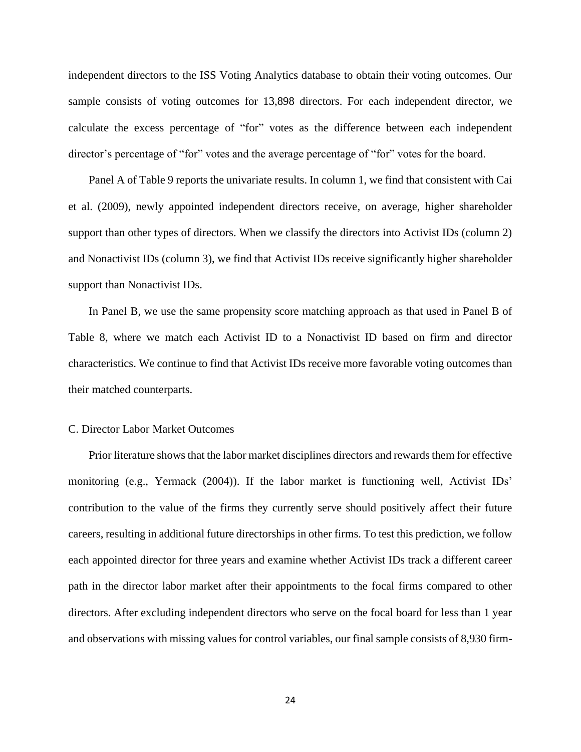independent directors to the ISS Voting Analytics database to obtain their voting outcomes. Our sample consists of voting outcomes for 13,898 directors. For each independent director, we calculate the excess percentage of "for" votes as the difference between each independent director's percentage of "for" votes and the average percentage of "for" votes for the board.

Panel A of Table 9 reports the univariate results. In column 1, we find that consistent with Cai et al. (2009), newly appointed independent directors receive, on average, higher shareholder support than other types of directors. When we classify the directors into Activist IDs (column 2) and Nonactivist IDs (column 3), we find that Activist IDs receive significantly higher shareholder support than Nonactivist IDs.

In Panel B, we use the same propensity score matching approach as that used in Panel B of Table 8, where we match each Activist ID to a Nonactivist ID based on firm and director characteristics. We continue to find that Activist IDs receive more favorable voting outcomes than their matched counterparts.

C. Director Labor Market Outcomes

Prior literature shows that the labor market disciplines directors and rewards them for effective monitoring (e.g., Yermack (2004)). If the labor market is functioning well, Activist IDs' contribution to the value of the firms they currently serve should positively affect their future careers, resulting in additional future directorships in other firms. To test this prediction, we follow each appointed director for three years and examine whether Activist IDs track a different career path in the director labor market after their appointments to the focal firms compared to other directors. After excluding independent directors who serve on the focal board for less than 1 year and observations with missing values for control variables, our final sample consists of 8,930 firm-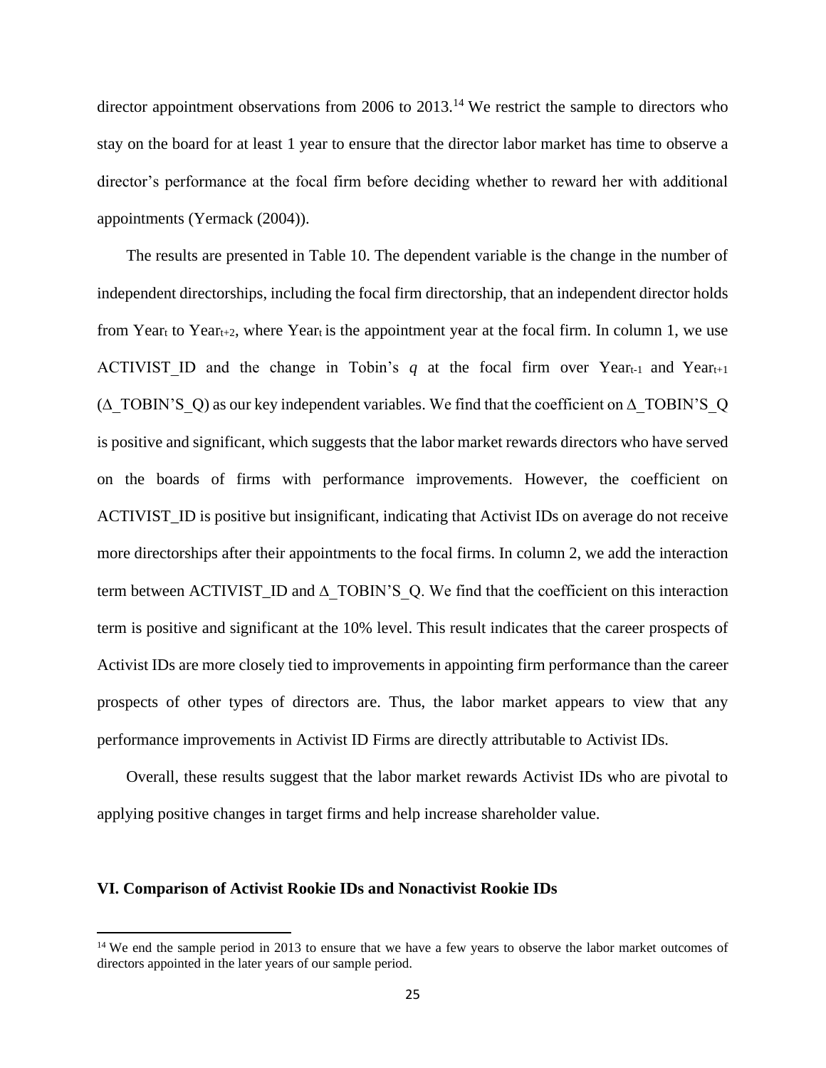director appointment observations from 2006 to 2013.[14] We restrict the sample to directors who stay on the board for at least 1 year to ensure that the director labor market has time to observe a director's performance at the focal firm before deciding whether to reward her with additional appointments (Yermack (2004)).

The results are presented in Table 10. The dependent variable is the change in the number of independent directorships, including the focal firm directorship, that an independent director holds from $\text{Year}_t$ to $\text{Year}_{t+2}$, where $\text{Year}_t$ is the appointment year at the focal firm. In column 1, we use ACTIVIST_ID and the change in Tobin's *q* at the focal firm over $\text{Year}_{t-1}$ and $\text{Year}_{t+1}$ ($\Delta$_TOBIN'S_Q) as our key independent variables. We find that the coefficient on $\Delta$_TOBIN'S_Q is positive and significant, which suggests that the labor market rewards directors who have served on the boards of firms with performance improvements. However, the coefficient on ACTIVIST_ID is positive but insignificant, indicating that Activist IDs on average do not receive more directorships after their appointments to the focal firms. In column 2, we add the interaction term between ACTIVIST_ID and $\Delta$_TOBIN'S_Q. We find that the coefficient on this interaction term is positive and significant at the 10% level. This result indicates that the career prospects of Activist IDs are more closely tied to improvements in appointing firm performance than the career prospects of other types of directors are. Thus, the labor market appears to view that any performance improvements in Activist ID Firms are directly attributable to Activist IDs.

Overall, these results suggest that the labor market rewards Activist IDs who are pivotal to applying positive changes in target firms and help increase shareholder value.

## VI. Comparison of Activist Rookie IDs and Nonactivist Rookie IDs

[14] We end the sample period in 2013 to ensure that we have a few years to observe the labor market outcomes of directors appointed in the later years of our sample period.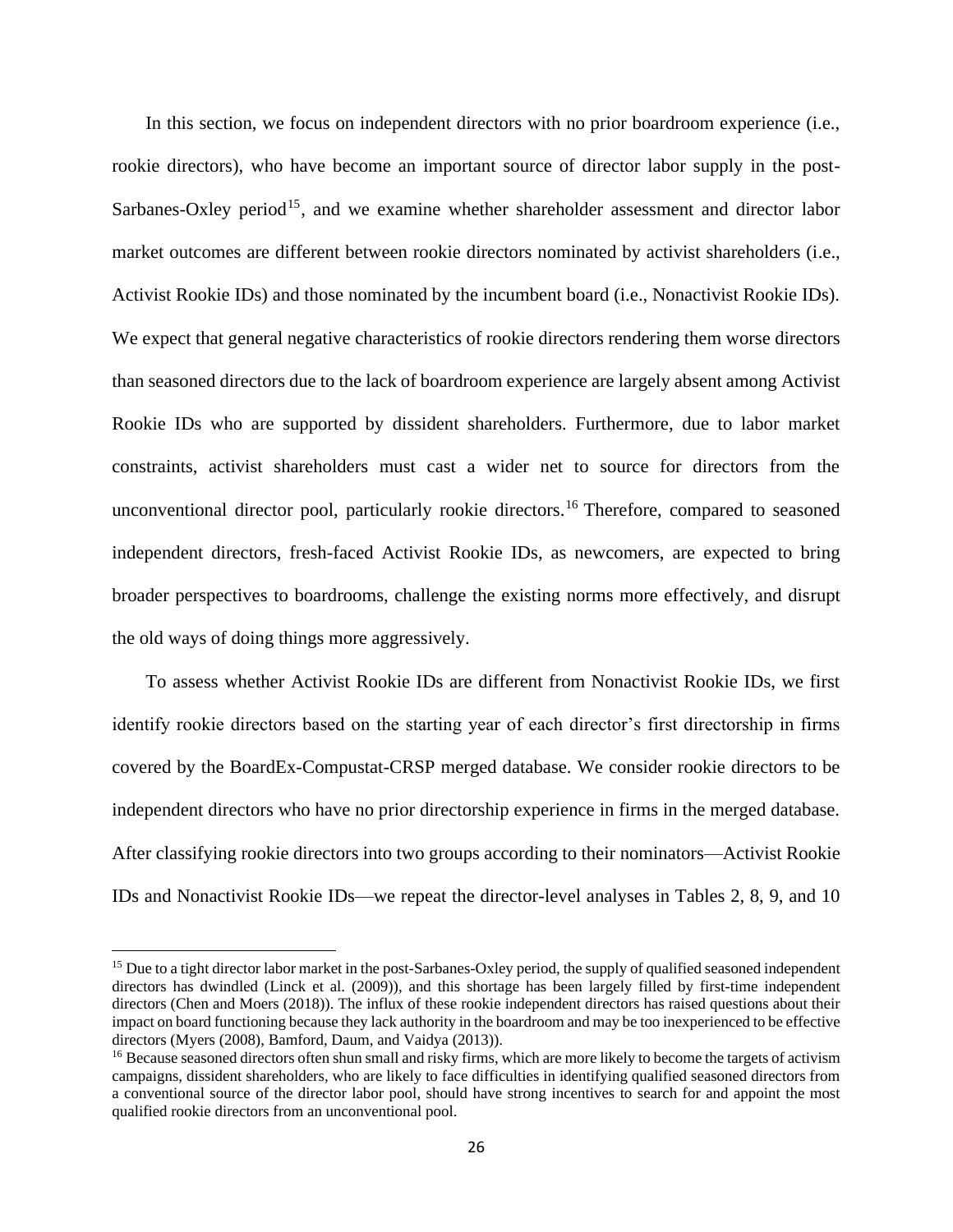In this section, we focus on independent directors with no prior boardroom experience (i.e., rookie directors), who have become an important source of director labor supply in the post-Sarbanes-Oxley period[15], and we examine whether shareholder assessment and director labor market outcomes are different between rookie directors nominated by activist shareholders (i.e., Activist Rookie IDs) and those nominated by the incumbent board (i.e., Nonactivist Rookie IDs). We expect that general negative characteristics of rookie directors rendering them worse directors than seasoned directors due to the lack of boardroom experience are largely absent among Activist Rookie IDs who are supported by dissident shareholders. Furthermore, due to labor market constraints, activist shareholders must cast a wider net to source for directors from the unconventional director pool, particularly rookie directors.[16] Therefore, compared to seasoned independent directors, fresh-faced Activist Rookie IDs, as newcomers, are expected to bring broader perspectives to boardrooms, challenge the existing norms more effectively, and disrupt the old ways of doing things more aggressively.

To assess whether Activist Rookie IDs are different from Nonactivist Rookie IDs, we first identify rookie directors based on the starting year of each director's first directorship in firms covered by the BoardEx-Compustat-CRSP merged database. We consider rookie directors to be independent directors who have no prior directorship experience in firms in the merged database. After classifying rookie directors into two groups according to their nominators—Activist Rookie IDs and Nonactivist Rookie IDs—we repeat the director-level analyses in Tables 2, 8, 9, and 10

---

[15] Due to a tight director labor market in the post-Sarbanes-Oxley period, the supply of qualified seasoned independent directors has dwindled (Linck et al. (2009)), and this shortage has been largely filled by first-time independent directors (Chen and Moers (2018)). The influx of these rookie independent directors has raised questions about their impact on board functioning because they lack authority in the boardroom and may be too inexperienced to be effective directors (Myers (2008), Bamford, Daum, and Vaidya (2013)).

[16] Because seasoned directors often shun small and risky firms, which are more likely to become the targets of activism campaigns, dissident shareholders, who are likely to face difficulties in identifying qualified seasoned directors from a conventional source of the director labor pool, should have strong incentives to search for and appoint the most qualified rookie directors from an unconventional pool.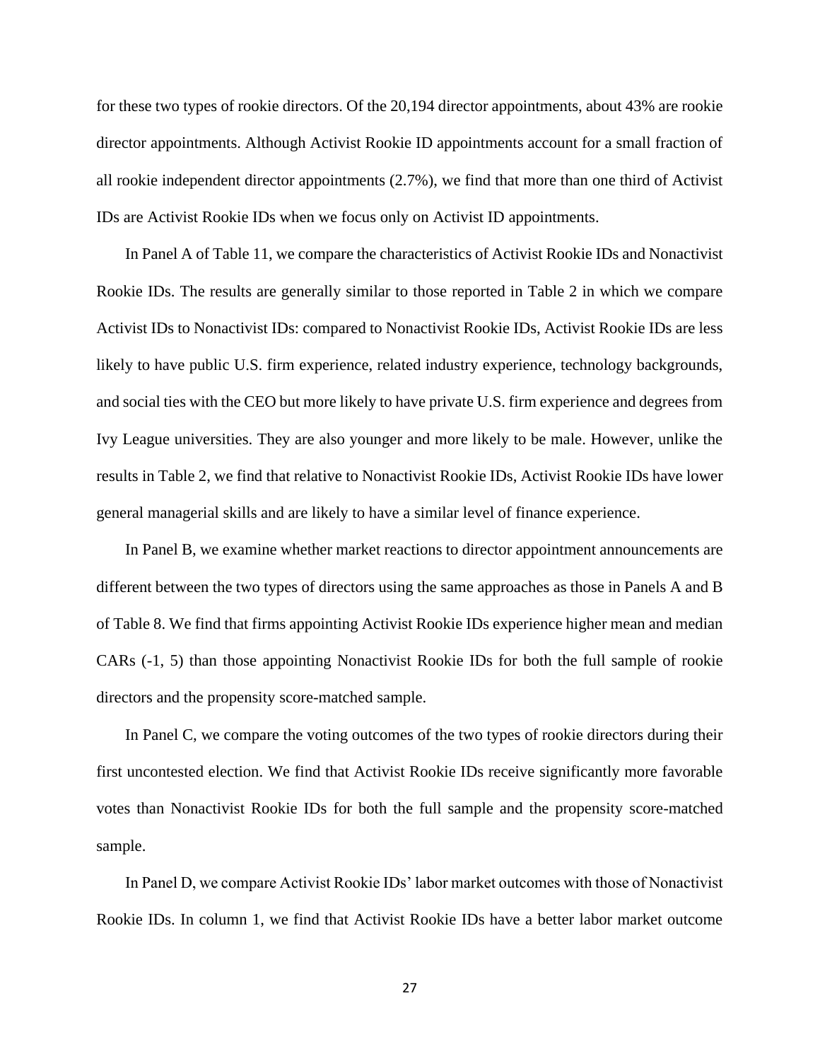for these two types of rookie directors. Of the 20,194 director appointments, about 43% are rookie director appointments. Although Activist Rookie ID appointments account for a small fraction of all rookie independent director appointments (2.7%), we find that more than one third of Activist IDs are Activist Rookie IDs when we focus only on Activist ID appointments.

In Panel A of Table 11, we compare the characteristics of Activist Rookie IDs and Nonactivist Rookie IDs. The results are generally similar to those reported in Table 2 in which we compare Activist IDs to Nonactivist IDs: compared to Nonactivist Rookie IDs, Activist Rookie IDs are less likely to have public U.S. firm experience, related industry experience, technology backgrounds, and social ties with the CEO but more likely to have private U.S. firm experience and degrees from Ivy League universities. They are also younger and more likely to be male. However, unlike the results in Table 2, we find that relative to Nonactivist Rookie IDs, Activist Rookie IDs have lower general managerial skills and are likely to have a similar level of finance experience.

In Panel B, we examine whether market reactions to director appointment announcements are different between the two types of directors using the same approaches as those in Panels A and B of Table 8. We find that firms appointing Activist Rookie IDs experience higher mean and median CARs (-1, 5) than those appointing Nonactivist Rookie IDs for both the full sample of rookie directors and the propensity score-matched sample.

In Panel C, we compare the voting outcomes of the two types of rookie directors during their first uncontested election. We find that Activist Rookie IDs receive significantly more favorable votes than Nonactivist Rookie IDs for both the full sample and the propensity score-matched sample.

In Panel D, we compare Activist Rookie IDs' labor market outcomes with those of Nonactivist Rookie IDs. In column 1, we find that Activist Rookie IDs have a better labor market outcome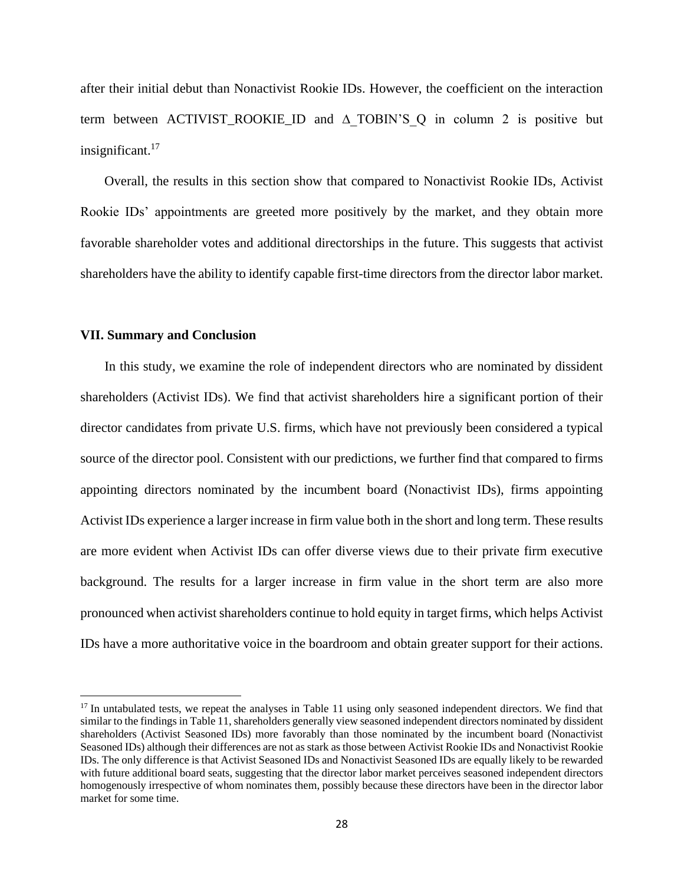after their initial debut than Nonactivist Rookie IDs. However, the coefficient on the interaction term between ACTIVIST_ROOKIE_ID and Δ_TOBIN'S_Q in column 2 is positive but insignificant.[17]

Overall, the results in this section show that compared to Nonactivist Rookie IDs, Activist Rookie IDs' appointments are greeted more positively by the market, and they obtain more favorable shareholder votes and additional directorships in the future. This suggests that activist shareholders have the ability to identify capable first-time directors from the director labor market.

## VII. Summary and Conclusion

In this study, we examine the role of independent directors who are nominated by dissident shareholders (Activist IDs). We find that activist shareholders hire a significant portion of their director candidates from private U.S. firms, which have not previously been considered a typical source of the director pool. Consistent with our predictions, we further find that compared to firms appointing directors nominated by the incumbent board (Nonactivist IDs), firms appointing Activist IDs experience a larger increase in firm value both in the short and long term. These results are more evident when Activist IDs can offer diverse views due to their private firm executive background. The results for a larger increase in firm value in the short term are also more pronounced when activist shareholders continue to hold equity in target firms, which helps Activist IDs have a more authoritative voice in the boardroom and obtain greater support for their actions.

---

[17] In untabulated tests, we repeat the analyses in Table 11 using only seasoned independent directors. We find that similar to the findings in Table 11, shareholders generally view seasoned independent directors nominated by dissident shareholders (Activist Seasoned IDs) more favorably than those nominated by the incumbent board (Nonactivist Seasoned IDs) although their differences are not as stark as those between Activist Rookie IDs and Nonactivist Rookie IDs. The only difference is that Activist Seasoned IDs and Nonactivist Seasoned IDs are equally likely to be rewarded with future additional board seats, suggesting that the director labor market perceives seasoned independent directors homogenously irrespective of whom nominates them, possibly because these directors have been in the director labor market for some time.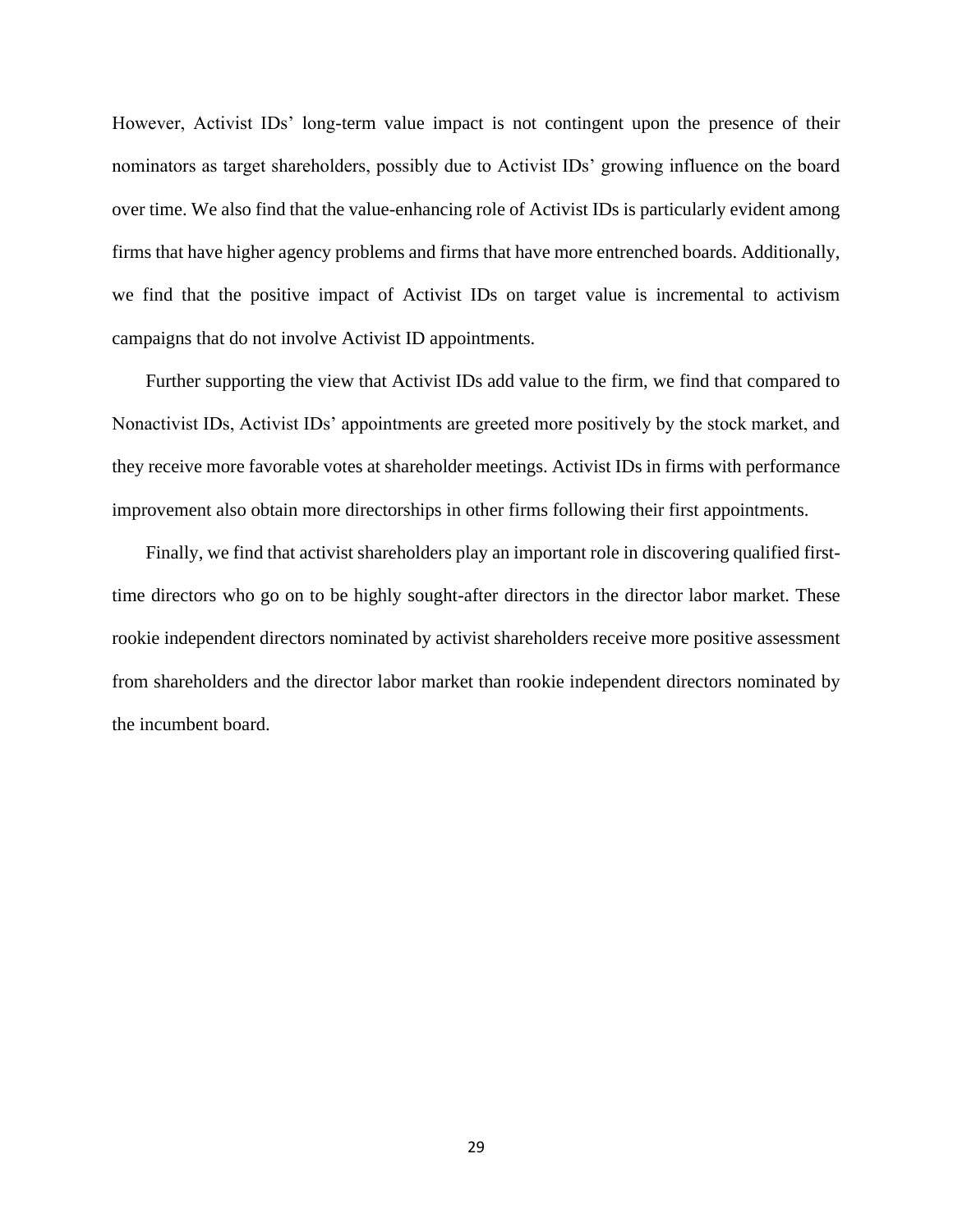However, Activist IDs' long-term value impact is not contingent upon the presence of their nominators as target shareholders, possibly due to Activist IDs' growing influence on the board over time. We also find that the value-enhancing role of Activist IDs is particularly evident among firms that have higher agency problems and firms that have more entrenched boards. Additionally, we find that the positive impact of Activist IDs on target value is incremental to activism campaigns that do not involve Activist ID appointments.

Further supporting the view that Activist IDs add value to the firm, we find that compared to Nonactivist IDs, Activist IDs' appointments are greeted more positively by the stock market, and they receive more favorable votes at shareholder meetings. Activist IDs in firms with performance improvement also obtain more directorships in other firms following their first appointments.

Finally, we find that activist shareholders play an important role in discovering qualified first-time directors who go on to be highly sought-after directors in the director labor market. These rookie independent directors nominated by activist shareholders receive more positive assessment from shareholders and the director labor market than rookie independent directors nominated by the incumbent board.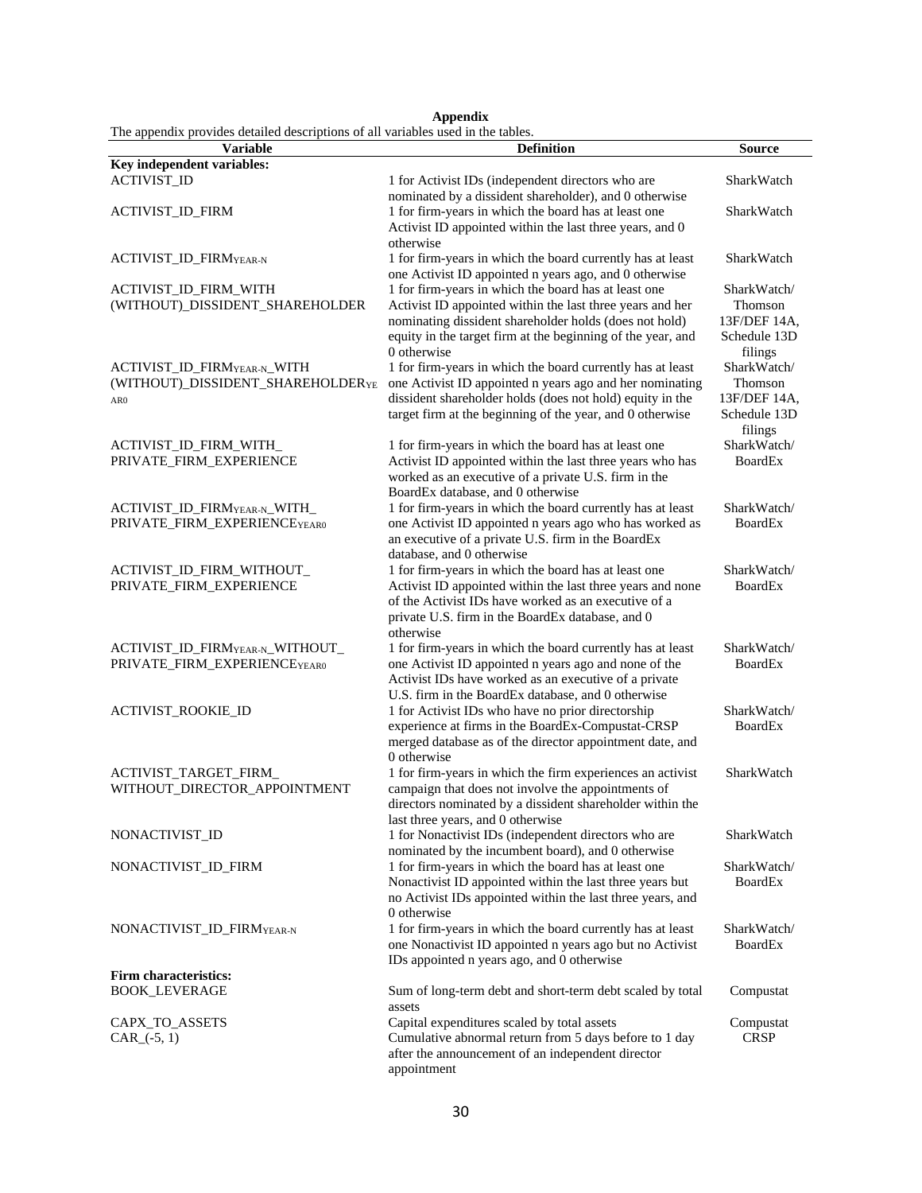**Appendix**

The appendix provides detailed descriptions of all variables used in the tables.

| Variable | Definition | Source |
|---|---|---|
| **Key independent variables:** | | |
| ACTIVIST_ID | 1 for Activist IDs (independent directors who are nominated by a dissident shareholder), and 0 otherwise | SharkWatch |
| ACTIVIST_ID_FIRM | 1 for firm-years in which the board has at least one Activist ID appointed within the last three years, and 0 otherwise | SharkWatch |
| $ACTIVIST\_ID\_FIRM_{YEAR\text{-}N}$ | 1 for firm-years in which the board currently has at least one Activist ID appointed n years ago, and 0 otherwise | SharkWatch |
| ACTIVIST_ID_FIRM_WITH (WITHOUT)_DISSIDENT_SHAREHOLDER | 1 for firm-years in which the board has at least one Activist ID appointed within the last three years and her nominating dissident shareholder holds (does not hold) equity in the target firm at the beginning of the year, and 0 otherwise | SharkWatch/ Thomson 13F/DEF 14A, Schedule 13D filings |
| $ACTIVIST\_ID\_FIRM_{YEAR\text{-}N}$_WITH (WITHOUT)_$DISSIDENT\_SHAREHOLDER_{YEAR0}$ | 1 for firm-years in which the board currently has at least one Activist ID appointed n years ago and her nominating dissident shareholder holds (does not hold) equity in the target firm at the beginning of the year, and 0 otherwise | SharkWatch/ Thomson 13F/DEF 14A, Schedule 13D filings |
| ACTIVIST_ID_FIRM_WITH_ PRIVATE_FIRM_EXPERIENCE | 1 for firm-years in which the board has at least one Activist ID appointed within the last three years who has worked as an executive of a private U.S. firm in the BoardEx database, and 0 otherwise | SharkWatch/ BoardEx |
| $ACTIVIST\_ID\_FIRM_{YEAR\text{-}N}$_WITH_ $PRIVATE\_FIRM\_EXPERIENCE_{YEAR0}$ | 1 for firm-years in which the board currently has at least one Activist ID appointed n years ago who has worked as an executive of a private U.S. firm in the BoardEx database, and 0 otherwise | SharkWatch/ BoardEx |
| ACTIVIST_ID_FIRM_WITHOUT_ PRIVATE_FIRM_EXPERIENCE | 1 for firm-years in which the board has at least one Activist ID appointed within the last three years and none of the Activist IDs have worked as an executive of a private U.S. firm in the BoardEx database, and 0 otherwise | SharkWatch/ BoardEx |
| $ACTIVIST\_ID\_FIRM_{YEAR\text{-}N}$_WITHOUT_ $PRIVATE\_FIRM\_EXPERIENCE_{YEAR0}$ | 1 for firm-years in which the board currently has at least one Activist ID appointed n years ago and none of the Activist IDs have worked as an executive of a private U.S. firm in the BoardEx database, and 0 otherwise | SharkWatch/ BoardEx |
| ACTIVIST_ROOKIE_ID | 1 for Activist IDs who have no prior directorship experience at firms in the BoardEx-Compustat-CRSP merged database as of the director appointment date, and 0 otherwise | SharkWatch/ BoardEx |
| ACTIVIST_TARGET_FIRM_ WITHOUT_DIRECTOR_APPOINTMENT | 1 for firm-years in which the firm experiences an activist campaign that does not involve the appointments of directors nominated by a dissident shareholder within the last three years, and 0 otherwise | SharkWatch |
| NONACTIVIST_ID | 1 for Nonactivist IDs (independent directors who are nominated by the incumbent board), and 0 otherwise | SharkWatch |
| NONACTIVIST_ID_FIRM | 1 for firm-years in which the board has at least one Nonactivist ID appointed within the last three years but no Activist IDs appointed within the last three years, and 0 otherwise | SharkWatch/ BoardEx |
| $NONACTIVIST\_ID\_FIRM_{YEAR\text{-}N}$ | 1 for firm-years in which the board currently has at least one Nonactivist ID appointed n years ago but no Activist IDs appointed n years ago, and 0 otherwise | SharkWatch/ BoardEx |
| **Firm characteristics:** | | |
| BOOK_LEVERAGE | Sum of long-term debt and short-term debt scaled by total assets | Compustat |
| CAPX_TO_ASSETS | Capital expenditures scaled by total assets | Compustat |
| CAR_(-5, 1) | Cumulative abnormal return from 5 days before to 1 day after the announcement of an independent director appointment | CRSP |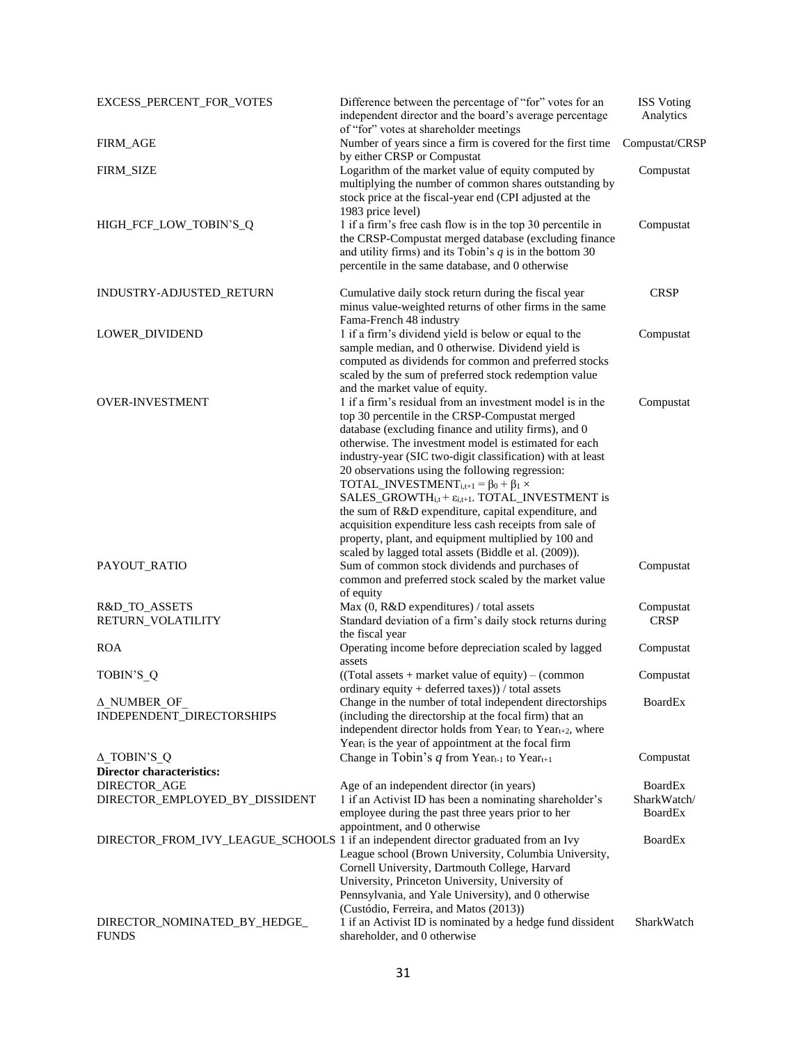| | | |
|---|---|---|
| EXCESS_PERCENT_FOR_VOTES | Difference between the percentage of "for" votes for an independent director and the board's average percentage of "for" votes at shareholder meetings | ISS Voting Analytics |
| FIRM_AGE | Number of years since a firm is covered for the first time by either CRSP or Compustat | Compustat/CRSP |
| FIRM_SIZE | Logarithm of the market value of equity computed by multiplying the number of common shares outstanding by stock price at the fiscal-year end (CPI adjusted at the 1983 price level) | Compustat |
| HIGH_FCF_LOW_TOBIN'S_Q | 1 if a firm's free cash flow is in the top 30 percentile in the CRSP-Compustat merged database (excluding finance and utility firms) and its Tobin's *q* is in the bottom 30 percentile in the same database, and 0 otherwise | Compustat |
| INDUSTRY-ADJUSTED_RETURN | Cumulative daily stock return during the fiscal year minus value-weighted returns of other firms in the same Fama-French 48 industry | CRSP |
| LOWER_DIVIDEND | 1 if a firm's dividend yield is below or equal to the sample median, and 0 otherwise. Dividend yield is computed as dividends for common and preferred stocks scaled by the sum of preferred stock redemption value and the market value of equity. | Compustat |
| OVER-INVESTMENT | 1 if a firm's residual from an investment model is in the top 30 percentile in the CRSP-Compustat merged database (excluding finance and utility firms), and 0 otherwise. The investment model is estimated for each industry-year (SIC two-digit classification) with at least 20 observations using the following regression: $TOTAL\_INVESTMENT_{i,t+1} = \beta_0 + \beta_1 \times SALES\_GROWTH_{i,t} + \varepsilon_{i,t+1}$. TOTAL_INVESTMENT is the sum of R&D expenditure, capital expenditure, and acquisition expenditure less cash receipts from sale of property, plant, and equipment multiplied by 100 and scaled by lagged total assets (Biddle et al. (2009)). | Compustat |
| PAYOUT_RATIO | Sum of common stock dividends and purchases of common and preferred stock scaled by the market value of equity | Compustat |
| R&D_TO_ASSETS | Max (0, R&D expenditures) / total assets | Compustat |
| RETURN_VOLATILITY | Standard deviation of a firm's daily stock returns during the fiscal year | CRSP |
| ROA | Operating income before depreciation scaled by lagged assets | Compustat |
| TOBIN'S_Q | ((Total assets + market value of equity) – (common ordinary equity + deferred taxes)) / total assets | Compustat |
| Δ_NUMBER_OF_INDEPENDENT_DIRECTORSHIPS | Change in the number of total independent directorships (including the directorship at the focal firm) that an independent director holds from $Year_t$ to $Year_{t+2}$, where $Year_t$ is the year of appointment at the focal firm | BoardEx |
| Δ_TOBIN'S_Q | Change in Tobin's *q* from $Year_{t-1}$ to $Year_{t+1}$ | Compustat |
| **Director characteristics:** | | |
| DIRECTOR_AGE | Age of an independent director (in years) | BoardEx |
| DIRECTOR_EMPLOYED_BY_DISSIDENT | 1 if an Activist ID has been a nominating shareholder's employee during the past three years prior to her appointment, and 0 otherwise | SharkWatch/ BoardEx |
| DIRECTOR_FROM_IVY_LEAGUE_SCHOOLS | 1 if an independent director graduated from an Ivy League school (Brown University, Columbia University, Cornell University, Dartmouth College, Harvard University, Princeton University, University of Pennsylvania, and Yale University), and 0 otherwise (Custódio, Ferreira, and Matos (2013)) | BoardEx |
| DIRECTOR_NOMINATED_BY_HEDGE_FUNDS | 1 if an Activist ID is nominated by a hedge fund dissident shareholder, and 0 otherwise | SharkWatch |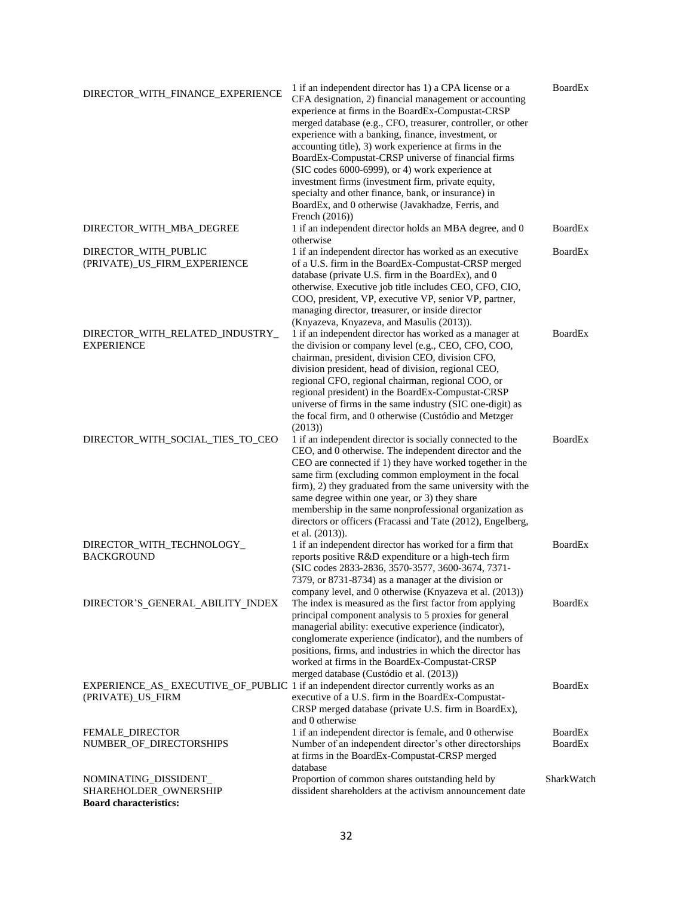| | | |
|---|---|---|
| DIRECTOR_WITH_FINANCE_EXPERIENCE | 1 if an independent director has 1) a CPA license or a CFA designation, 2) financial management or accounting experience at firms in the BoardEx-Compustat-CRSP merged database (e.g., CFO, treasurer, controller, or other experience with a banking, finance, investment, or accounting title), 3) work experience at firms in the BoardEx-Compustat-CRSP universe of financial firms (SIC codes 6000-6999), or 4) work experience at investment firms (investment firm, private equity, specialty and other finance, bank, or insurance) in BoardEx, and 0 otherwise (Javakhadze, Ferris, and French (2016)) | BoardEx |
| DIRECTOR_WITH_MBA_DEGREE | 1 if an independent director holds an MBA degree, and 0 otherwise | BoardEx |
| DIRECTOR_WITH_PUBLIC (PRIVATE)_US_FIRM_EXPERIENCE | 1 if an independent director has worked as an executive of a U.S. firm in the BoardEx-Compustat-CRSP merged database (private U.S. firm in the BoardEx), and 0 otherwise. Executive job title includes CEO, CFO, CIO, COO, president, VP, executive VP, senior VP, partner, managing director, treasurer, or inside director (Knyazeva, Knyazeva, and Masulis (2013)). | BoardEx |
| DIRECTOR_WITH_RELATED_INDUSTRY_ EXPERIENCE | 1 if an independent director has worked as a manager at the division or company level (e.g., CEO, CFO, COO, chairman, president, division CEO, division CFO, division president, head of division, regional CEO, regional CFO, regional chairman, regional COO, or regional president) in the BoardEx-Compustat-CRSP universe of firms in the same industry (SIC one-digit) as the focal firm, and 0 otherwise (Custódio and Metzger (2013)) | BoardEx |
| DIRECTOR_WITH_SOCIAL_TIES_TO_CEO | 1 if an independent director is socially connected to the CEO, and 0 otherwise. The independent director and the CEO are connected if 1) they have worked together in the same firm (excluding common employment in the focal firm), 2) they graduated from the same university with the same degree within one year, or 3) they share membership in the same nonprofessional organization as directors or officers (Fracassi and Tate (2012), Engelberg, et al. (2013)). | BoardEx |
| DIRECTOR_WITH_TECHNOLOGY_ BACKGROUND | 1 if an independent director has worked for a firm that reports positive R&D expenditure or a high-tech firm (SIC codes 2833-2836, 3570-3577, 3600-3674, 7371-7379, or 8731-8734) as a manager at the division or company level, and 0 otherwise (Knyazeva et al. (2013)) | BoardEx |
| DIRECTOR'S_GENERAL_ABILITY_INDEX | The index is measured as the first factor from applying principal component analysis to 5 proxies for general managerial ability: executive experience (indicator), conglomerate experience (indicator), and the numbers of positions, firms, and industries in which the director has worked at firms in the BoardEx-Compustat-CRSP merged database (Custódio et al. (2013)) | BoardEx |
| EXPERIENCE_AS_ EXECUTIVE_OF_PUBLIC (PRIVATE)_US_FIRM | 1 if an independent director currently works as an executive of a U.S. firm in the BoardEx-Compustat-CRSP merged database (private U.S. firm in BoardEx), and 0 otherwise | BoardEx |
| FEMALE_DIRECTOR | 1 if an independent director is female, and 0 otherwise | BoardEx |
| NUMBER_OF_DIRECTORSHIPS | Number of an independent director's other directorships at firms in the BoardEx-Compustat-CRSP merged database | BoardEx |
| NOMINATING_DISSIDENT_ SHAREHOLDER_OWNERSHIP | Proportion of common shares outstanding held by dissident shareholders at the activism announcement date | SharkWatch |
| **Board characteristics:** | | |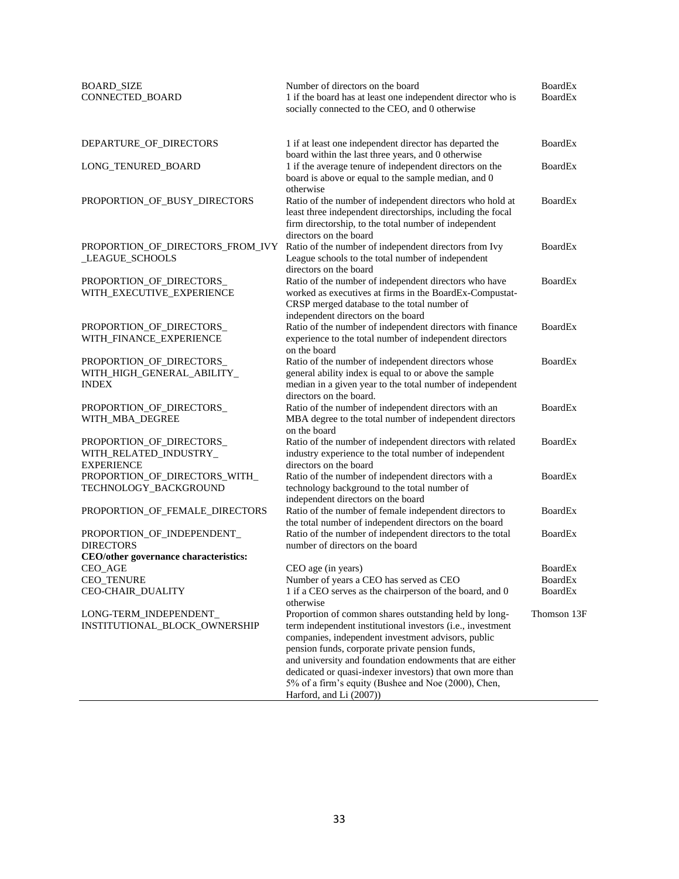| | | |
|---|---|---|
| BOARD_SIZE | Number of directors on the board | BoardEx |
| CONNECTED_BOARD | 1 if the board has at least one independent director who is socially connected to the CEO, and 0 otherwise | BoardEx |
| DEPARTURE_OF_DIRECTORS | 1 if at least one independent director has departed the board within the last three years, and 0 otherwise | BoardEx |
| LONG_TENURED_BOARD | 1 if the average tenure of independent directors on the board is above or equal to the sample median, and 0 otherwise | BoardEx |
| PROPORTION_OF_BUSY_DIRECTORS | Ratio of the number of independent directors who hold at least three independent directorships, including the focal firm directorship, to the total number of independent directors on the board | BoardEx |
| PROPORTION_OF_DIRECTORS_FROM_IVY_LEAGUE_SCHOOLS | Ratio of the number of independent directors from Ivy League schools to the total number of independent directors on the board | BoardEx |
| PROPORTION_OF_DIRECTORS_WITH_EXECUTIVE_EXPERIENCE | Ratio of the number of independent directors who have worked as executives at firms in the BoardEx-Compustat-CRSP merged database to the total number of independent directors on the board | BoardEx |
| PROPORTION_OF_DIRECTORS_WITH_FINANCE_EXPERIENCE | Ratio of the number of independent directors with finance experience to the total number of independent directors on the board | BoardEx |
| PROPORTION_OF_DIRECTORS_WITH_HIGH_GENERAL_ABILITY_INDEX | Ratio of the number of independent directors whose general ability index is equal to or above the sample median in a given year to the total number of independent directors on the board. | BoardEx |
| PROPORTION_OF_DIRECTORS_WITH_MBA_DEGREE | Ratio of the number of independent directors with an MBA degree to the total number of independent directors on the board | BoardEx |
| PROPORTION_OF_DIRECTORS_WITH_RELATED_INDUSTRY_EXPERIENCE | Ratio of the number of independent directors with related industry experience to the total number of independent directors on the board | BoardEx |
| PROPORTION_OF_DIRECTORS_WITH_TECHNOLOGY_BACKGROUND | Ratio of the number of independent directors with a technology background to the total number of independent directors on the board | BoardEx |
| PROPORTION_OF_FEMALE_DIRECTORS | Ratio of the number of female independent directors to the total number of independent directors on the board | BoardEx |
| PROPORTION_OF_INDEPENDENT_DIRECTORS | Ratio of the number of independent directors to the total number of directors on the board | BoardEx |
| **CEO/other governance characteristics:** | | |
| CEO_AGE | CEO age (in years) | BoardEx |
| CEO_TENURE | Number of years a CEO has served as CEO | BoardEx |
| CEO-CHAIR_DUALITY | 1 if a CEO serves as the chairperson of the board, and 0 otherwise | BoardEx |
| LONG-TERM_INDEPENDENT_INSTITUTIONAL_BLOCK_OWNERSHIP | Proportion of common shares outstanding held by long-term independent institutional investors (i.e., investment companies, independent investment advisors, public pension funds, corporate private pension funds, and university and foundation endowments that are either dedicated or quasi-indexer investors) that own more than 5% of a firm's equity (Bushee and Noe (2000), Chen, Harford, and Li (2007)) | Thomson 13F |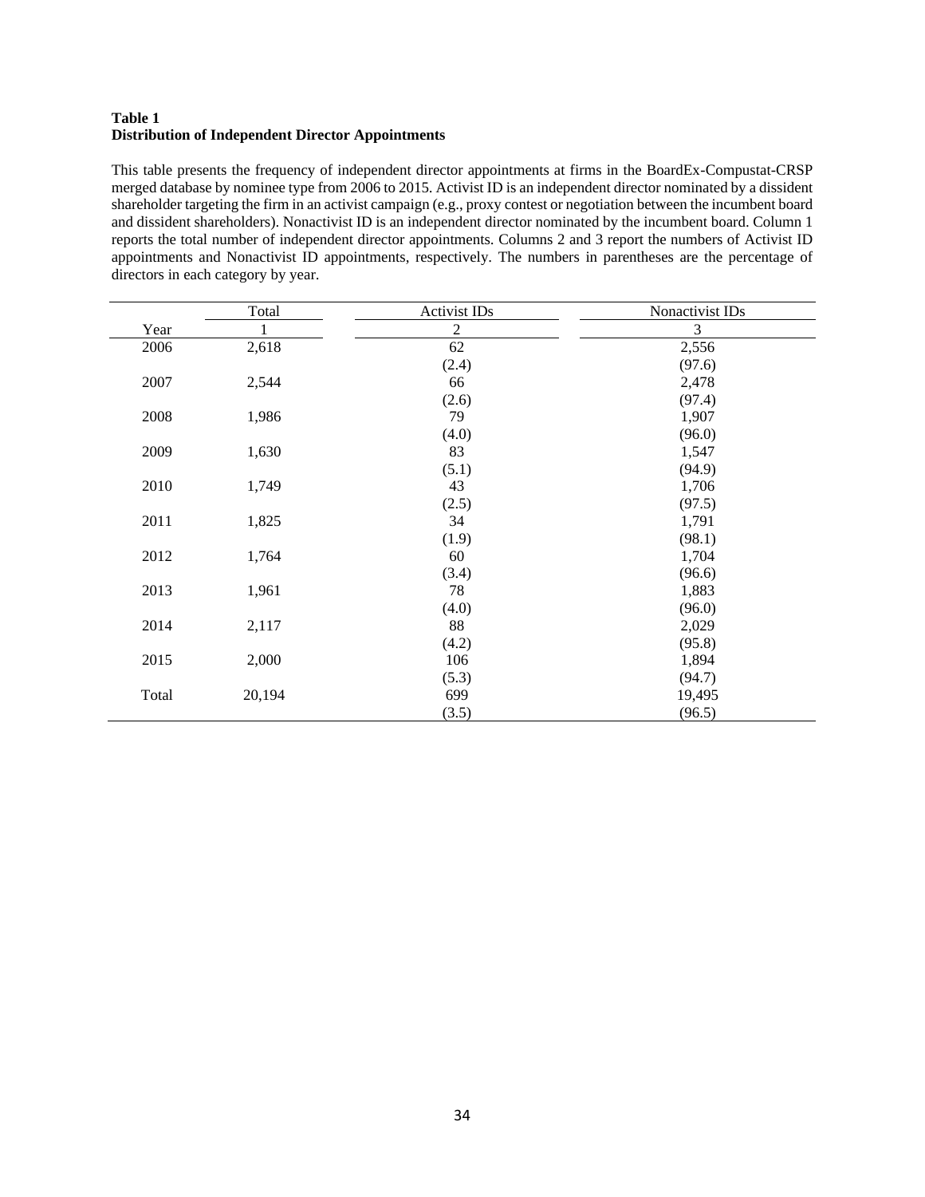**Table 1**
**Distribution of Independent Director Appointments**

This table presents the frequency of independent director appointments at firms in the BoardEx-Compustat-CRSP merged database by nominee type from 2006 to 2015. Activist ID is an independent director nominated by a dissident shareholder targeting the firm in an activist campaign (e.g., proxy contest or negotiation between the incumbent board and dissident shareholders). Nonactivist ID is an independent director nominated by the incumbent board. Column 1 reports the total number of independent director appointments. Columns 2 and 3 report the numbers of Activist ID appointments and Nonactivist ID appointments, respectively. The numbers in parentheses are the percentage of directors in each category by year.

| | Total | Activist IDs | Nonactivist IDs |
|---|---|---|---|
| Year | 1 | 2 | 3 |
| 2006 | 2,618 | 62 | 2,556 |
| | | (2.4) | (97.6) |
| 2007 | 2,544 | 66 | 2,478 |
| | | (2.6) | (97.4) |
| 2008 | 1,986 | 79 | 1,907 |
| | | (4.0) | (96.0) |
| 2009 | 1,630 | 83 | 1,547 |
| | | (5.1) | (94.9) |
| 2010 | 1,749 | 43 | 1,706 |
| | | (2.5) | (97.5) |
| 2011 | 1,825 | 34 | 1,791 |
| | | (1.9) | (98.1) |
| 2012 | 1,764 | 60 | 1,704 |
| | | (3.4) | (96.6) |
| 2013 | 1,961 | 78 | 1,883 |
| | | (4.0) | (96.0) |
| 2014 | 2,117 | 88 | 2,029 |
| | | (4.2) | (95.8) |
| 2015 | 2,000 | 106 | 1,894 |
| | | (5.3) | (94.7) |
| Total | 20,194 | 699 | 19,495 |
| | | (3.5) | (96.5) |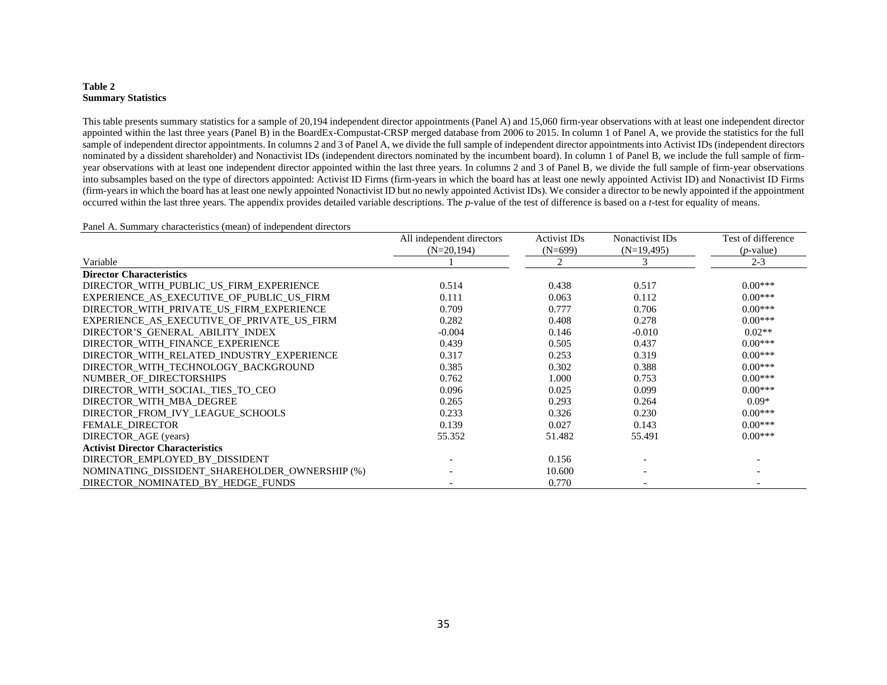**Table 2**
**Summary Statistics**

This table presents summary statistics for a sample of 20,194 independent director appointments (Panel A) and 15,060 firm-year observations with at least one independent director appointed within the last three years (Panel B) in the BoardEx-Compustat-CRSP merged database from 2006 to 2015. In column 1 of Panel A, we provide the statistics for the full sample of independent director appointments. In columns 2 and 3 of Panel A, we divide the full sample of independent director appointments into Activist IDs (independent directors nominated by a dissident shareholder) and Nonactivist IDs (independent directors nominated by the incumbent board). In column 1 of Panel B, we include the full sample of firm-year observations with at least one independent director appointed within the last three years. In columns 2 and 3 of Panel B, we divide the full sample of firm-year observations into subsamples based on the type of directors appointed: Activist ID Firms (firm-years in which the board has at least one newly appointed Activist ID) and Nonactivist ID Firms (firm-years in which the board has at least one newly appointed Nonactivist ID but no newly appointed Activist IDs). We consider a director to be newly appointed if the appointment occurred within the last three years. The appendix provides detailed variable descriptions. The *p*-value of the test of difference is based on a *t*-test for equality of means.

Panel A. Summary characteristics (mean) of independent directors

| Variable | All independent directors (N=20,194) | Activist IDs (N=699) | Nonactivist IDs (N=19,495) | Test of difference (*p*-value) |
|---|---|---|---|---|
| | 1 | 2 | 3 | 2-3 |
| **Director Characteristics** | | | | |
| DIRECTOR_WITH_PUBLIC_US_FIRM_EXPERIENCE | 0.514 | 0.438 | 0.517 | 0.00*** |
| EXPERIENCE_AS_EXECUTIVE_OF_PUBLIC_US_FIRM | 0.111 | 0.063 | 0.112 | 0.00*** |
| DIRECTOR_WITH_PRIVATE_US_FIRM_EXPERIENCE | 0.709 | 0.777 | 0.706 | 0.00*** |
| EXPERIENCE_AS_EXECUTIVE_OF_PRIVATE_US_FIRM | 0.282 | 0.408 | 0.278 | 0.00*** |
| DIRECTOR'S_GENERAL_ABILITY_INDEX | -0.004 | 0.146 | -0.010 | 0.02** |
| DIRECTOR_WITH_FINANCE_EXPERIENCE | 0.439 | 0.505 | 0.437 | 0.00*** |
| DIRECTOR_WITH_RELATED_INDUSTRY_EXPERIENCE | 0.317 | 0.253 | 0.319 | 0.00*** |
| DIRECTOR_WITH_TECHNOLOGY_BACKGROUND | 0.385 | 0.302 | 0.388 | 0.00*** |
| NUMBER_OF_DIRECTORSHIPS | 0.762 | 1.000 | 0.753 | 0.00*** |
| DIRECTOR_WITH_SOCIAL_TIES_TO_CEO | 0.096 | 0.025 | 0.099 | 0.00*** |
| DIRECTOR_WITH_MBA_DEGREE | 0.265 | 0.293 | 0.264 | 0.09* |
| DIRECTOR_FROM_IVY_LEAGUE_SCHOOLS | 0.233 | 0.326 | 0.230 | 0.00*** |
| FEMALE_DIRECTOR | 0.139 | 0.027 | 0.143 | 0.00*** |
| DIRECTOR_AGE (years) | 55.352 | 51.482 | 55.491 | 0.00*** |
| **Activist Director Characteristics** | | | | |
| DIRECTOR_EMPLOYED_BY_DISSIDENT | - | 0.156 | - | - |
| NOMINATING_DISSIDENT_SHAREHOLDER_OWNERSHIP (%) | - | 10.600 | - | - |
| DIRECTOR_NOMINATED_BY_HEDGE_FUNDS | - | 0.770 | - | - |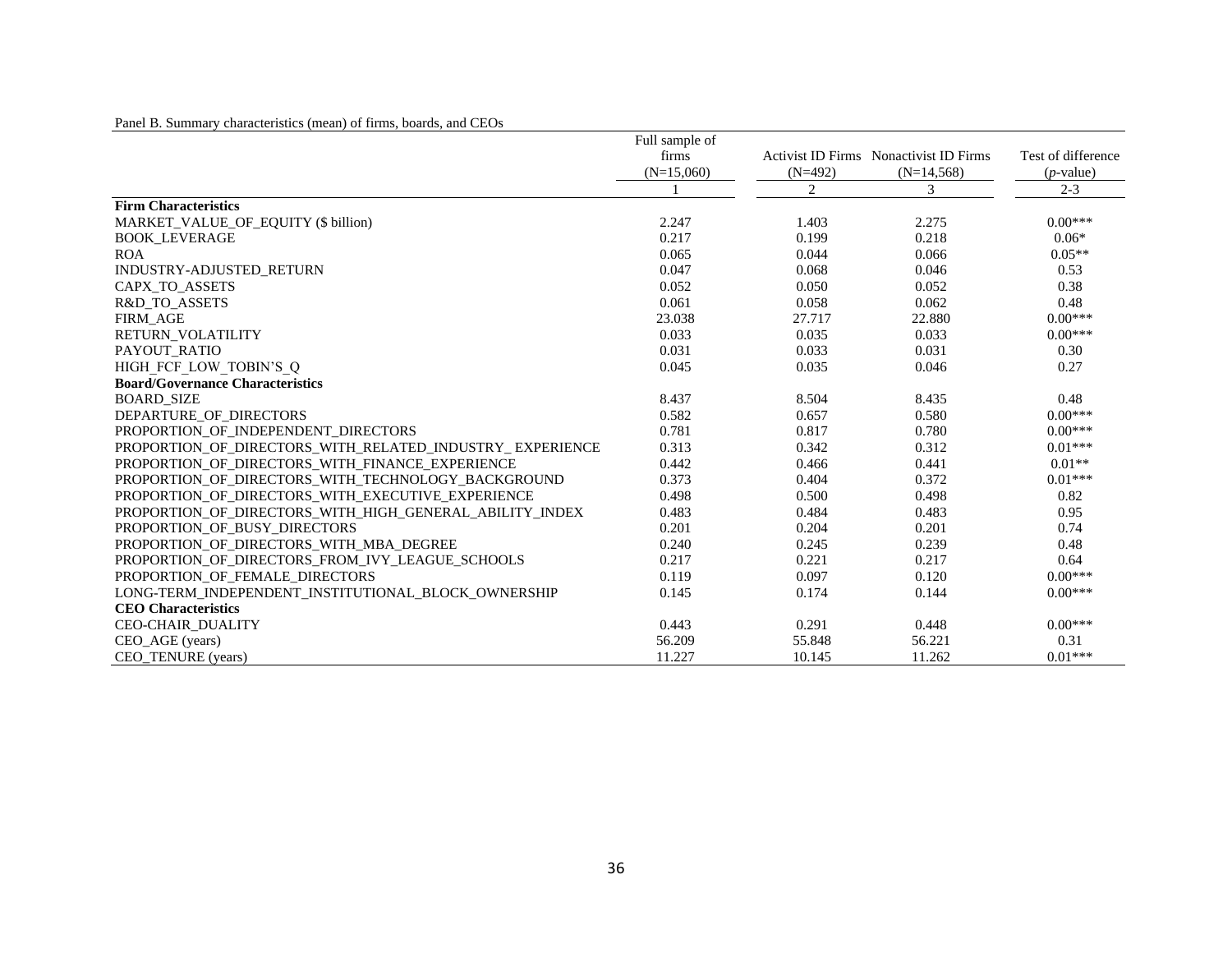Panel B. Summary characteristics (mean) of firms, boards, and CEOs

| | Full sample of firms (N=15,060) | Activist ID Firms (N=492) | Nonactivist ID Firms (N=14,568) | Test of difference (*p*-value) |
|---|---|---|---|---|
| | 1 | 2 | 3 | 2-3 |
| **Firm Characteristics** | | | | |
| MARKET_VALUE_OF_EQUITY ($ billion) | 2.247 | 1.403 | 2.275 | 0.00*** |
| BOOK_LEVERAGE | 0.217 | 0.199 | 0.218 | 0.06* |
| ROA | 0.065 | 0.044 | 0.066 | 0.05** |
| INDUSTRY-ADJUSTED_RETURN | 0.047 | 0.068 | 0.046 | 0.53 |
| CAPX_TO_ASSETS | 0.052 | 0.050 | 0.052 | 0.38 |
| R&D_TO_ASSETS | 0.061 | 0.058 | 0.062 | 0.48 |
| FIRM_AGE | 23.038 | 27.717 | 22.880 | 0.00*** |
| RETURN_VOLATILITY | 0.033 | 0.035 | 0.033 | 0.00*** |
| PAYOUT_RATIO | 0.031 | 0.033 | 0.031 | 0.30 |
| HIGH_FCF_LOW_TOBIN'S_Q | 0.045 | 0.035 | 0.046 | 0.27 |
| **Board/Governance Characteristics** | | | | |
| BOARD_SIZE | 8.437 | 8.504 | 8.435 | 0.48 |
| DEPARTURE_OF_DIRECTORS | 0.582 | 0.657 | 0.580 | 0.00*** |
| PROPORTION_OF_INDEPENDENT_DIRECTORS | 0.781 | 0.817 | 0.780 | 0.00*** |
| PROPORTION_OF_DIRECTORS_WITH_RELATED_INDUSTRY_ EXPERIENCE | 0.313 | 0.342 | 0.312 | 0.01*** |
| PROPORTION_OF_DIRECTORS_WITH_FINANCE_EXPERIENCE | 0.442 | 0.466 | 0.441 | 0.01** |
| PROPORTION_OF_DIRECTORS_WITH_TECHNOLOGY_BACKGROUND | 0.373 | 0.404 | 0.372 | 0.01*** |
| PROPORTION_OF_DIRECTORS_WITH_EXECUTIVE_EXPERIENCE | 0.498 | 0.500 | 0.498 | 0.82 |
| PROPORTION_OF_DIRECTORS_WITH_HIGH_GENERAL_ABILITY_INDEX | 0.483 | 0.484 | 0.483 | 0.95 |
| PROPORTION_OF_BUSY_DIRECTORS | 0.201 | 0.204 | 0.201 | 0.74 |
| PROPORTION_OF_DIRECTORS_WITH_MBA_DEGREE | 0.240 | 0.245 | 0.239 | 0.48 |
| PROPORTION_OF_DIRECTORS_FROM_IVY_LEAGUE_SCHOOLS | 0.217 | 0.221 | 0.217 | 0.64 |
| PROPORTION_OF_FEMALE_DIRECTORS | 0.119 | 0.097 | 0.120 | 0.00*** |
| LONG-TERM_INDEPENDENT_INSTITUTIONAL_BLOCK_OWNERSHIP | 0.145 | 0.174 | 0.144 | 0.00*** |
| **CEO Characteristics** | | | | |
| CEO-CHAIR_DUALITY | 0.443 | 0.291 | 0.448 | 0.00*** |
| CEO_AGE (years) | 56.209 | 55.848 | 56.221 | 0.31 |
| CEO_TENURE (years) | 11.227 | 10.145 | 11.262 | 0.01*** |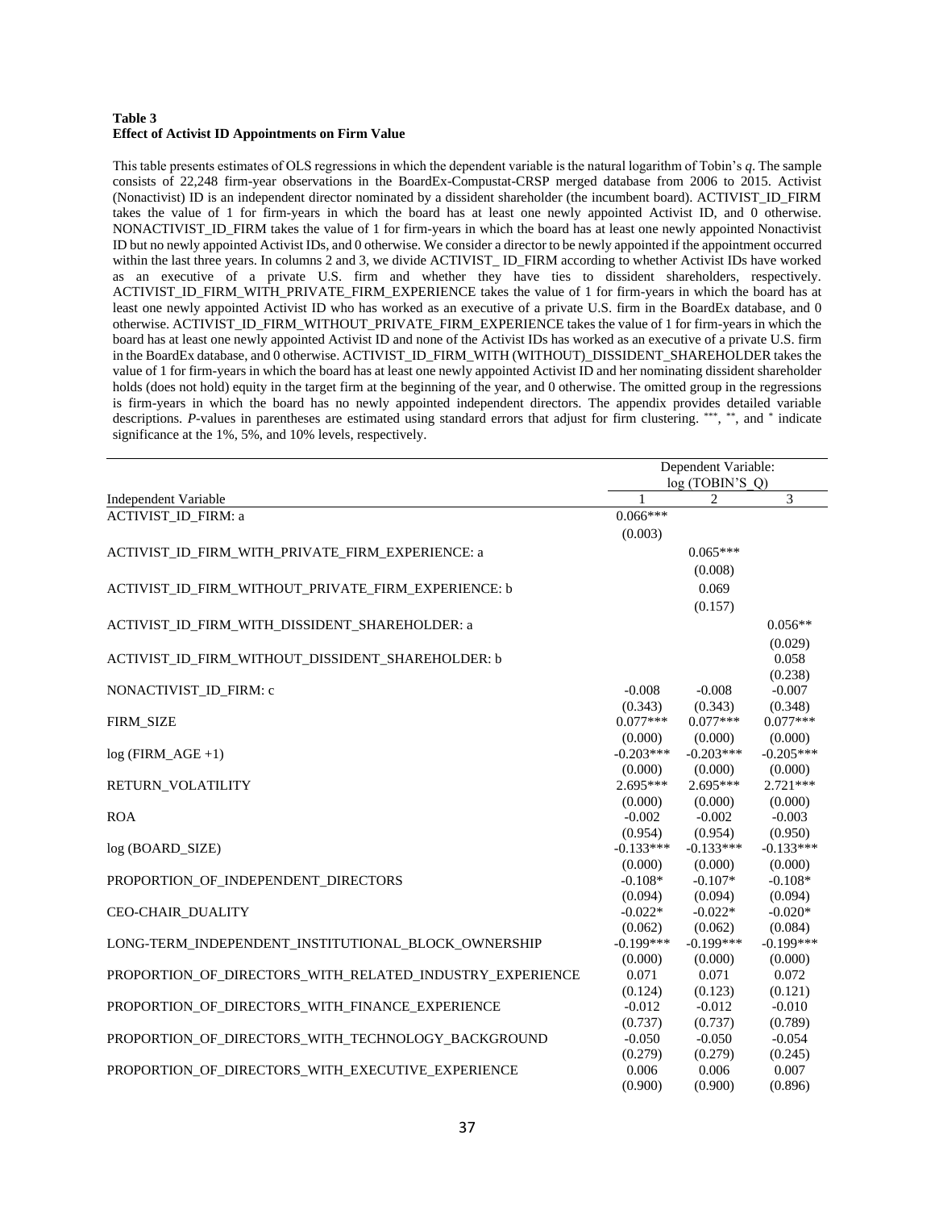**Table 3**
**Effect of Activist ID Appointments on Firm Value**

This table presents estimates of OLS regressions in which the dependent variable is the natural logarithm of Tobin's *q*. The sample consists of 22,248 firm-year observations in the BoardEx-Compustat-CRSP merged database from 2006 to 2015. Activist (Nonactivist) ID is an independent director nominated by a dissident shareholder (the incumbent board). ACTIVIST_ID_FIRM takes the value of 1 for firm-years in which the board has at least one newly appointed Activist ID, and 0 otherwise. NONACTIVIST_ID_FIRM takes the value of 1 for firm-years in which the board has at least one newly appointed Nonactivist ID but no newly appointed Activist IDs, and 0 otherwise. We consider a director to be newly appointed if the appointment occurred within the last three years. In columns 2 and 3, we divide ACTIVIST_ ID_FIRM according to whether Activist IDs have worked as an executive of a private U.S. firm and whether they have ties to dissident shareholders, respectively. ACTIVIST_ID_FIRM_WITH_PRIVATE_FIRM_EXPERIENCE takes the value of 1 for firm-years in which the board has at least one newly appointed Activist ID who has worked as an executive of a private U.S. firm in the BoardEx database, and 0 otherwise. ACTIVIST_ID_FIRM_WITHOUT_PRIVATE_FIRM_EXPERIENCE takes the value of 1 for firm-years in which the board has at least one newly appointed Activist ID and none of the Activist IDs has worked as an executive of a private U.S. firm in the BoardEx database, and 0 otherwise. ACTIVIST_ID_FIRM_WITH (WITHOUT)_DISSIDENT_SHAREHOLDER takes the value of 1 for firm-years in which the board has at least one newly appointed Activist ID and her nominating dissident shareholder holds (does not hold) equity in the target firm at the beginning of the year, and 0 otherwise. The omitted group in the regressions is firm-years in which the board has no newly appointed independent directors. The appendix provides detailed variable descriptions. *P*-values in parentheses are estimated using standard errors that adjust for firm clustering. ***, **, and * indicate significance at the 1%, 5%, and 10% levels, respectively.

| | Dependent Variable: log (TOBIN'S_Q) | | |
|---|---|---|---|
| Independent Variable | 1 | 2 | 3 |
| ACTIVIST_ID_FIRM: a | 0.066*** | | |
| | (0.003) | | |
| ACTIVIST_ID_FIRM_WITH_PRIVATE_FIRM_EXPERIENCE: a | | 0.065*** | |
| | | (0.008) | |
| ACTIVIST_ID_FIRM_WITHOUT_PRIVATE_FIRM_EXPERIENCE: b | | 0.069 | |
| | | (0.157) | |
| ACTIVIST_ID_FIRM_WITH_DISSIDENT_SHAREHOLDER: a | | | 0.056** |
| | | | (0.029) |
| ACTIVIST_ID_FIRM_WITHOUT_DISSIDENT_SHAREHOLDER: b | | | 0.058 |
| | | | (0.238) |
| NONACTIVIST_ID_FIRM: c | -0.008 | -0.008 | -0.007 |
| | (0.343) | (0.343) | (0.348) |
| FIRM_SIZE | 0.077*** | 0.077*** | 0.077*** |
| | (0.000) | (0.000) | (0.000) |
| log (FIRM_AGE +1) | -0.203*** | -0.203*** | -0.205*** |
| | (0.000) | (0.000) | (0.000) |
| RETURN_VOLATILITY | 2.695*** | 2.695*** | 2.721*** |
| | (0.000) | (0.000) | (0.000) |
| ROA | -0.002 | -0.002 | -0.003 |
| | (0.954) | (0.954) | (0.950) |
| log (BOARD_SIZE) | -0.133*** | -0.133*** | -0.133*** |
| | (0.000) | (0.000) | (0.000) |
| PROPORTION_OF_INDEPENDENT_DIRECTORS | -0.108* | -0.107* | -0.108* |
| | (0.094) | (0.094) | (0.094) |
| CEO-CHAIR_DUALITY | -0.022* | -0.022* | -0.020* |
| | (0.062) | (0.062) | (0.084) |
| LONG-TERM_INDEPENDENT_INSTITUTIONAL_BLOCK_OWNERSHIP | -0.199*** | -0.199*** | -0.199*** |
| | (0.000) | (0.000) | (0.000) |
| PROPORTION_OF_DIRECTORS_WITH_RELATED_INDUSTRY_EXPERIENCE | 0.071 | 0.071 | 0.072 |
| | (0.124) | (0.123) | (0.121) |
| PROPORTION_OF_DIRECTORS_WITH_FINANCE_EXPERIENCE | -0.012 | -0.012 | -0.010 |
| | (0.737) | (0.737) | (0.789) |
| PROPORTION_OF_DIRECTORS_WITH_TECHNOLOGY_BACKGROUND | -0.050 | -0.050 | -0.054 |
| | (0.279) | (0.279) | (0.245) |
| PROPORTION_OF_DIRECTORS_WITH_EXECUTIVE_EXPERIENCE | 0.006 | 0.006 | 0.007 |
| | (0.900) | (0.900) | (0.896) |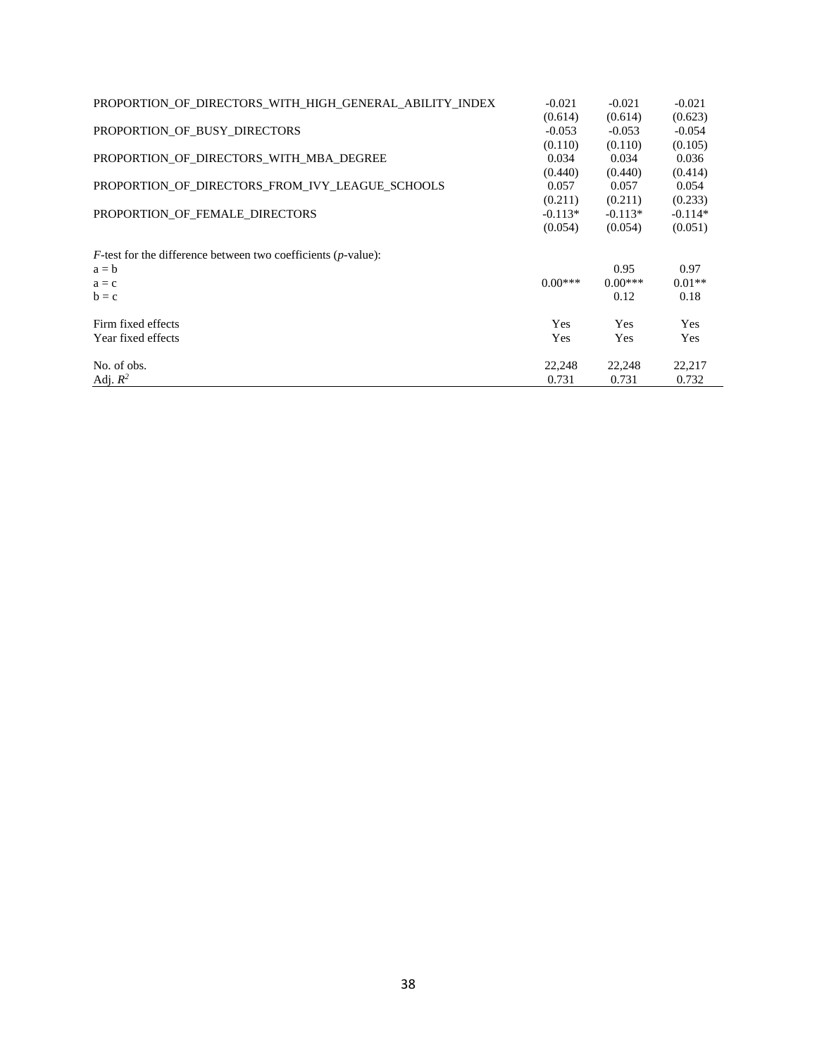| | | | |
|---|---|---|---|
| PROPORTION_OF_DIRECTORS_WITH_HIGH_GENERAL_ABILITY_INDEX | -0.021 | -0.021 | -0.021 |
| | (0.614) | (0.614) | (0.623) |
| PROPORTION_OF_BUSY_DIRECTORS | -0.053 | -0.053 | -0.054 |
| | (0.110) | (0.110) | (0.105) |
| PROPORTION_OF_DIRECTORS_WITH_MBA_DEGREE | 0.034 | 0.034 | 0.036 |
| | (0.440) | (0.440) | (0.414) |
| PROPORTION_OF_DIRECTORS_FROM_IVY_LEAGUE_SCHOOLS | 0.057 | 0.057 | 0.054 |
| | (0.211) | (0.211) | (0.233) |
| PROPORTION_OF_FEMALE_DIRECTORS | -0.113* | -0.113* | -0.114* |
| | (0.054) | (0.054) | (0.051) |
| | | | |
| *F*-test for the difference between two coefficients (*p*-value): | | | |
| a = b | | 0.95 | 0.97 |
| a = c | 0.00*** | 0.00*** | 0.01** |
| b = c | | 0.12 | 0.18 |
| | | | |
| Firm fixed effects | Yes | Yes | Yes |
| Year fixed effects | Yes | Yes | Yes |
| | | | |
| No. of obs. | 22,248 | 22,248 | 22,217 |
| Adj. $R^2$ | 0.731 | 0.731 | 0.732 |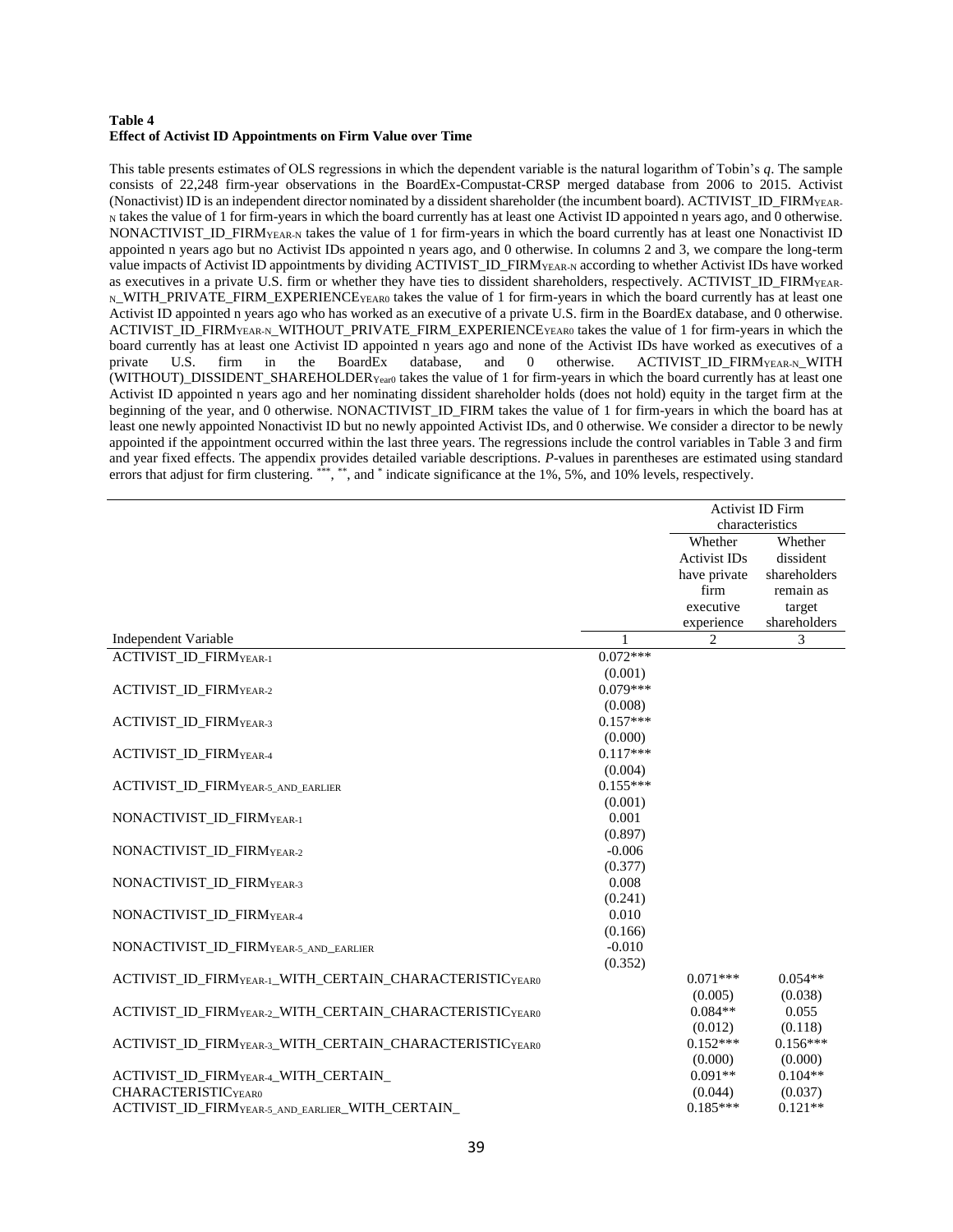**Table 4**
**Effect of Activist ID Appointments on Firm Value over Time**

This table presents estimates of OLS regressions in which the dependent variable is the natural logarithm of Tobin's *q*. The sample consists of 22,248 firm-year observations in the BoardEx-Compustat-CRSP merged database from 2006 to 2015. Activist (Nonactivist) ID is an independent director nominated by a dissident shareholder (the incumbent board). ACTIVIST_ID_FIRM$_{YEAR-N}$ takes the value of 1 for firm-years in which the board currently has at least one Activist ID appointed n years ago, and 0 otherwise. NONACTIVIST_ID_FIRM$_{YEAR-N}$ takes the value of 1 for firm-years in which the board currently has at least one Nonactivist ID appointed n years ago but no Activist IDs appointed n years ago, and 0 otherwise. In columns 2 and 3, we compare the long-term value impacts of Activist ID appointments by dividing ACTIVIST_ID_FIRM$_{YEAR-N}$ according to whether Activist IDs have worked as executives in a private U.S. firm or whether they have ties to dissident shareholders, respectively. ACTIVIST_ID_FIRM$_{YEAR-N}$_WITH_PRIVATE_FIRM_EXPERIENCE$_{YEAR0}$ takes the value of 1 for firm-years in which the board currently has at least one Activist ID appointed n years ago who has worked as an executive of a private U.S. firm in the BoardEx database, and 0 otherwise. ACTIVIST_ID_FIRM$_{YEAR-N}$_WITHOUT_PRIVATE_FIRM_EXPERIENCE$_{YEAR0}$ takes the value of 1 for firm-years in which the board currently has at least one Activist ID appointed n years ago and none of the Activist IDs have worked as executives of a private U.S. firm in the BoardEx database, and 0 otherwise. ACTIVIST_ID_FIRM$_{YEAR-N}$_WITH (WITHOUT)_DISSIDENT_SHAREHOLDER$_{Year0}$ takes the value of 1 for firm-years in which the board currently has at least one Activist ID appointed n years ago and her nominating dissident shareholder holds (does not hold) equity in the target firm at the beginning of the year, and 0 otherwise. NONACTIVIST_ID_FIRM takes the value of 1 for firm-years in which the board has at least one newly appointed Nonactivist ID but no newly appointed Activist IDs, and 0 otherwise. We consider a director to be newly appointed if the appointment occurred within the last three years. The regressions include the control variables in Table 3 and firm and year fixed effects. The appendix provides detailed variable descriptions. *P*-values in parentheses are estimated using standard errors that adjust for firm clustering. ***, **, and * indicate significance at the 1%, 5%, and 10% levels, respectively.

| | | Activist ID Firm characteristics | |
|---|---|---|---|
| | | Whether Activist IDs have private firm executive experience | Whether dissident shareholders remain as target shareholders |
| Independent Variable | 1 | 2 | 3 |
| ACTIVIST_ID_FIRM$_{YEAR-1}$ | 0.072*** | | |
| | (0.001) | | |
| ACTIVIST_ID_FIRM$_{YEAR-2}$ | 0.079*** | | |
| | (0.008) | | |
| ACTIVIST_ID_FIRM$_{YEAR-3}$ | 0.157*** | | |
| | (0.000) | | |
| ACTIVIST_ID_FIRM$_{YEAR-4}$ | 0.117*** | | |
| | (0.004) | | |
| ACTIVIST_ID_FIRM$_{YEAR-5\_AND\_EARLIER}$ | 0.155*** | | |
| | (0.001) | | |
| NONACTIVIST_ID_FIRM$_{YEAR-1}$ | 0.001 | | |
| | (0.897) | | |
| NONACTIVIST_ID_FIRM$_{YEAR-2}$ | -0.006 | | |
| | (0.377) | | |
| NONACTIVIST_ID_FIRM$_{YEAR-3}$ | 0.008 | | |
| | (0.241) | | |
| NONACTIVIST_ID_FIRM$_{YEAR-4}$ | 0.010 | | |
| | (0.166) | | |
| NONACTIVIST_ID_FIRM$_{YEAR-5\_AND\_EARLIER}$ | -0.010 | | |
| | (0.352) | | |
| ACTIVIST_ID_FIRM$_{YEAR-1}$_WITH_CERTAIN_CHARACTERISTIC$_{YEAR0}$ | | 0.071*** | 0.054** |
| | | (0.005) | (0.038) |
| ACTIVIST_ID_FIRM$_{YEAR-2}$_WITH_CERTAIN_CHARACTERISTIC$_{YEAR0}$ | | 0.084** | 0.055 |
| | | (0.012) | (0.118) |
| ACTIVIST_ID_FIRM$_{YEAR-3}$_WITH_CERTAIN_CHARACTERISTIC$_{YEAR0}$ | | 0.152*** | 0.156*** |
| | | (0.000) | (0.000) |
| ACTIVIST_ID_FIRM$_{YEAR-4}$_WITH_CERTAIN_CHARACTERISTIC$_{YEAR0}$ | | 0.091** | 0.104** |
| | | (0.044) | (0.037) |
| ACTIVIST_ID_FIRM$_{YEAR-5\_AND\_EARLIER}$_WITH_CERTAIN_ | | 0.185*** | 0.121** |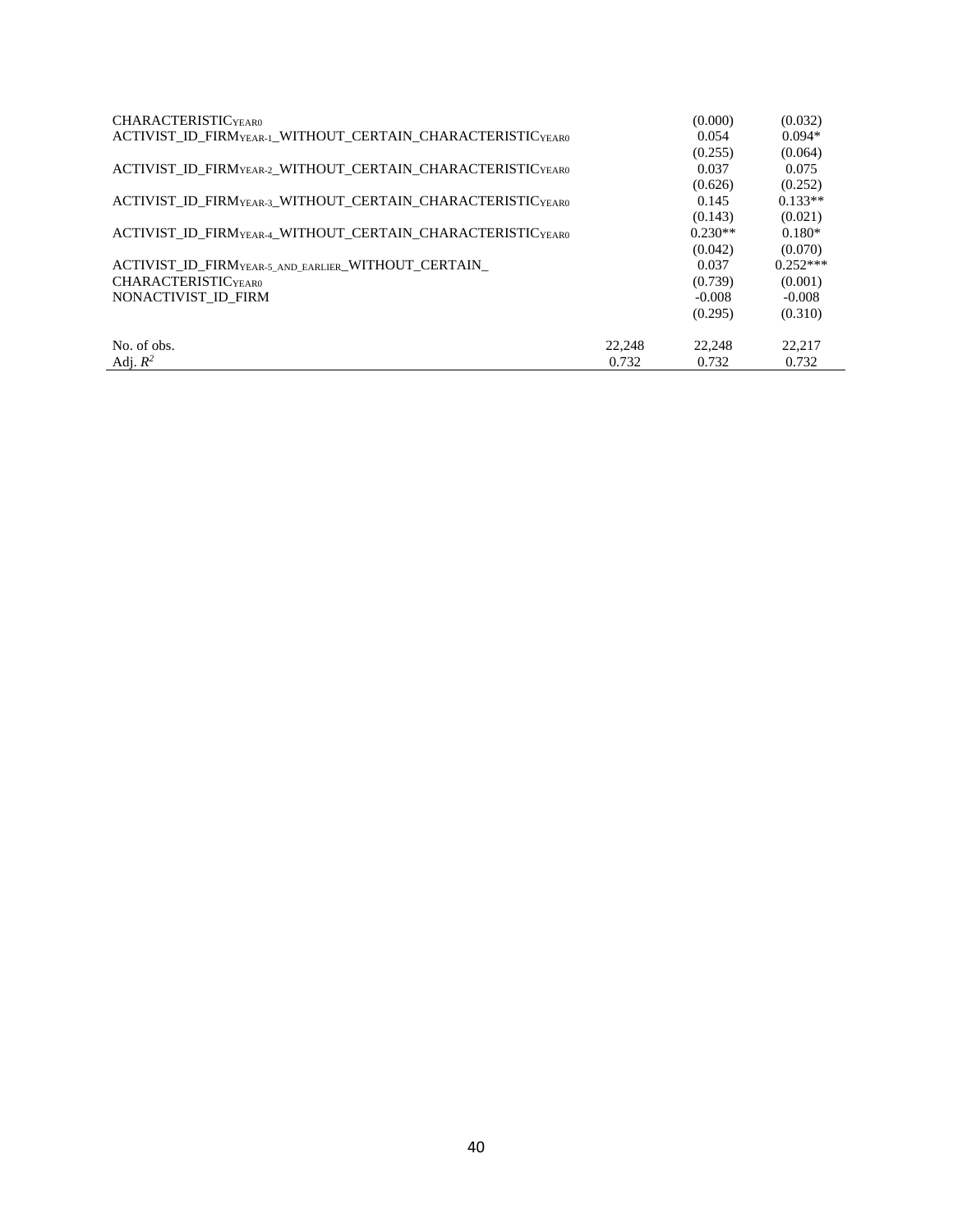| | | | |
|---|---|---|---|
| CHARACTERISTIC$_{YEAR0}$ | | (0.000) | (0.032) |
| ACTIVIST_ID_FIRM$_{YEAR-1}$_WITHOUT_CERTAIN_CHARACTERISTIC$_{YEAR0}$ | | 0.054 | 0.094* |
| | | (0.255) | (0.064) |
| ACTIVIST_ID_FIRM$_{YEAR-2}$_WITHOUT_CERTAIN_CHARACTERISTIC$_{YEAR0}$ | | 0.037 | 0.075 |
| | | (0.626) | (0.252) |
| ACTIVIST_ID_FIRM$_{YEAR-3}$_WITHOUT_CERTAIN_CHARACTERISTIC$_{YEAR0}$ | | 0.145 | 0.133** |
| | | (0.143) | (0.021) |
| ACTIVIST_ID_FIRM$_{YEAR-4}$_WITHOUT_CERTAIN_CHARACTERISTIC$_{YEAR0}$ | | 0.230** | 0.180* |
| | | (0.042) | (0.070) |
| ACTIVIST_ID_FIRM$_{YEAR-5\_AND\_EARLIER}$_WITHOUT_CERTAIN_CHARACTERISTIC$_{YEAR0}$ | | 0.037 | 0.252*** |
| | | (0.739) | (0.001) |
| NONACTIVIST_ID_FIRM | | -0.008 | -0.008 |
| | | (0.295) | (0.310) |
| No. of obs. | 22,248 | 22,248 | 22,217 |
| Adj. $R^2$ | 0.732 | 0.732 | 0.732 |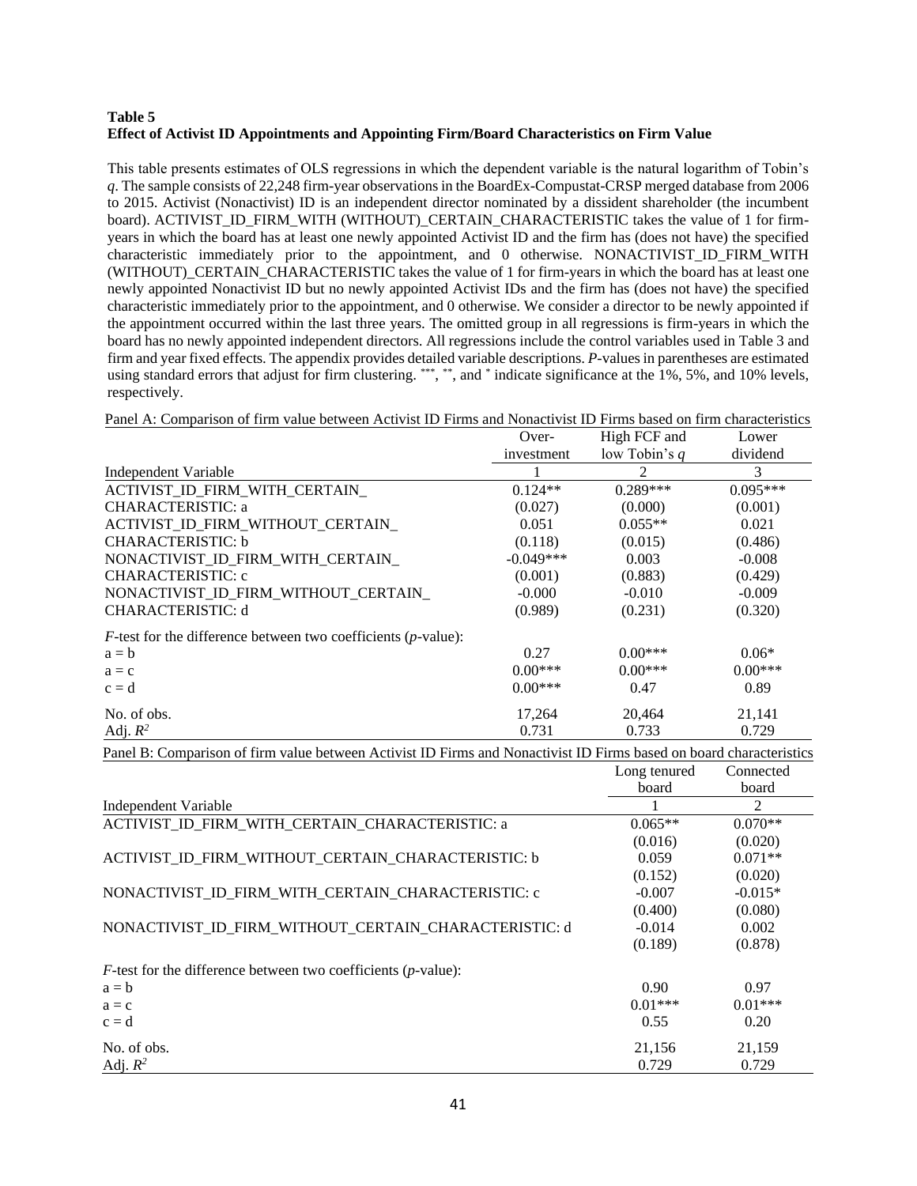**Table 5**
**Effect of Activist ID Appointments and Appointing Firm/Board Characteristics on Firm Value**

This table presents estimates of OLS regressions in which the dependent variable is the natural logarithm of Tobin's *q*. The sample consists of 22,248 firm-year observations in the BoardEx-Compustat-CRSP merged database from 2006 to 2015. Activist (Nonactivist) ID is an independent director nominated by a dissident shareholder (the incumbent board). ACTIVIST_ID_FIRM_WITH (WITHOUT)_CERTAIN_CHARACTERISTIC takes the value of 1 for firm-years in which the board has at least one newly appointed Activist ID and the firm has (does not have) the specified characteristic immediately prior to the appointment, and 0 otherwise. NONACTIVIST_ID_FIRM_WITH (WITHOUT)_CERTAIN_CHARACTERISTIC takes the value of 1 for firm-years in which the board has at least one newly appointed Nonactivist ID but no newly appointed Activist IDs and the firm has (does not have) the specified characteristic immediately prior to the appointment, and 0 otherwise. We consider a director to be newly appointed if the appointment occurred within the last three years. The omitted group in all regressions is firm-years in which the board has no newly appointed independent directors. All regressions include the control variables used in Table 3 and firm and year fixed effects. The appendix provides detailed variable descriptions. *P*-values in parentheses are estimated using standard errors that adjust for firm clustering. ***, **, and * indicate significance at the 1%, 5%, and 10% levels, respectively.

Panel A: Comparison of firm value between Activist ID Firms and Nonactivist ID Firms based on firm characteristics

| | Over-investment | High FCF and low Tobin's *q* | Lower dividend |
|---|---|---|---|
| Independent Variable | 1 | 2 | 3 |
| ACTIVIST_ID_FIRM_WITH_CERTAIN_CHARACTERISTIC: a | 0.124** | 0.289*** | 0.095*** |
| | (0.027) | (0.000) | (0.001) |
| ACTIVIST_ID_FIRM_WITHOUT_CERTAIN_CHARACTERISTIC: b | 0.051 | 0.055** | 0.021 |
| | (0.118) | (0.015) | (0.486) |
| NONACTIVIST_ID_FIRM_WITH_CERTAIN_CHARACTERISTIC: c | -0.049*** | 0.003 | -0.008 |
| | (0.001) | (0.883) | (0.429) |
| NONACTIVIST_ID_FIRM_WITHOUT_CERTAIN_CHARACTERISTIC: d | -0.000 | -0.010 | -0.009 |
| | (0.989) | (0.231) | (0.320) |
| *F*-test for the difference between two coefficients (*p*-value): | | | |
| a = b | 0.27 | 0.00*** | 0.06* |
| a = c | 0.00*** | 0.00*** | 0.00*** |
| c = d | 0.00*** | 0.47 | 0.89 |
| No. of obs. | 17,264 | 20,464 | 21,141 |
| Adj. $R^2$ | 0.731 | 0.733 | 0.729 |

Panel B: Comparison of firm value between Activist ID Firms and Nonactivist ID Firms based on board characteristics

| | Long tenured board | Connected board |
|---|---|---|
| Independent Variable | 1 | 2 |
| ACTIVIST_ID_FIRM_WITH_CERTAIN_CHARACTERISTIC: a | 0.065** | 0.070** |
| | (0.016) | (0.020) |
| ACTIVIST_ID_FIRM_WITHOUT_CERTAIN_CHARACTERISTIC: b | 0.059 | 0.071** |
| | (0.152) | (0.020) |
| NONACTIVIST_ID_FIRM_WITH_CERTAIN_CHARACTERISTIC: c | -0.007 | -0.015* |
| | (0.400) | (0.080) |
| NONACTIVIST_ID_FIRM_WITHOUT_CERTAIN_CHARACTERISTIC: d | -0.014 | 0.002 |
| | (0.189) | (0.878) |
| *F*-test for the difference between two coefficients (*p*-value): | | |
| a = b | 0.90 | 0.97 |
| a = c | 0.01*** | 0.01*** |
| c = d | 0.55 | 0.20 |
| No. of obs. | 21,156 | 21,159 |
| Adj. $R^2$ | 0.729 | 0.729 |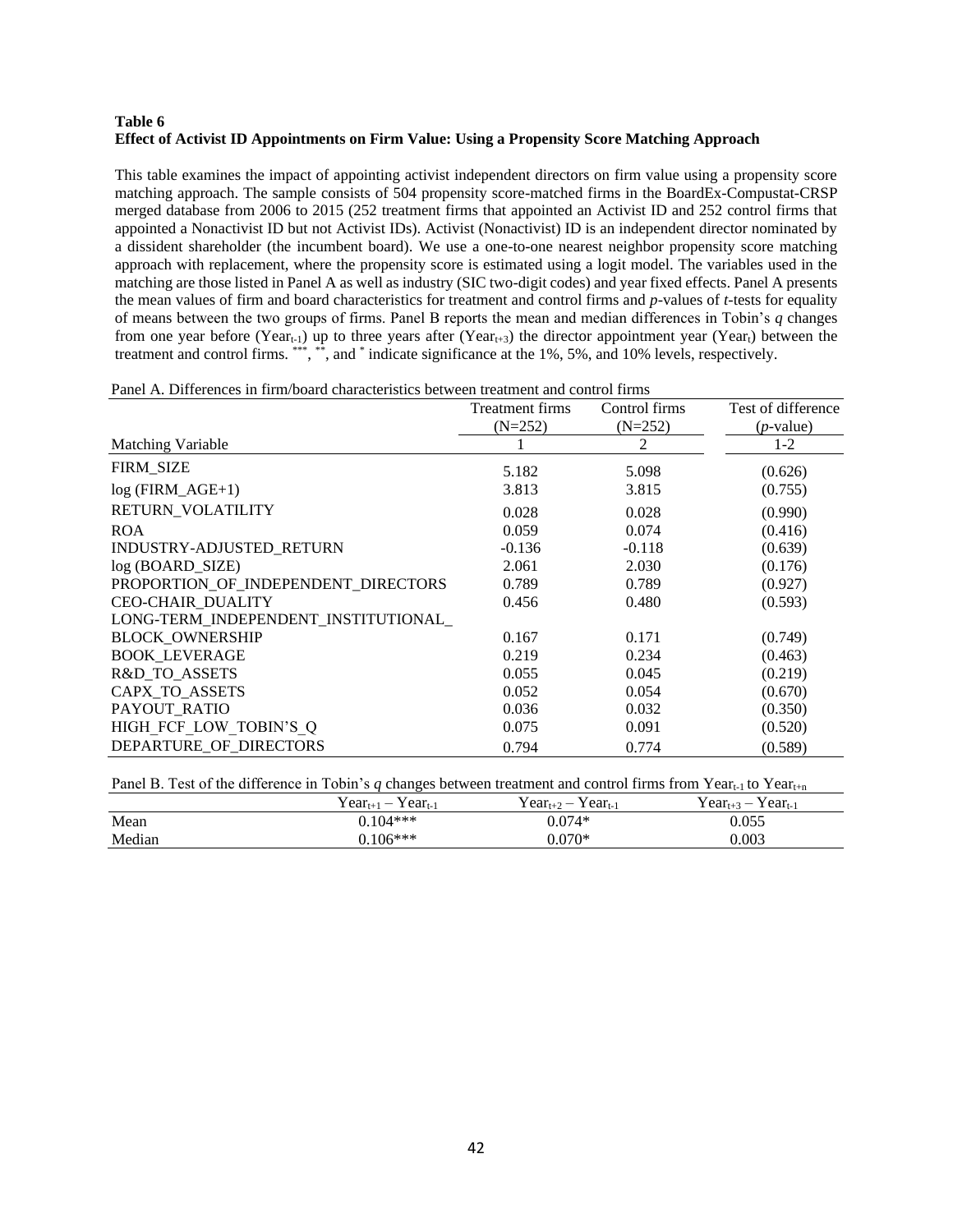**Table 6**
**Effect of Activist ID Appointments on Firm Value: Using a Propensity Score Matching Approach**

This table examines the impact of appointing activist independent directors on firm value using a propensity score matching approach. The sample consists of 504 propensity score-matched firms in the BoardEx-Compustat-CRSP merged database from 2006 to 2015 (252 treatment firms that appointed an Activist ID and 252 control firms that appointed a Nonactivist ID but not Activist IDs). Activist (Nonactivist) ID is an independent director nominated by a dissident shareholder (the incumbent board). We use a one-to-one nearest neighbor propensity score matching approach with replacement, where the propensity score is estimated using a logit model. The variables used in the matching are those listed in Panel A as well as industry (SIC two-digit codes) and year fixed effects. Panel A presents the mean values of firm and board characteristics for treatment and control firms and *p*-values of *t*-tests for equality of means between the two groups of firms. Panel B reports the mean and median differences in Tobin's *q* changes from one year before ($Year_{t-1}$) up to three years after ($Year_{t+3}$) the director appointment year ($Year_t$) between the treatment and control firms. ***, **, and * indicate significance at the 1%, 5%, and 10% levels, respectively.

Panel A. Differences in firm/board characteristics between treatment and control firms

| | Treatment firms (N=252) | Control firms (N=252) | Test of difference (*p*-value) |
|---|---|---|---|
| Matching Variable | 1 | 2 | 1-2 |
| FIRM_SIZE | 5.182 | 5.098 | (0.626) |
| log (FIRM_AGE+1) | 3.813 | 3.815 | (0.755) |
| RETURN_VOLATILITY | 0.028 | 0.028 | (0.990) |
| ROA | 0.059 | 0.074 | (0.416) |
| INDUSTRY-ADJUSTED_RETURN | -0.136 | -0.118 | (0.639) |
| log (BOARD_SIZE) | 2.061 | 2.030 | (0.176) |
| PROPORTION_OF_INDEPENDENT_DIRECTORS | 0.789 | 0.789 | (0.927) |
| CEO-CHAIR_DUALITY | 0.456 | 0.480 | (0.593) |
| LONG-TERM_INDEPENDENT_INSTITUTIONAL_BLOCK_OWNERSHIP | 0.167 | 0.171 | (0.749) |
| BOOK_LEVERAGE | 0.219 | 0.234 | (0.463) |
| R&D_TO_ASSETS | 0.055 | 0.045 | (0.219) |
| CAPX_TO_ASSETS | 0.052 | 0.054 | (0.670) |
| PAYOUT_RATIO | 0.036 | 0.032 | (0.350) |
| HIGH_FCF_LOW_TOBIN'S_Q | 0.075 | 0.091 | (0.520) |
| DEPARTURE_OF_DIRECTORS | 0.794 | 0.774 | (0.589) |

Panel B. Test of the difference in Tobin's *q* changes between treatment and control firms from $Year_{t-1}$ to $Year_{t+n}$

| | $Year_{t+1} – Year_{t-1}$ | $Year_{t+2} – Year_{t-1}$ | $Year_{t+3} – Year_{t-1}$ |
|---|---|---|---|
| Mean | 0.104*** | 0.074* | 0.055 |
| Median | 0.106*** | 0.070* | 0.003 |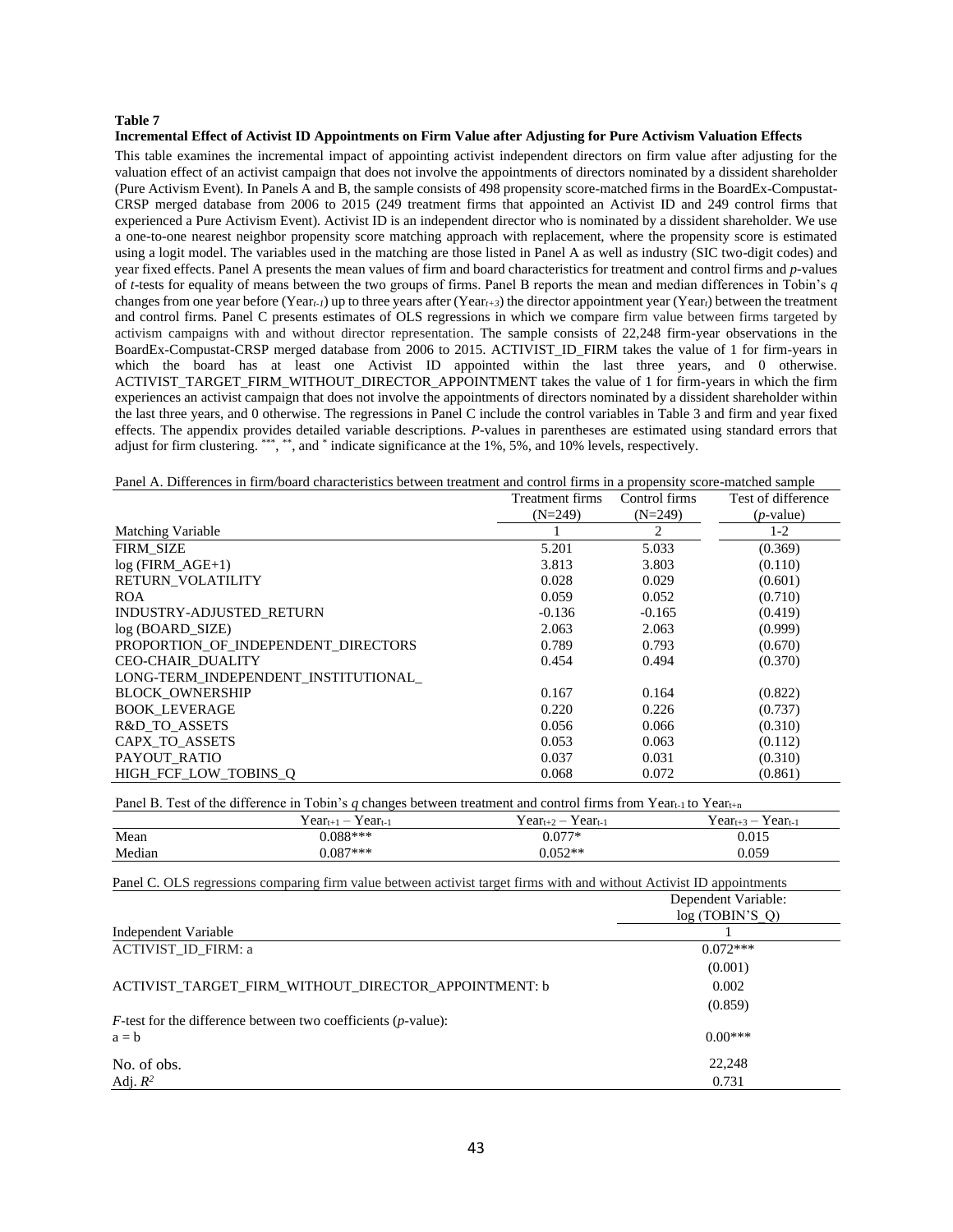**Table 7**

**Incremental Effect of Activist ID Appointments on Firm Value after Adjusting for Pure Activism Valuation Effects**

This table examines the incremental impact of appointing activist independent directors on firm value after adjusting for the valuation effect of an activist campaign that does not involve the appointments of directors nominated by a dissident shareholder (Pure Activism Event). In Panels A and B, the sample consists of 498 propensity score-matched firms in the BoardEx-Compustat-CRSP merged database from 2006 to 2015 (249 treatment firms that appointed an Activist ID and 249 control firms that experienced a Pure Activism Event). Activist ID is an independent director who is nominated by a dissident shareholder. We use a one-to-one nearest neighbor propensity score matching approach with replacement, where the propensity score is estimated using a logit model. The variables used in the matching are those listed in Panel A as well as industry (SIC two-digit codes) and year fixed effects. Panel A presents the mean values of firm and board characteristics for treatment and control firms and *p*-values of *t*-tests for equality of means between the two groups of firms. Panel B reports the mean and median differences in Tobin's *q* changes from one year before ($Year_{t-1}$) up to three years after ($Year_{t+3}$) the director appointment year ($Year_t$) between the treatment and control firms. Panel C presents estimates of OLS regressions in which we compare firm value between firms targeted by activism campaigns with and without director representation. The sample consists of 22,248 firm-year observations in the BoardEx-Compustat-CRSP merged database from 2006 to 2015. ACTIVIST_ID_FIRM takes the value of 1 for firm-years in which the board has at least one Activist ID appointed within the last three years, and 0 otherwise. ACTIVIST_TARGET_FIRM_WITHOUT_DIRECTOR_APPOINTMENT takes the value of 1 for firm-years in which the firm experiences an activist campaign that does not involve the appointments of directors nominated by a dissident shareholder within the last three years, and 0 otherwise. The regressions in Panel C include the control variables in Table 3 and firm and year fixed effects. The appendix provides detailed variable descriptions. *P*-values in parentheses are estimated using standard errors that adjust for firm clustering. \*\*\*, \*\*, and \* indicate significance at the 1%, 5%, and 10% levels, respectively.

Panel A. Differences in firm/board characteristics between treatment and control firms in a propensity score-matched sample

| | Treatment firms (N=249) | Control firms (N=249) | Test of difference (*p*-value) |
|---|---|---|---|
| Matching Variable | 1 | 2 | 1-2 |
| FIRM_SIZE | 5.201 | 5.033 | (0.369) |
| log (FIRM_AGE+1) | 3.813 | 3.803 | (0.110) |
| RETURN_VOLATILITY | 0.028 | 0.029 | (0.601) |
| ROA | 0.059 | 0.052 | (0.710) |
| INDUSTRY-ADJUSTED_RETURN | -0.136 | -0.165 | (0.419) |
| log (BOARD_SIZE) | 2.063 | 2.063 | (0.999) |
| PROPORTION_OF_INDEPENDENT_DIRECTORS | 0.789 | 0.793 | (0.670) |
| CEO-CHAIR_DUALITY | 0.454 | 0.494 | (0.370) |
| LONG-TERM_INDEPENDENT_INSTITUTIONAL_BLOCK_OWNERSHIP | 0.167 | 0.164 | (0.822) |
| BOOK_LEVERAGE | 0.220 | 0.226 | (0.737) |
| R&D_TO_ASSETS | 0.056 | 0.066 | (0.310) |
| CAPX_TO_ASSETS | 0.053 | 0.063 | (0.112) |
| PAYOUT_RATIO | 0.037 | 0.031 | (0.310) |
| HIGH_FCF_LOW_TOBINS_Q | 0.068 | 0.072 | (0.861) |

Panel B. Test of the difference in Tobin's *q* changes between treatment and control firms from $Year_{t-1}$ to $Year_{t+n}$

| | $Year_{t+1} - Year_{t-1}$ | $Year_{t+2} - Year_{t-1}$ | $Year_{t+3} - Year_{t-1}$ |
|---|---|---|---|
| Mean | 0.088\*\*\* | 0.077\* | 0.015 |
| Median | 0.087\*\*\* | 0.052\*\* | 0.059 |

Panel C. OLS regressions comparing firm value between activist target firms with and without Activist ID appointments

| | Dependent Variable: log (TOBIN'S_Q) |
|---|---|
| Independent Variable | 1 |
| ACTIVIST_ID_FIRM: a | 0.072\*\*\* |
| | (0.001) |
| ACTIVIST_TARGET_FIRM_WITHOUT_DIRECTOR_APPOINTMENT: b | 0.002 |
| | (0.859) |
| *F*-test for the difference between two coefficients (*p*-value): | |
| a = b | 0.00\*\*\* |
| No. of obs. | 22,248 |
| Adj. $R^2$ | 0.731 |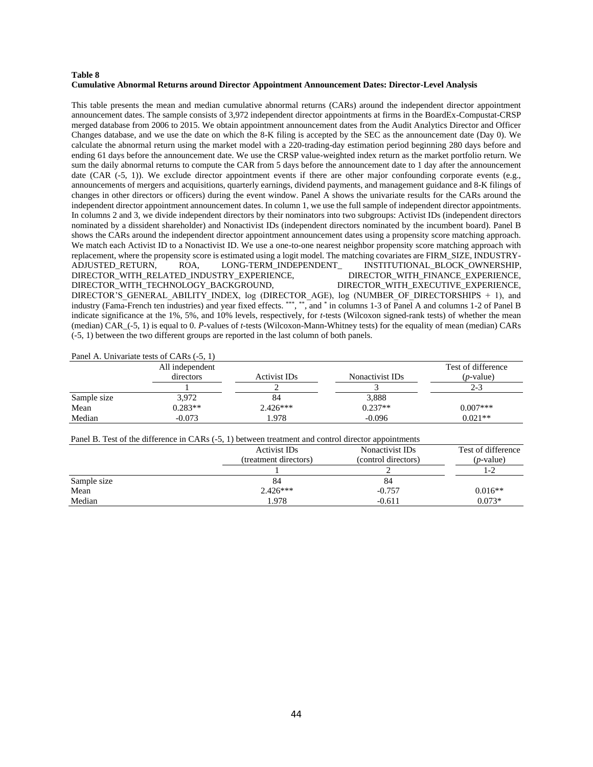**Table 8**
**Cumulative Abnormal Returns around Director Appointment Announcement Dates: Director-Level Analysis**

This table presents the mean and median cumulative abnormal returns (CARs) around the independent director appointment announcement dates. The sample consists of 3,972 independent director appointments at firms in the BoardEx-Compustat-CRSP merged database from 2006 to 2015. We obtain appointment announcement dates from the Audit Analytics Director and Officer Changes database, and we use the date on which the 8-K filing is accepted by the SEC as the announcement date (Day 0). We calculate the abnormal return using the market model with a 220-trading-day estimation period beginning 280 days before and ending 61 days before the announcement date. We use the CRSP value-weighted index return as the market portfolio return. We sum the daily abnormal returns to compute the CAR from 5 days before the announcement date to 1 day after the announcement date (CAR (-5, 1)). We exclude director appointment events if there are other major confounding corporate events (e.g., announcements of mergers and acquisitions, quarterly earnings, dividend payments, and management guidance and 8-K filings of changes in other directors or officers) during the event window. Panel A shows the univariate results for the CARs around the independent director appointment announcement dates. In column 1, we use the full sample of independent director appointments. In columns 2 and 3, we divide independent directors by their nominators into two subgroups: Activist IDs (independent directors nominated by a dissident shareholder) and Nonactivist IDs (independent directors nominated by the incumbent board). Panel B shows the CARs around the independent director appointment announcement dates using a propensity score matching approach. We match each Activist ID to a Nonactivist ID. We use a one-to-one nearest neighbor propensity score matching approach with replacement, where the propensity score is estimated using a logit model. The matching covariates are FIRM_SIZE, INDUSTRY-ADJUSTED_RETURN, ROA, LONG-TERM_INDEPENDENT_ INSTITUTIONAL_BLOCK_OWNERSHIP, DIRECTOR_WITH_RELATED_INDUSTRY_EXPERIENCE, DIRECTOR_WITH_FINANCE_EXPERIENCE, DIRECTOR_WITH_TECHNOLOGY_BACKGROUND, DIRECTOR_WITH_EXECUTIVE_EXPERIENCE, DIRECTOR'S_GENERAL_ABILITY_INDEX, log (DIRECTOR_AGE), log (NUMBER_OF_DIRECTORSHIPS + 1), and industry (Fama-French ten industries) and year fixed effects. ***, **, and * in columns 1-3 of Panel A and columns 1-2 of Panel B indicate significance at the 1%, 5%, and 10% levels, respectively, for *t*-tests (Wilcoxon signed-rank tests) of whether the mean (median) CAR_(-5, 1) is equal to 0. *P*-values of *t*-tests (Wilcoxon-Mann-Whitney tests) for the equality of mean (median) CARs (-5, 1) between the two different groups are reported in the last column of both panels.

Panel A. Univariate tests of CARs (-5, 1)

| | All independent directors | Activist IDs | Nonactivist IDs | Test of difference (*p*-value) |
|---|---|---|---|---|
| | 1 | 2 | 3 | 2-3 |
| Sample size | 3,972 | 84 | 3,888 | |
| Mean | 0.283** | 2.426*** | 0.237** | 0.007*** |
| Median | -0.073 | 1.978 | -0.096 | 0.021** |

Panel B. Test of the difference in CARs (-5, 1) between treatment and control director appointments

| | Activist IDs (treatment directors) | Nonactivist IDs (control directors) | Test of difference (*p*-value) |
|---|---|---|---|
| | 1 | 2 | 1-2 |
| Sample size | 84 | 84 | |
| Mean | 2.426*** | -0.757 | 0.016** |
| Median | 1.978 | -0.611 | 0.073* |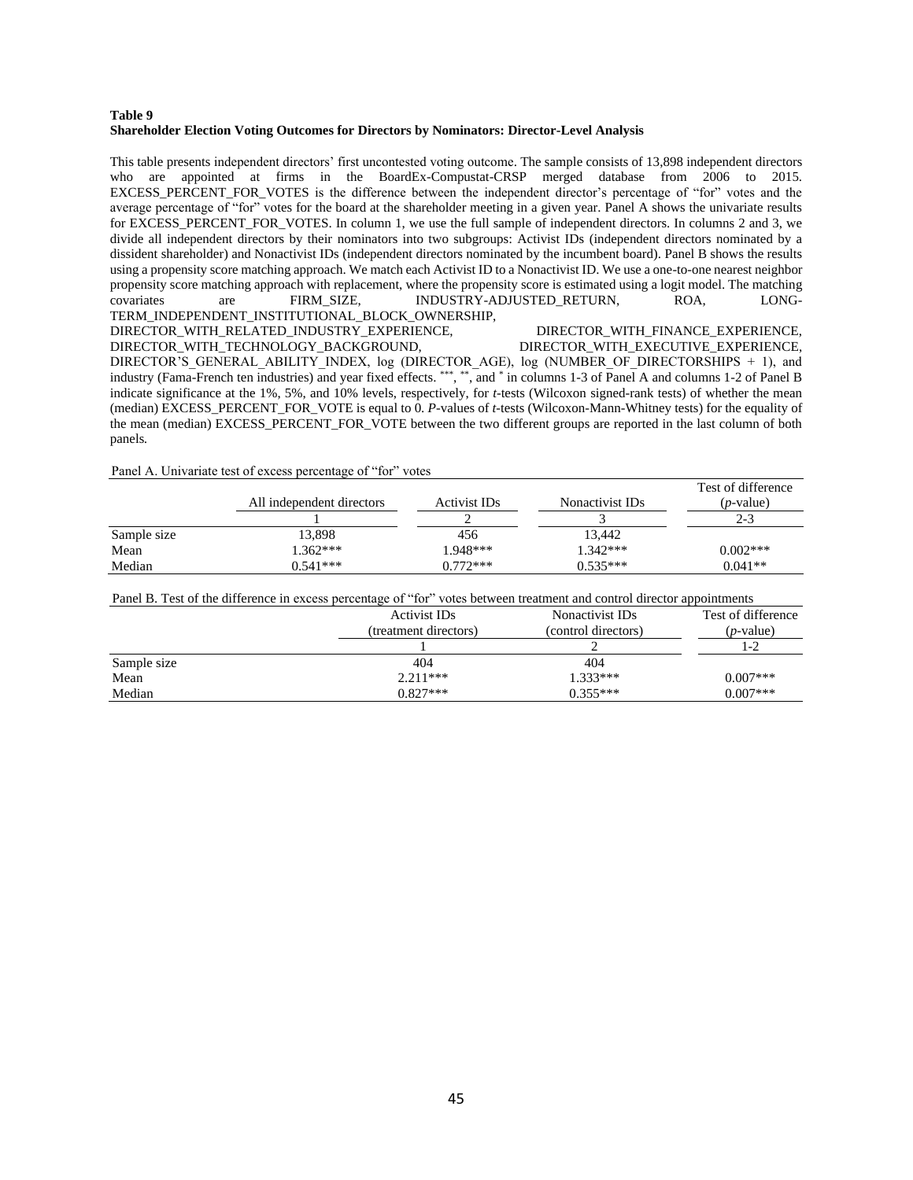**Table 9**
**Shareholder Election Voting Outcomes for Directors by Nominators: Director-Level Analysis**

This table presents independent directors' first uncontested voting outcome. The sample consists of 13,898 independent directors who are appointed at firms in the BoardEx-Compustat-CRSP merged database from 2006 to 2015. EXCESS_PERCENT_FOR_VOTES is the difference between the independent director's percentage of "for" votes and the average percentage of "for" votes for the board at the shareholder meeting in a given year. Panel A shows the univariate results for EXCESS_PERCENT_FOR_VOTES. In column 1, we use the full sample of independent directors. In columns 2 and 3, we divide all independent directors by their nominators into two subgroups: Activist IDs (independent directors nominated by a dissident shareholder) and Nonactivist IDs (independent directors nominated by the incumbent board). Panel B shows the results using a propensity score matching approach. We match each Activist ID to a Nonactivist ID. We use a one-to-one nearest neighbor propensity score matching approach with replacement, where the propensity score is estimated using a logit model. The matching covariates are FIRM_SIZE, INDUSTRY-ADJUSTED_RETURN, ROA, LONG-TERM_INDEPENDENT_INSTITUTIONAL_BLOCK_OWNERSHIP, DIRECTOR_WITH_RELATED_INDUSTRY_EXPERIENCE, DIRECTOR_WITH_FINANCE_EXPERIENCE, DIRECTOR_WITH_TECHNOLOGY_BACKGROUND, DIRECTOR_WITH_EXECUTIVE_EXPERIENCE, DIRECTOR'S_GENERAL_ABILITY_INDEX, log (DIRECTOR_AGE), log (NUMBER_OF_DIRECTORSHIPS + 1), and industry (Fama-French ten industries) and year fixed effects. ***, **, and * in columns 1-3 of Panel A and columns 1-2 of Panel B indicate significance at the 1%, 5%, and 10% levels, respectively, for *t*-tests (Wilcoxon signed-rank tests) of whether the mean (median) EXCESS_PERCENT_FOR_VOTE is equal to 0. *P*-values of *t*-tests (Wilcoxon-Mann-Whitney tests) for the equality of the mean (median) EXCESS_PERCENT_FOR_VOTE between the two different groups are reported in the last column of both panels.

Panel A. Univariate test of excess percentage of "for" votes

| | All independent directors | Activist IDs | Nonactivist IDs | Test of difference (*p*-value) |
|---|---|---|---|---|
| | 1 | 2 | 3 | 2-3 |
| Sample size | 13,898 | 456 | 13,442 | |
| Mean | 1.362*** | 1.948*** | 1.342*** | 0.002*** |
| Median | 0.541*** | 0.772*** | 0.535*** | 0.041** |

Panel B. Test of the difference in excess percentage of "for" votes between treatment and control director appointments

| | Activist IDs (treatment directors) | Nonactivist IDs (control directors) | Test of difference (*p*-value) |
|---|---|---|---|
| | 1 | 2 | 1-2 |
| Sample size | 404 | 404 | |
| Mean | 2.211*** | 1.333*** | 0.007*** |
| Median | 0.827*** | 0.355*** | 0.007*** |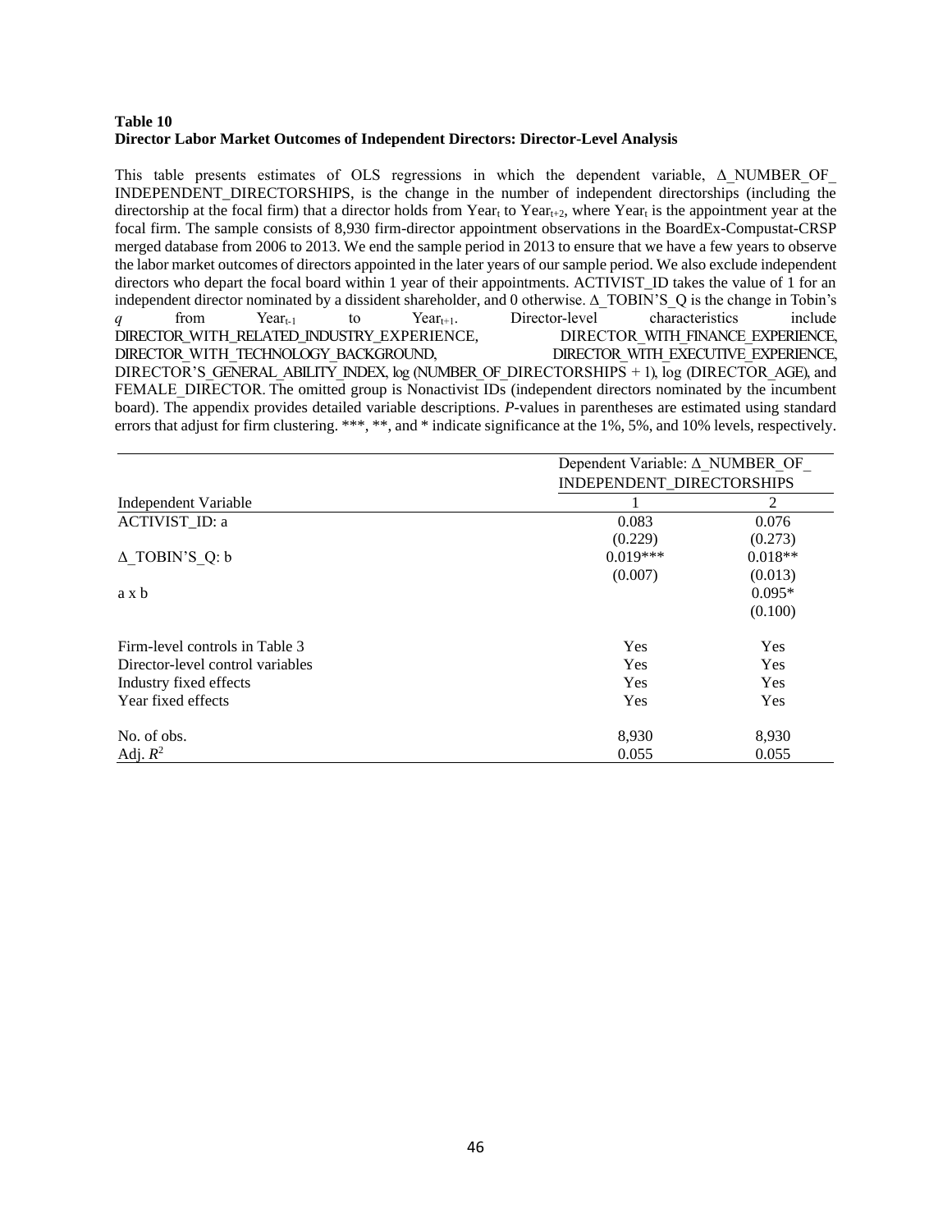**Table 10**
**Director Labor Market Outcomes of Independent Directors: Director-Level Analysis**

This table presents estimates of OLS regressions in which the dependent variable, Δ_NUMBER_OF_ INDEPENDENT_DIRECTORSHIPS, is the change in the number of independent directorships (including the directorship at the focal firm) that a director holds from $Year_t$ to $Year_{t+2}$, where $Year_t$ is the appointment year at the focal firm. The sample consists of 8,930 firm-director appointment observations in the BoardEx-Compustat-CRSP merged database from 2006 to 2013. We end the sample period in 2013 to ensure that we have a few years to observe the labor market outcomes of directors appointed in the later years of our sample period. We also exclude independent directors who depart the focal board within 1 year of their appointments. ACTIVIST_ID takes the value of 1 for an independent director nominated by a dissident shareholder, and 0 otherwise. Δ_TOBIN'S_Q is the change in Tobin's *q* from $Year_{t-1}$ to $Year_{t+1}$. Director-level characteristics include DIRECTOR_WITH_RELATED_INDUSTRY_EXPERIENCE, DIRECTOR_WITH_FINANCE_EXPERIENCE, DIRECTOR_WITH_TECHNOLOGY_BACKGROUND, DIRECTOR_WITH_EXECUTIVE_EXPERIENCE, DIRECTOR'S_GENERAL_ABILITY_INDEX, log (NUMBER_OF_DIRECTORSHIPS + 1), log (DIRECTOR_AGE), and FEMALE_DIRECTOR. The omitted group is Nonactivist IDs (independent directors nominated by the incumbent board). The appendix provides detailed variable descriptions. *P*-values in parentheses are estimated using standard errors that adjust for firm clustering. \*\*\*, \*\*, and \* indicate significance at the 1%, 5%, and 10% levels, respectively.

| | Dependent Variable: Δ_NUMBER_OF_ INDEPENDENT_DIRECTORSHIPS | |
|---|---|---|
| Independent Variable | 1 | 2 |
| ACTIVIST_ID: a | 0.083 | 0.076 |
| | (0.229) | (0.273) |
| Δ_TOBIN'S_Q: b | 0.019*** | 0.018** |
| | (0.007) | (0.013) |
| a x b | | 0.095* |
| | | (0.100) |
| | | |
| Firm-level controls in Table 3 | Yes | Yes |
| Director-level control variables | Yes | Yes |
| Industry fixed effects | Yes | Yes |
| Year fixed effects | Yes | Yes |
| | | |
| No. of obs. | 8,930 | 8,930 |
| Adj. $R^2$ | 0.055 | 0.055 |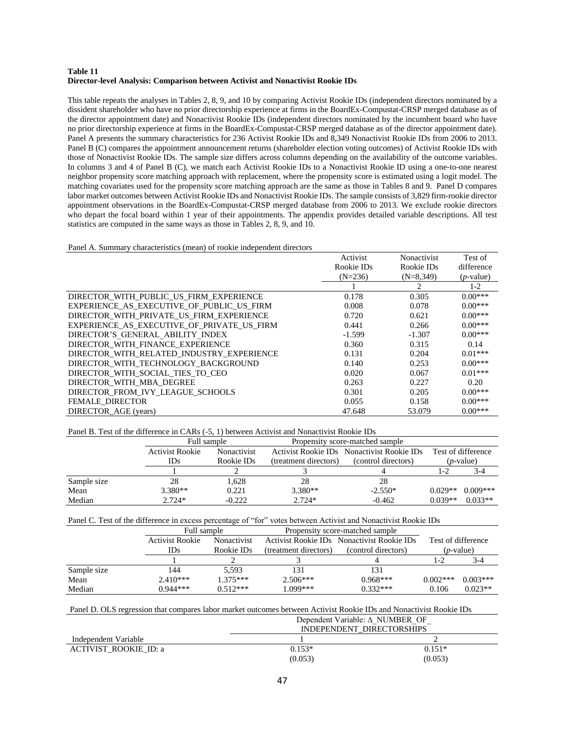**Table 11**
**Director-level Analysis: Comparison between Activist and Nonactivist Rookie IDs**

This table repeats the analyses in Tables 2, 8, 9, and 10 by comparing Activist Rookie IDs (independent directors nominated by a dissident shareholder who have no prior directorship experience at firms in the BoardEx-Compustat-CRSP merged database as of the director appointment date) and Nonactivist Rookie IDs (independent directors nominated by the incumbent board who have no prior directorship experience at firms in the BoardEx-Compustat-CRSP merged database as of the director appointment date). Panel A presents the summary characteristics for 236 Activist Rookie IDs and 8,349 Nonactivist Rookie IDs from 2006 to 2013. Panel B (C) compares the appointment announcement returns (shareholder election voting outcomes) of Activist Rookie IDs with those of Nonactivist Rookie IDs. The sample size differs across columns depending on the availability of the outcome variables. In columns 3 and 4 of Panel B (C), we match each Activist Rookie IDs to a Nonactivist Rookie ID using a one-to-one nearest neighbor propensity score matching approach with replacement, where the propensity score is estimated using a logit model. The matching covariates used for the propensity score matching approach are the same as those in Tables 8 and 9. Panel D compares labor market outcomes between Activist Rookie IDs and Nonactivist Rookie IDs. The sample consists of 3,829 firm-rookie director appointment observations in the BoardEx-Compustat-CRSP merged database from 2006 to 2013. We exclude rookie directors who depart the focal board within 1 year of their appointments. The appendix provides detailed variable descriptions. All test statistics are computed in the same ways as those in Tables 2, 8, 9, and 10.

Panel A. Summary characteristics (mean) of rookie independent directors

| | Activist Rookie IDs (N=236) | Nonactivist Rookie IDs (N=8,349) | Test of difference (*p*-value) |
|---|---|---|---|
| | 1 | 2 | 1-2 |
| DIRECTOR_WITH_PUBLIC_US_FIRM_EXPERIENCE | 0.178 | 0.305 | 0.00*** |
| EXPERIENCE_AS_EXECUTIVE_OF_PUBLIC_US_FIRM | 0.008 | 0.078 | 0.00*** |
| DIRECTOR_WITH_PRIVATE_US_FIRM_EXPERIENCE | 0.720 | 0.621 | 0.00*** |
| EXPERIENCE_AS_EXECUTIVE_OF_PRIVATE_US_FIRM | 0.441 | 0.266 | 0.00*** |
| DIRECTOR'S_GENERAL_ABILITY_INDEX | -1.599 | -1.307 | 0.00*** |
| DIRECTOR_WITH_FINANCE_EXPERIENCE | 0.360 | 0.315 | 0.14 |
| DIRECTOR_WITH_RELATED_INDUSTRY_EXPERIENCE | 0.131 | 0.204 | 0.01*** |
| DIRECTOR_WITH_TECHNOLOGY_BACKGROUND | 0.140 | 0.253 | 0.00*** |
| DIRECTOR_WITH_SOCIAL_TIES_TO_CEO | 0.020 | 0.067 | 0.01*** |
| DIRECTOR_WITH_MBA_DEGREE | 0.263 | 0.227 | 0.20 |
| DIRECTOR_FROM_IVY_LEAGUE_SCHOOLS | 0.301 | 0.205 | 0.00*** |
| FEMALE_DIRECTOR | 0.055 | 0.158 | 0.00*** |
| DIRECTOR_AGE (years) | 47.648 | 53.079 | 0.00*** |

Panel B. Test of the difference in CARs (-5, 1) between Activist and Nonactivist Rookie IDs

| | Full sample | | Propensity score-matched sample | | | |
|---|---|---|---|---|---|---|
| | Activist Rookie IDs | Nonactivist Rookie IDs | Activist Rookie IDs (treatment directors) | Nonactivist Rookie IDs (control directors) | Test of difference (*p*-value) | |
| | 1 | 2 | 3 | 4 | 1-2 | 3-4 |
| Sample size | 28 | 1,628 | 28 | 28 | | |
| Mean | 3.380** | 0.221 | 3.380** | -2.550* | 0.029** | 0.009*** |
| Median | 2.724* | -0.222 | 2.724* | -0.462 | 0.039** | 0.033** |

Panel C. Test of the difference in excess percentage of "for" votes between Activist and Nonactivist Rookie IDs

| | Full sample | | Propensity score-matched sample | | | |
|---|---|---|---|---|---|---|
| | Activist Rookie IDs | Nonactivist Rookie IDs | Activist Rookie IDs (treatment directors) | Nonactivist Rookie IDs (control directors) | Test of difference (*p*-value) | |
| | 1 | 2 | 3 | 4 | 1-2 | 3-4 |
| Sample size | 144 | 5,593 | 131 | 131 | | |
| Mean | 2.410*** | 1.375*** | 2.506*** | 0.968*** | 0.002*** | 0.003*** |
| Median | 0.944*** | 0.512*** | 1.099*** | 0.332*** | 0.106 | 0.023** |

Panel D. OLS regression that compares labor market outcomes between Activist Rookie IDs and Nonactivist Rookie IDs

| | Dependent Variable: Δ_NUMBER_OF_ INDEPENDENT_DIRECTORSHIPS | |
|---|---|---|
| Independent Variable | 1 | 2 |
| ACTIVIST_ROOKIE_ID: a | 0.153* | 0.151* |
| | (0.053) | (0.053) |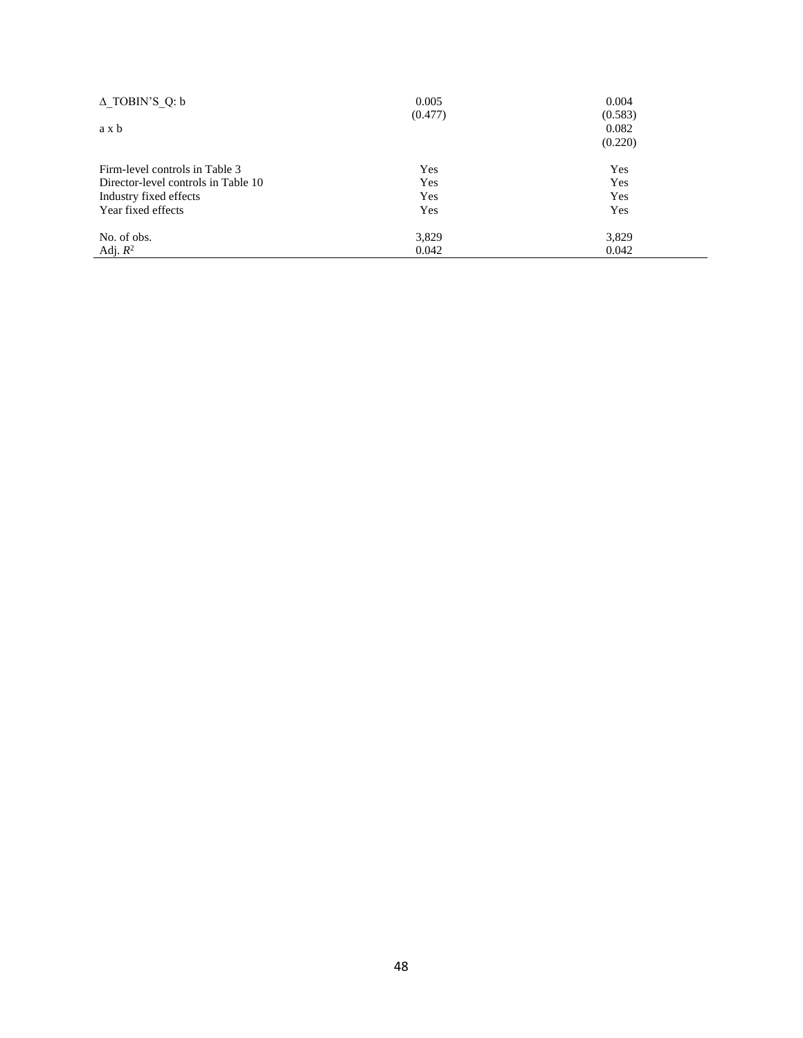| | | |
|---|---|---|
| Δ_TOBIN'S_Q: b | 0.005 | 0.004 |
| | (0.477) | (0.583) |
| a x b | | 0.082 |
| | | (0.220) |
| Firm-level controls in Table 3 | Yes | Yes |
| Director-level controls in Table 10 | Yes | Yes |
| Industry fixed effects | Yes | Yes |
| Year fixed effects | Yes | Yes |
| No. of obs. | 3,829 | 3,829 |
| Adj. $R^2$ | 0.042 | 0.042 |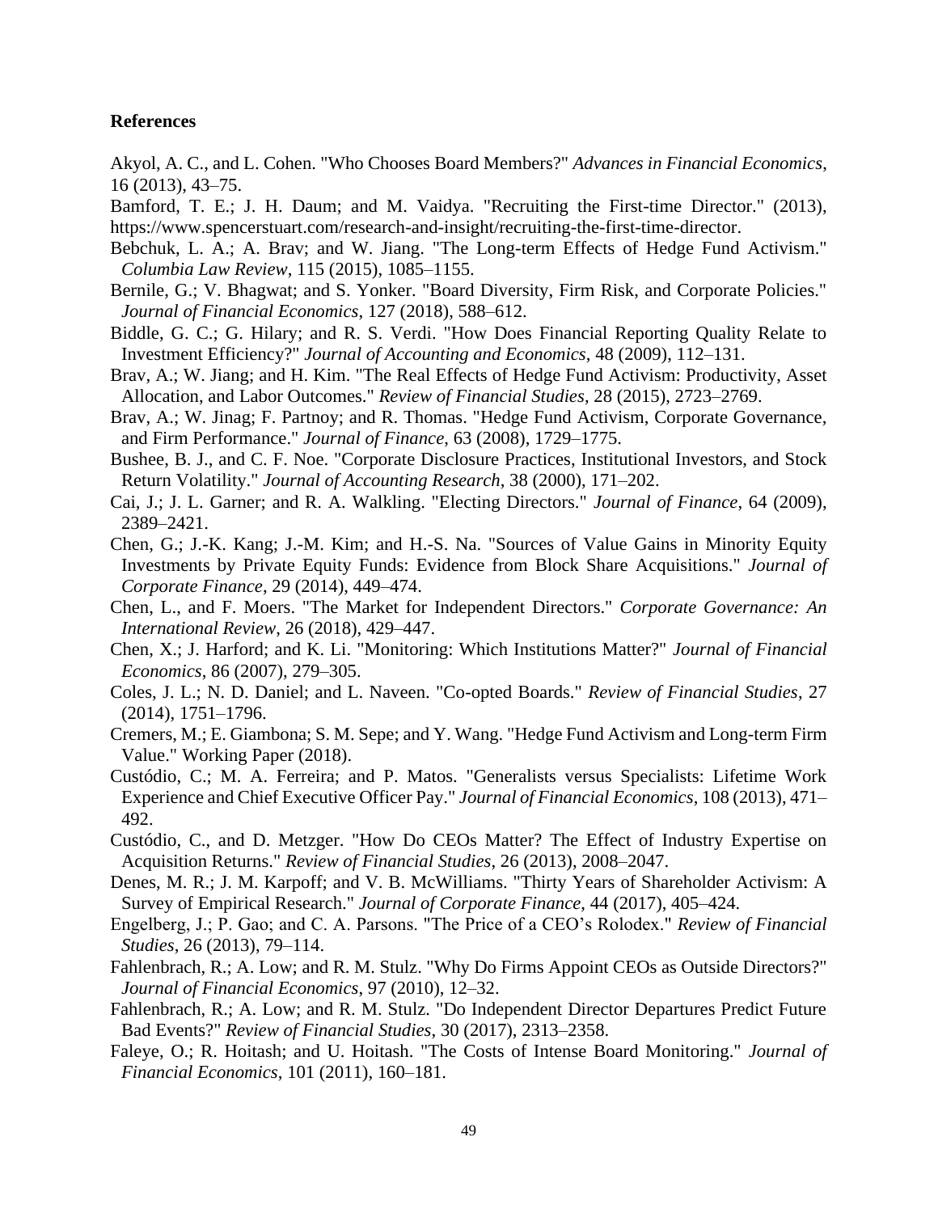**References**

Akyol, A. C., and L. Cohen. "Who Chooses Board Members?" *Advances in Financial Economics*, 16 (2013), 43–75.

Bamford, T. E.; J. H. Daum; and M. Vaidya. "Recruiting the First-time Director." (2013), https://www.spencerstuart.com/research-and-insight/recruiting-the-first-time-director.

Bebchuk, L. A.; A. Brav; and W. Jiang. "The Long-term Effects of Hedge Fund Activism." *Columbia Law Review*, 115 (2015), 1085–1155.

Bernile, G.; V. Bhagwat; and S. Yonker. "Board Diversity, Firm Risk, and Corporate Policies." *Journal of Financial Economics*, 127 (2018), 588–612.

Biddle, G. C.; G. Hilary; and R. S. Verdi. "How Does Financial Reporting Quality Relate to Investment Efficiency?" *Journal of Accounting and Economics*, 48 (2009), 112–131.

Brav, A.; W. Jiang; and H. Kim. "The Real Effects of Hedge Fund Activism: Productivity, Asset Allocation, and Labor Outcomes." *Review of Financial Studies*, 28 (2015), 2723–2769.

Brav, A.; W. Jinag; F. Partnoy; and R. Thomas. "Hedge Fund Activism, Corporate Governance, and Firm Performance." *Journal of Finance*, 63 (2008), 1729–1775.

Bushee, B. J., and C. F. Noe. "Corporate Disclosure Practices, Institutional Investors, and Stock Return Volatility." *Journal of Accounting Research*, 38 (2000), 171–202.

Cai, J.; J. L. Garner; and R. A. Walkling. "Electing Directors." *Journal of Finance*, 64 (2009), 2389–2421.

Chen, G.; J.-K. Kang; J.-M. Kim; and H.-S. Na. "Sources of Value Gains in Minority Equity Investments by Private Equity Funds: Evidence from Block Share Acquisitions." *Journal of Corporate Finance*, 29 (2014), 449–474.

Chen, L., and F. Moers. "The Market for Independent Directors." *Corporate Governance: An International Review*, 26 (2018), 429–447.

Chen, X.; J. Harford; and K. Li. "Monitoring: Which Institutions Matter?" *Journal of Financial Economics*, 86 (2007), 279–305.

Coles, J. L.; N. D. Daniel; and L. Naveen. "Co-opted Boards." *Review of Financial Studies*, 27 (2014), 1751–1796.

Cremers, M.; E. Giambona; S. M. Sepe; and Y. Wang. "Hedge Fund Activism and Long-term Firm Value." Working Paper (2018).

Custódio, C.; M. A. Ferreira; and P. Matos. "Generalists versus Specialists: Lifetime Work Experience and Chief Executive Officer Pay." *Journal of Financial Economics*, 108 (2013), 471–492.

Custódio, C., and D. Metzger. "How Do CEOs Matter? The Effect of Industry Expertise on Acquisition Returns." *Review of Financial Studies*, 26 (2013), 2008–2047.

Denes, M. R.; J. M. Karpoff; and V. B. McWilliams. "Thirty Years of Shareholder Activism: A Survey of Empirical Research." *Journal of Corporate Finance*, 44 (2017), 405–424.

Engelberg, J.; P. Gao; and C. A. Parsons. "The Price of a CEO's Rolodex." *Review of Financial Studies*, 26 (2013), 79–114.

Fahlenbrach, R.; A. Low; and R. M. Stulz. "Why Do Firms Appoint CEOs as Outside Directors?" *Journal of Financial Economics*, 97 (2010), 12–32.

Fahlenbrach, R.; A. Low; and R. M. Stulz. "Do Independent Director Departures Predict Future Bad Events?" *Review of Financial Studies*, 30 (2017), 2313–2358.

Faleye, O.; R. Hoitash; and U. Hoitash. "The Costs of Intense Board Monitoring." *Journal of Financial Economics*, 101 (2011), 160–181.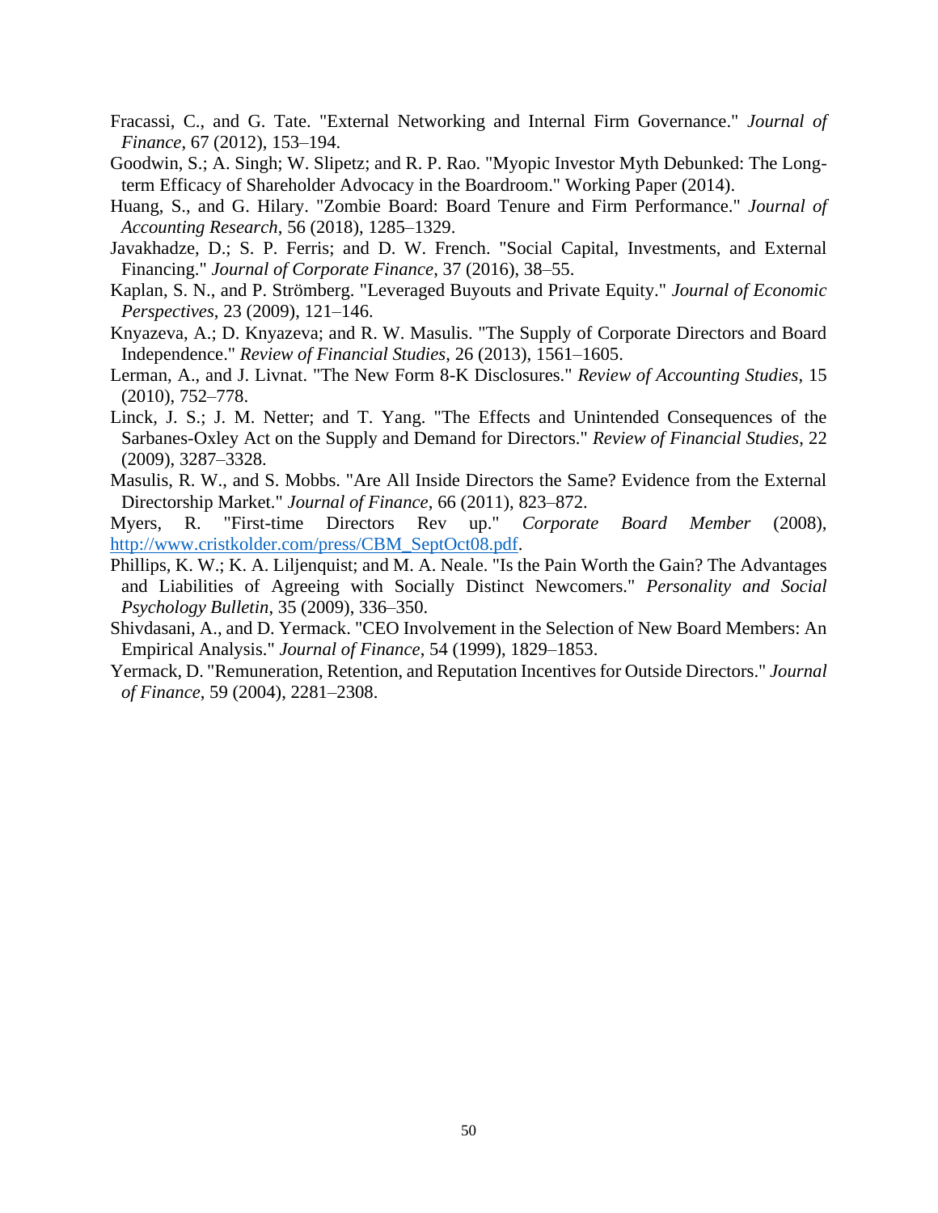Fracassi, C., and G. Tate. "External Networking and Internal Firm Governance." *Journal of Finance*, 67 (2012), 153–194.

Goodwin, S.; A. Singh; W. Slipetz; and R. P. Rao. "Myopic Investor Myth Debunked: The Long-term Efficacy of Shareholder Advocacy in the Boardroom." Working Paper (2014).

Huang, S., and G. Hilary. "Zombie Board: Board Tenure and Firm Performance." *Journal of Accounting Research*, 56 (2018), 1285–1329.

Javakhadze, D.; S. P. Ferris; and D. W. French. "Social Capital, Investments, and External Financing." *Journal of Corporate Finance*, 37 (2016), 38–55.

Kaplan, S. N., and P. Strömberg. "Leveraged Buyouts and Private Equity." *Journal of Economic Perspectives*, 23 (2009), 121–146.

Knyazeva, A.; D. Knyazeva; and R. W. Masulis. "The Supply of Corporate Directors and Board Independence." *Review of Financial Studies*, 26 (2013), 1561–1605.

Lerman, A., and J. Livnat. "The New Form 8-K Disclosures." *Review of Accounting Studies*, 15 (2010), 752–778.

Linck, J. S.; J. M. Netter; and T. Yang. "The Effects and Unintended Consequences of the Sarbanes-Oxley Act on the Supply and Demand for Directors." *Review of Financial Studies*, 22 (2009), 3287–3328.

Masulis, R. W., and S. Mobbs. "Are All Inside Directors the Same? Evidence from the External Directorship Market." *Journal of Finance*, 66 (2011), 823–872.

Myers, R. "First-time Directors Rev up." *Corporate Board Member* (2008), http://www.cristkolder.com/press/CBM_SeptOct08.pdf.

Phillips, K. W.; K. A. Liljenquist; and M. A. Neale. "Is the Pain Worth the Gain? The Advantages and Liabilities of Agreeing with Socially Distinct Newcomers." *Personality and Social Psychology Bulletin*, 35 (2009), 336–350.

Shivdasani, A., and D. Yermack. "CEO Involvement in the Selection of New Board Members: An Empirical Analysis." *Journal of Finance*, 54 (1999), 1829–1853.

Yermack, D. "Remuneration, Retention, and Reputation Incentives for Outside Directors." *Journal of Finance*, 59 (2004), 2281–2308.